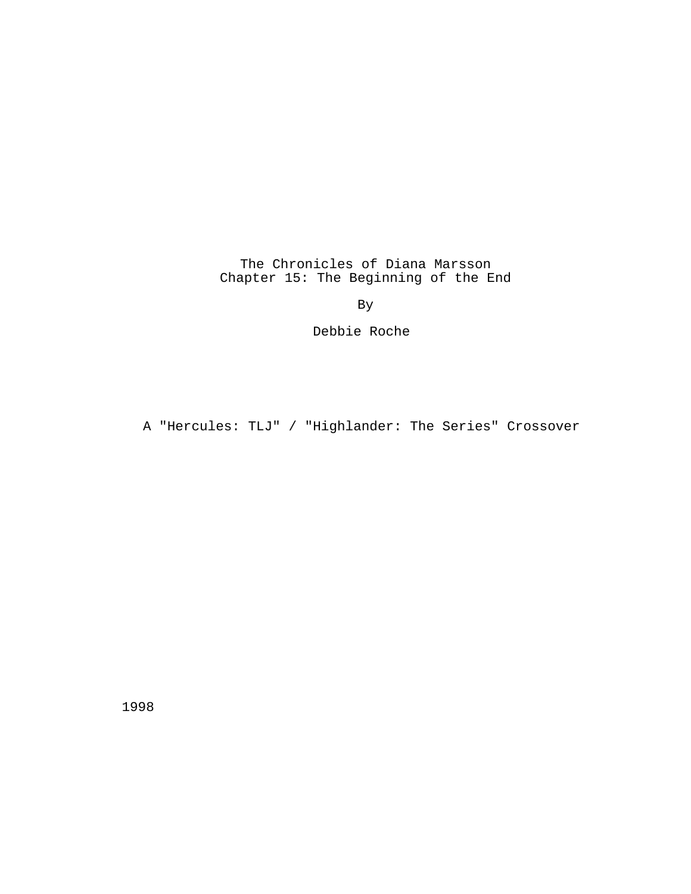# The Chronicles of Diana Marsson
## Chapter 15: The Beginning of the End

By

Debbie Roche

A "Hercules: TLJ" / "Highlander: The Series" Crossover

1998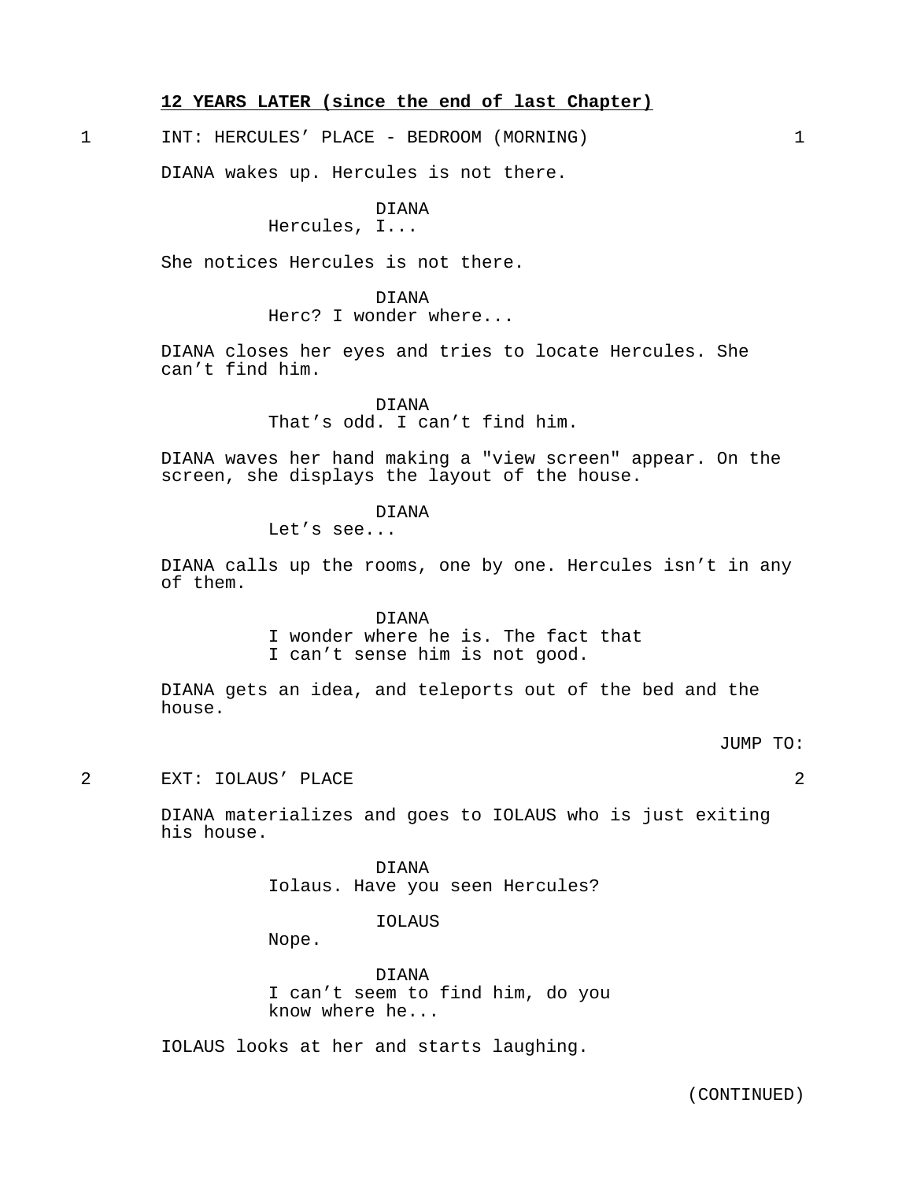**12 YEARS LATER (since the end of last Chapter)**

1 INT: HERCULES' PLACE - BEDROOM (MORNING) 1

DIANA wakes up. Hercules is not there.

DIANA
Hercules, I...

She notices Hercules is not there.

DIANA
Herc? I wonder where...

DIANA closes her eyes and tries to locate Hercules. She can't find him.

DIANA
That's odd. I can't find him.

DIANA waves her hand making a "view screen" appear. On the screen, she displays the layout of the house.

DIANA
Let's see...

DIANA calls up the rooms, one by one. Hercules isn't in any of them.

DIANA
I wonder where he is. The fact that I can't sense him is not good.

DIANA gets an idea, and teleports out of the bed and the house.

JUMP TO:

2 EXT: IOLAUS' PLACE 2

DIANA materializes and goes to IOLAUS who is just exiting his house.

DIANA
Iolaus. Have you seen Hercules?

IOLAUS
Nope.

DIANA
I can't seem to find him, do you know where he...

IOLAUS looks at her and starts laughing.

(CONTINUED)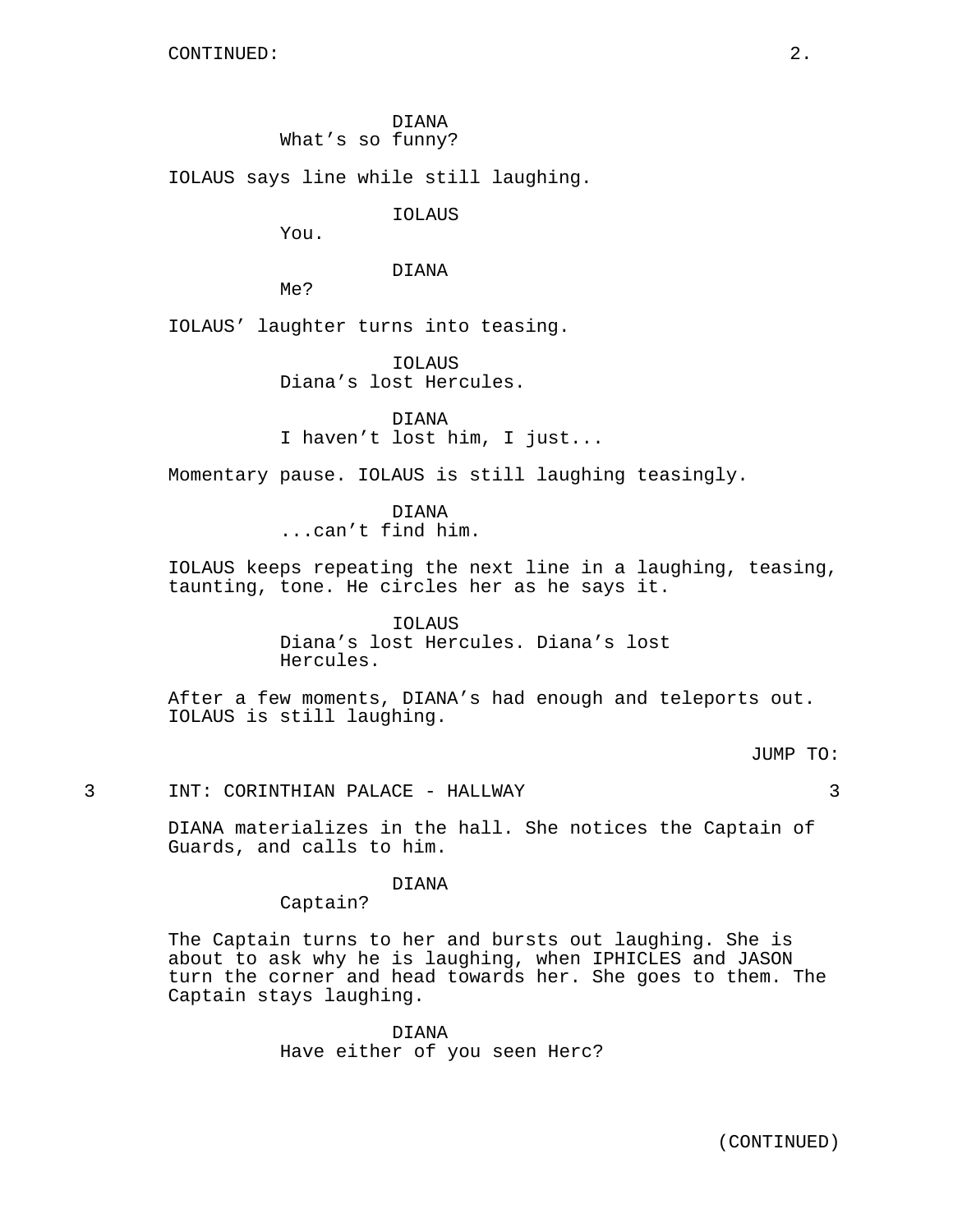CONTINUED:

DIANA
What's so funny?

IOLAUS says line while still laughing.

IOLAUS
You.

DIANA
Me?

IOLAUS' laughter turns into teasing.

IOLAUS
Diana's lost Hercules.

DIANA
I haven't lost him, I just...

Momentary pause. IOLAUS is still laughing teasingly.

DIANA
...can't find him.

IOLAUS keeps repeating the next line in a laughing, teasing, taunting, tone. He circles her as he says it.

IOLAUS
Diana's lost Hercules. Diana's lost Hercules.

After a few moments, DIANA's had enough and teleports out. IOLAUS is still laughing.

JUMP TO:

3 INT: CORINTHIAN PALACE - HALLWAY 3

DIANA materializes in the hall. She notices the Captain of Guards, and calls to him.

DIANA
Captain?

The Captain turns to her and bursts out laughing. She is about to ask why he is laughing, when IPHICLES and JASON turn the corner and head towards her. She goes to them. The Captain stays laughing.

DIANA
Have either of you seen Herc?

(CONTINUED)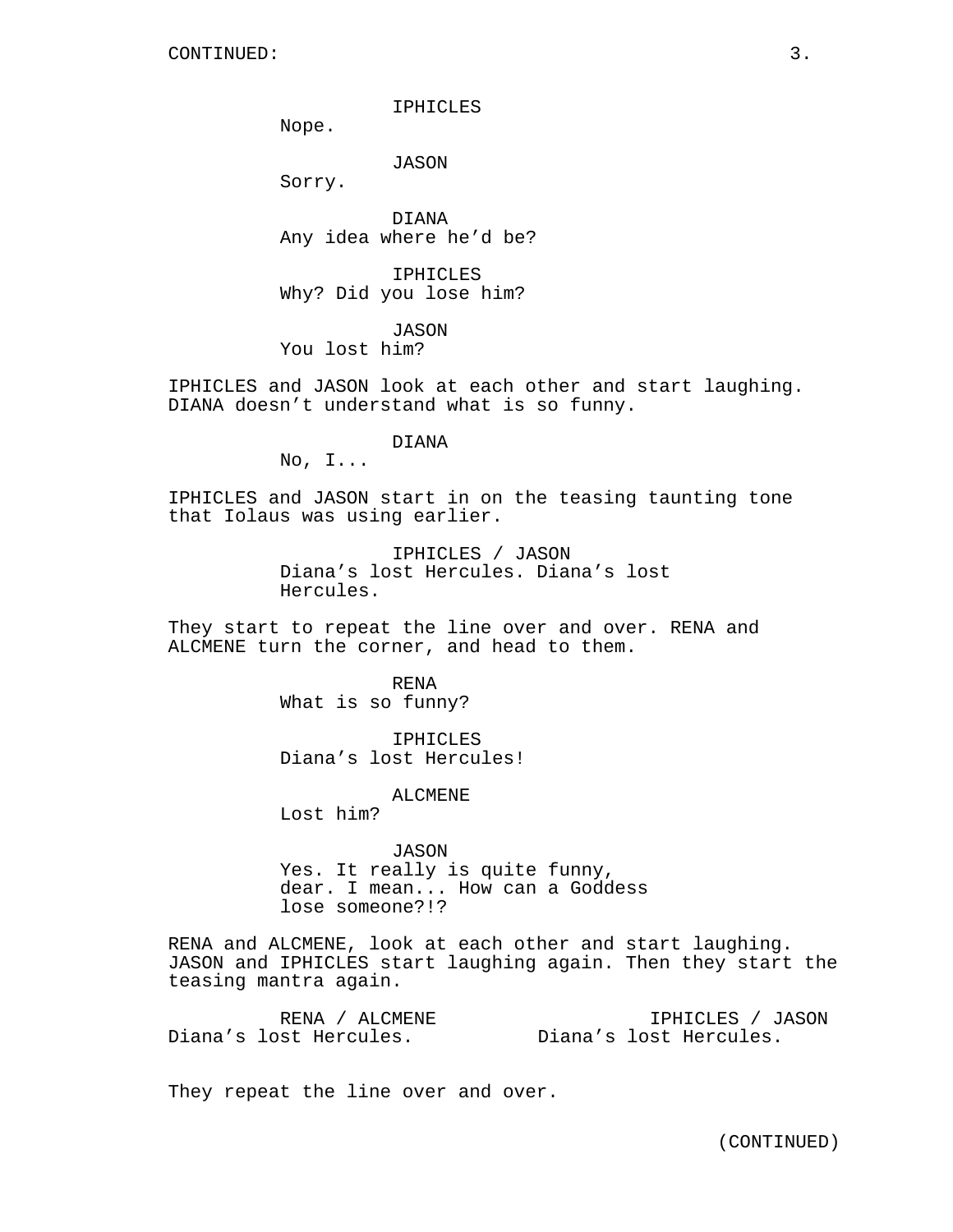CONTINUED:

IPHICLES
Nope.

JASON
Sorry.

DIANA
Any idea where he'd be?

IPHICLES
Why? Did you lose him?

JASON
You lost him?

IPHICLES and JASON look at each other and start laughing. DIANA doesn't understand what is so funny.

DIANA
No, I...

IPHICLES and JASON start in on the teasing taunting tone that Iolaus was using earlier.

IPHICLES / JASON
Diana's lost Hercules. Diana's lost Hercules.

They start to repeat the line over and over. RENA and ALCMENE turn the corner, and head to them.

RENA
What is so funny?

IPHICLES
Diana's lost Hercules!

ALCMENE
Lost him?

JASON
Yes. It really is quite funny, dear. I mean... How can a Goddess lose someone?!?

RENA and ALCMENE, look at each other and start laughing. JASON and IPHICLES start laughing again. Then they start the teasing mantra again.

RENA / ALCMENE
Diana's lost Hercules.

IPHICLES / JASON
Diana's lost Hercules.

They repeat the line over and over.

(CONTINUED)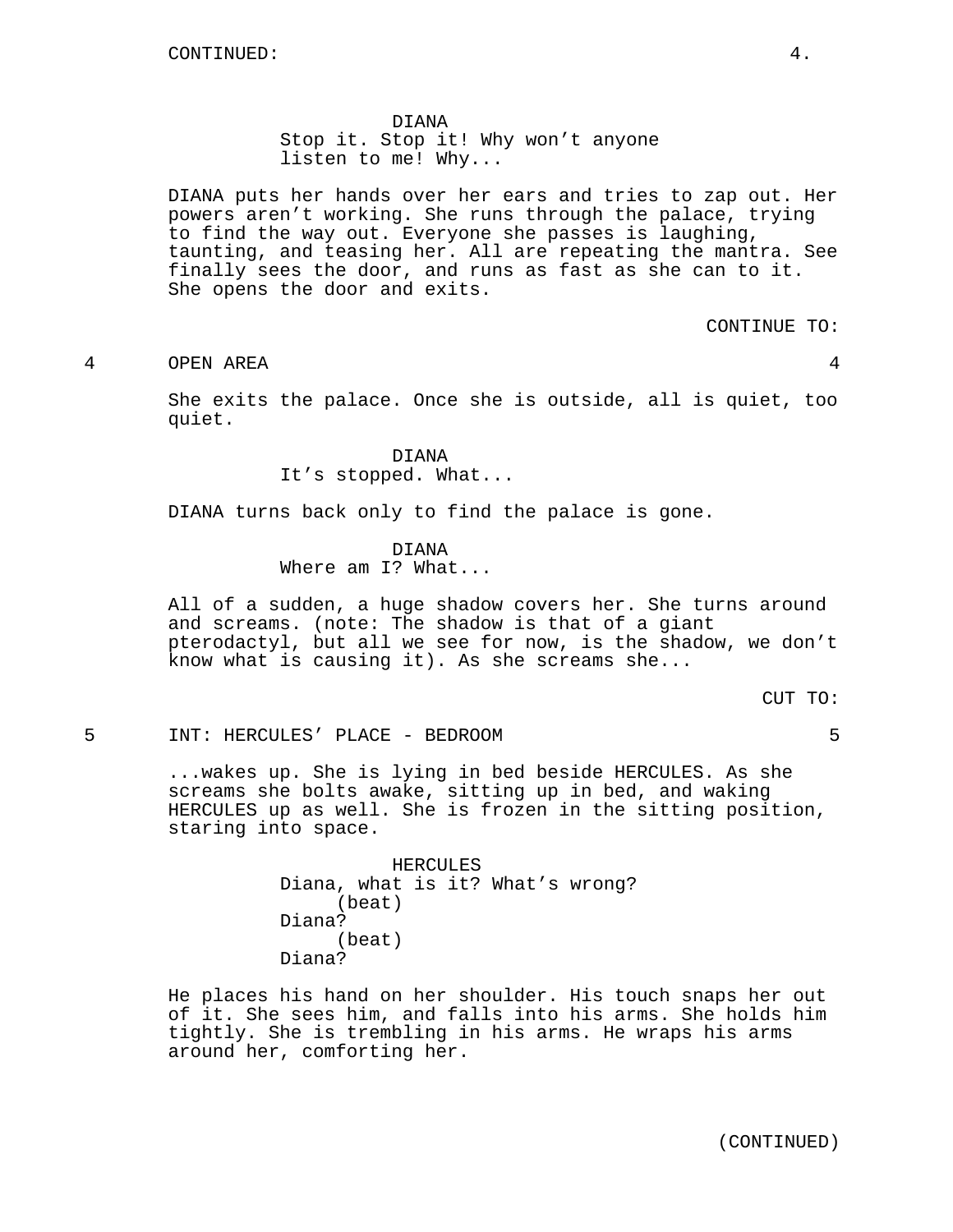CONTINUED:

DIANA
Stop it. Stop it! Why won't anyone listen to me! Why...

DIANA puts her hands over her ears and tries to zap out. Her powers aren't working. She runs through the palace, trying to find the way out. Everyone she passes is laughing, taunting, and teasing her. All are repeating the mantra. See finally sees the door, and runs as fast as she can to it. She opens the door and exits.

CONTINUE TO:

4 OPEN AREA 4

She exits the palace. Once she is outside, all is quiet, too quiet.

DIANA
It's stopped. What...

DIANA turns back only to find the palace is gone.

DIANA
Where am I? What...

All of a sudden, a huge shadow covers her. She turns around and screams. (note: The shadow is that of a giant pterodactyl, but all we see for now, is the shadow, we don't know what is causing it). As she screams she...

CUT TO:

5 INT: HERCULES' PLACE - BEDROOM 5

...wakes up. She is lying in bed beside HERCULES. As she screams she bolts awake, sitting up in bed, and waking HERCULES up as well. She is frozen in the sitting position, staring into space.

HERCULES
Diana, what is it? What's wrong?
(beat)
Diana?
(beat)
Diana?

He places his hand on her shoulder. His touch snaps her out of it. She sees him, and falls into his arms. She holds him tightly. She is trembling in his arms. He wraps his arms around her, comforting her.

(CONTINUED)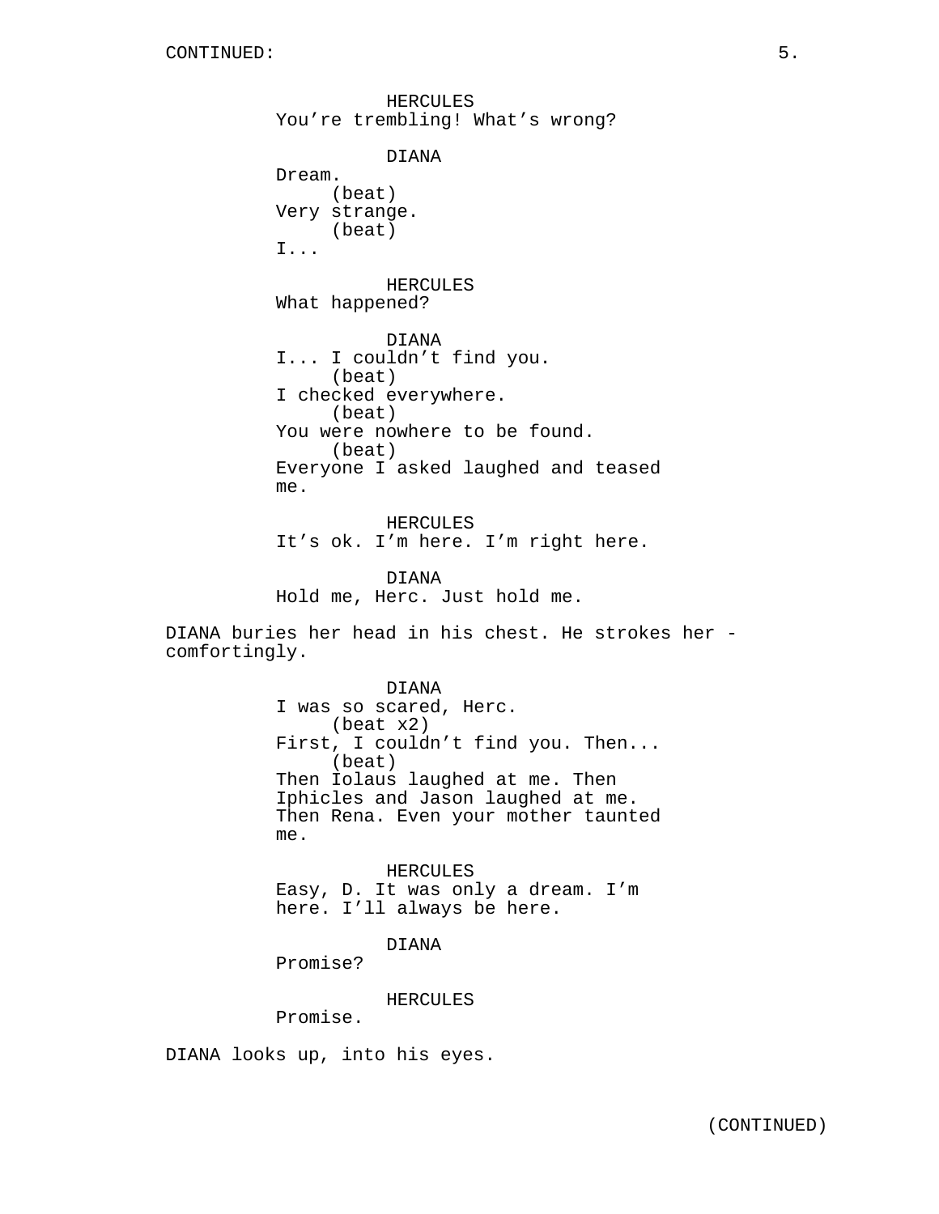CONTINUED:

HERCULES
You're trembling! What's wrong?

DIANA
Dream.
(beat)
Very strange.
(beat)
I...

HERCULES
What happened?

DIANA
I... I couldn't find you.
(beat)
I checked everywhere.
(beat)
You were nowhere to be found.
(beat)
Everyone I asked laughed and teased me.

HERCULES
It's ok. I'm here. I'm right here.

DIANA
Hold me, Herc. Just hold me.

DIANA buries her head in his chest. He strokes her - comfortingly.

DIANA
I was so scared, Herc.
(beat x2)
First, I couldn't find you. Then...
(beat)
Then Iolaus laughed at me. Then Iphicles and Jason laughed at me. Then Rena. Even your mother taunted me.

HERCULES
Easy, D. It was only a dream. I'm here. I'll always be here.

DIANA
Promise?

HERCULES
Promise.

DIANA looks up, into his eyes.

(CONTINUED)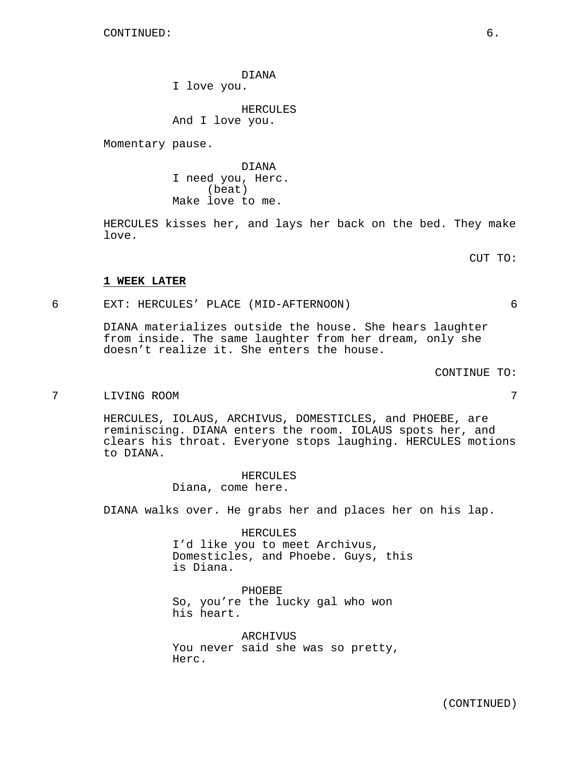DIANA
I love you.

HERCULES
And I love you.

Momentary pause.

DIANA
I need you, Herc.
(beat)
Make love to me.

HERCULES kisses her, and lays her back on the bed. They make love.

CUT TO:

**1 WEEK LATER**

6 EXT: HERCULES' PLACE (MID-AFTERNOON) 6

DIANA materializes outside the house. She hears laughter from inside. The same laughter from her dream, only she doesn't realize it. She enters the house.

CONTINUE TO:

7 LIVING ROOM 7

HERCULES, IOLAUS, ARCHIVUS, DOMESTICLES, and PHOEBE, are reminiscing. DIANA enters the room. IOLAUS spots her, and clears his throat. Everyone stops laughing. HERCULES motions to DIANA.

HERCULES
Diana, come here.

DIANA walks over. He grabs her and places her on his lap.

HERCULES
I'd like you to meet Archivus, Domesticles, and Phoebe. Guys, this is Diana.

PHOEBE
So, you're the lucky gal who won his heart.

ARCHIVUS
You never said she was so pretty, Herc.

(CONTINUED)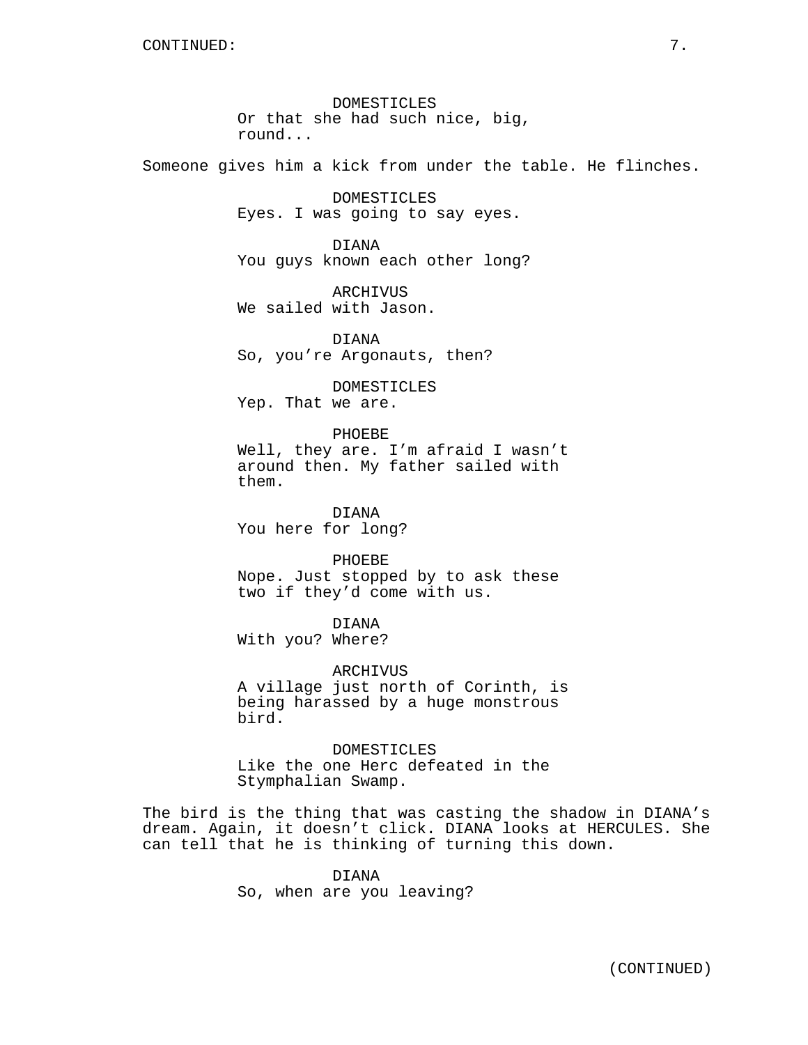DOMESTICLES
Or that she had such nice, big, round...

Someone gives him a kick from under the table. He flinches.

DOMESTICLES
Eyes. I was going to say eyes.

DIANA
You guys known each other long?

ARCHIVUS
We sailed with Jason.

DIANA
So, you're Argonauts, then?

DOMESTICLES
Yep. That we are.

PHOEBE
Well, they are. I'm afraid I wasn't around then. My father sailed with them.

DIANA
You here for long?

PHOEBE
Nope. Just stopped by to ask these two if they'd come with us.

DIANA
With you? Where?

ARCHIVUS
A village just north of Corinth, is being harassed by a huge monstrous bird.

DOMESTICLES
Like the one Herc defeated in the Stymphalian Swamp.

The bird is the thing that was casting the shadow in DIANA's dream. Again, it doesn't click. DIANA looks at HERCULES. She can tell that he is thinking of turning this down.

DIANA
So, when are you leaving?

(CONTINUED)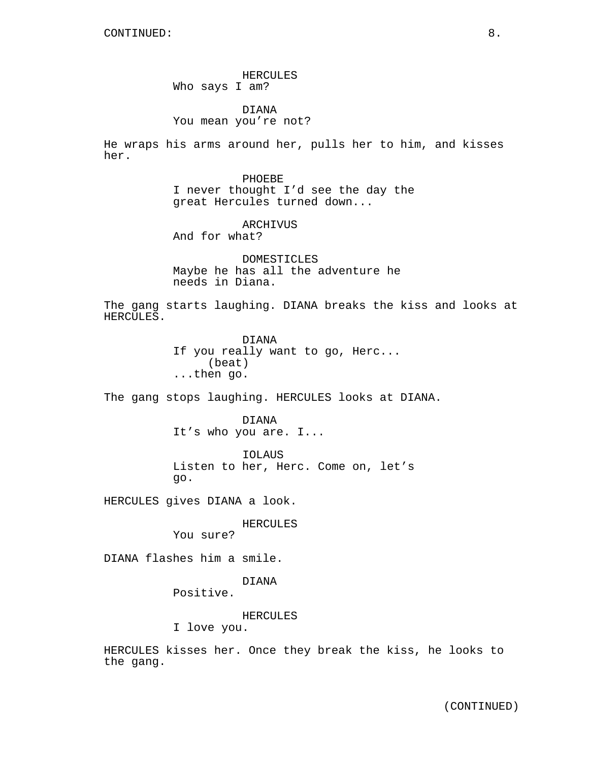CONTINUED:

HERCULES
Who says I am?

DIANA
You mean you're not?

He wraps his arms around her, pulls her to him, and kisses her.

PHOEBE
I never thought I'd see the day the great Hercules turned down...

ARCHIVUS
And for what?

DOMESTICLES
Maybe he has all the adventure he needs in Diana.

The gang starts laughing. DIANA breaks the kiss and looks at HERCULES.

DIANA
If you really want to go, Herc...
(beat)
...then go.

The gang stops laughing. HERCULES looks at DIANA.

DIANA
It's who you are. I...

IOLAUS
Listen to her, Herc. Come on, let's go.

HERCULES gives DIANA a look.

HERCULES
You sure?

DIANA flashes him a smile.

DIANA
Positive.

HERCULES
I love you.

HERCULES kisses her. Once they break the kiss, he looks to the gang.

(CONTINUED)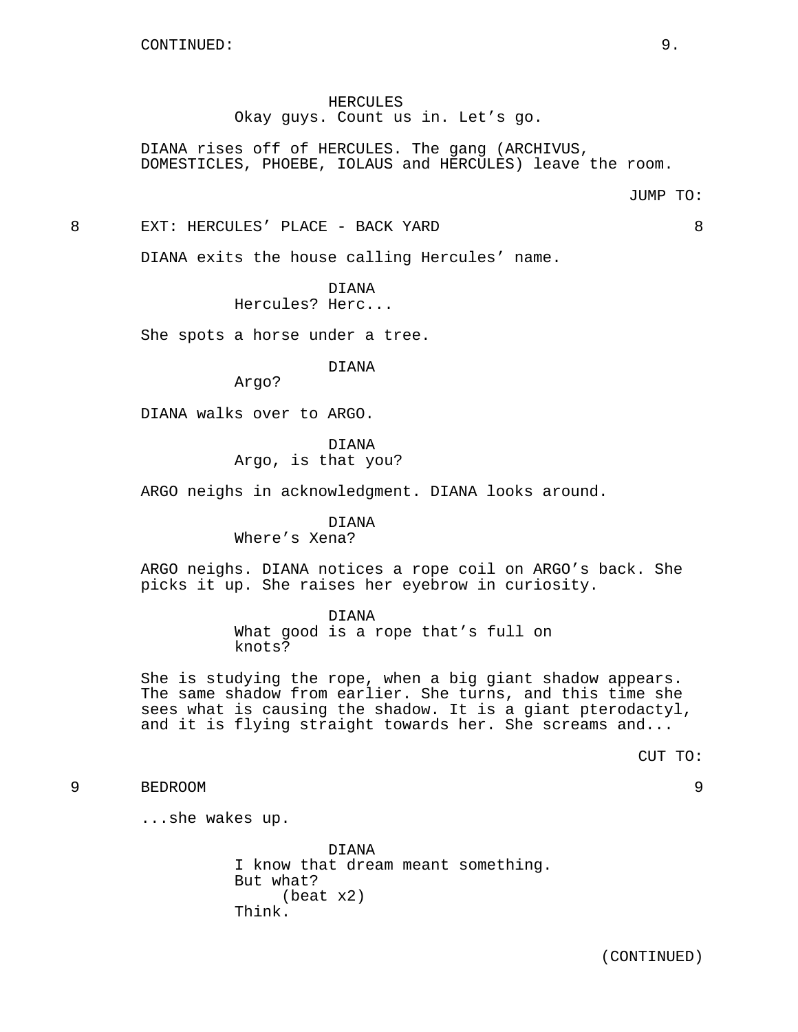CONTINUED:

HERCULES
Okay guys. Count us in. Let's go.

DIANA rises off of HERCULES. The gang (ARCHIVUS, DOMESTICLES, PHOEBE, IOLAUS and HERCULES) leave the room.

JUMP TO:

8 EXT: HERCULES' PLACE - BACK YARD 8

DIANA exits the house calling Hercules' name.

DIANA
Hercules? Herc...

She spots a horse under a tree.

DIANA
Argo?

DIANA walks over to ARGO.

DIANA
Argo, is that you?

ARGO neighs in acknowledgment. DIANA looks around.

DIANA
Where's Xena?

ARGO neighs. DIANA notices a rope coil on ARGO's back. She picks it up. She raises her eyebrow in curiosity.

DIANA
What good is a rope that's full on knots?

She is studying the rope, when a big giant shadow appears. The same shadow from earlier. She turns, and this time she sees what is causing the shadow. It is a giant pterodactyl, and it is flying straight towards her. She screams and...

CUT TO:

9 BEDROOM 9

...she wakes up.

DIANA
I know that dream meant something. But what?
(beat x2)
Think.

(CONTINUED)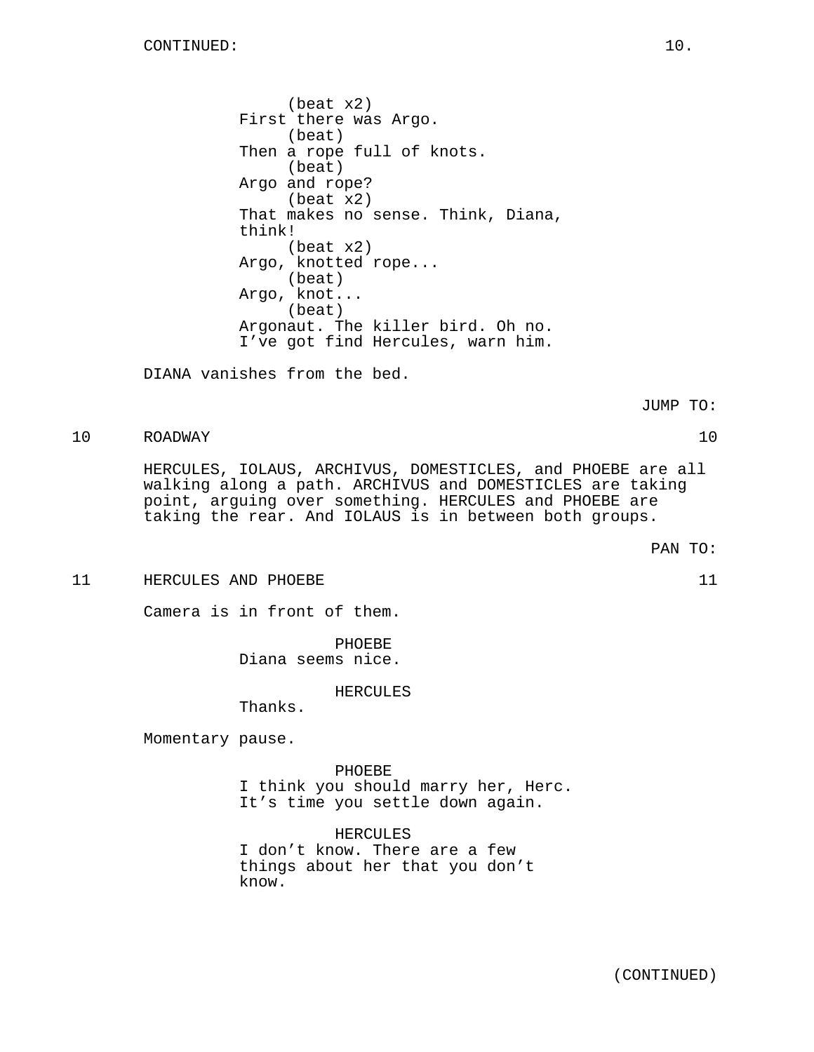CONTINUED:

(beat x2)
First there was Argo.
(beat)
Then a rope full of knots.
(beat)
Argo and rope?
(beat x2)
That makes no sense. Think, Diana, think!
(beat x2)
Argo, knotted rope...
(beat)
Argo, knot...
(beat)
Argonaut. The killer bird. Oh no. I've got find Hercules, warn him.

DIANA vanishes from the bed.

JUMP TO:

10 ROADWAY 10

HERCULES, IOLAUS, ARCHIVUS, DOMESTICLES, and PHOEBE are all walking along a path. ARCHIVUS and DOMESTICLES are taking point, arguing over something. HERCULES and PHOEBE are taking the rear. And IOLAUS is in between both groups.

PAN TO:

11 HERCULES AND PHOEBE 11

Camera is in front of them.

PHOEBE
Diana seems nice.

HERCULES
Thanks.

Momentary pause.

PHOEBE
I think you should marry her, Herc. It's time you settle down again.

HERCULES
I don't know. There are a few things about her that you don't know.

(CONTINUED)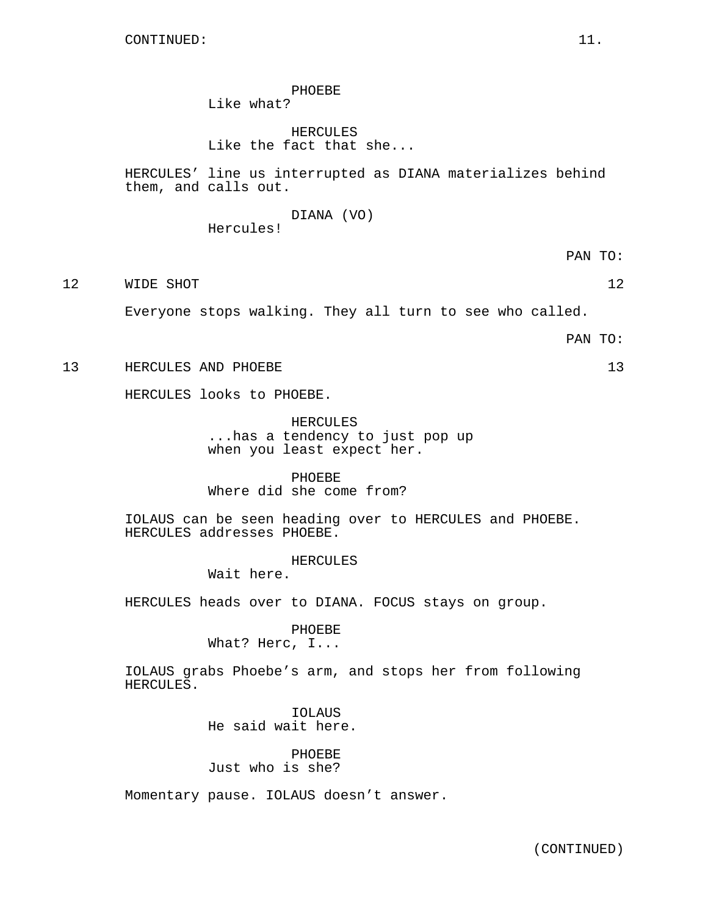CONTINUED:

PHOEBE
Like what?

HERCULES
Like the fact that she...

HERCULES' line us interrupted as DIANA materializes behind them, and calls out.

DIANA (VO)
Hercules!

PAN TO:

12 WIDE SHOT 12

Everyone stops walking. They all turn to see who called.

PAN TO:

13 HERCULES AND PHOEBE 13

HERCULES looks to PHOEBE.

HERCULES
...has a tendency to just pop up when you least expect her.

PHOEBE
Where did she come from?

IOLAUS can be seen heading over to HERCULES and PHOEBE. HERCULES addresses PHOEBE.

HERCULES
Wait here.

HERCULES heads over to DIANA. FOCUS stays on group.

PHOEBE
What? Herc, I...

IOLAUS grabs Phoebe's arm, and stops her from following HERCULES.

IOLAUS
He said wait here.

PHOEBE
Just who is she?

Momentary pause. IOLAUS doesn't answer.

(CONTINUED)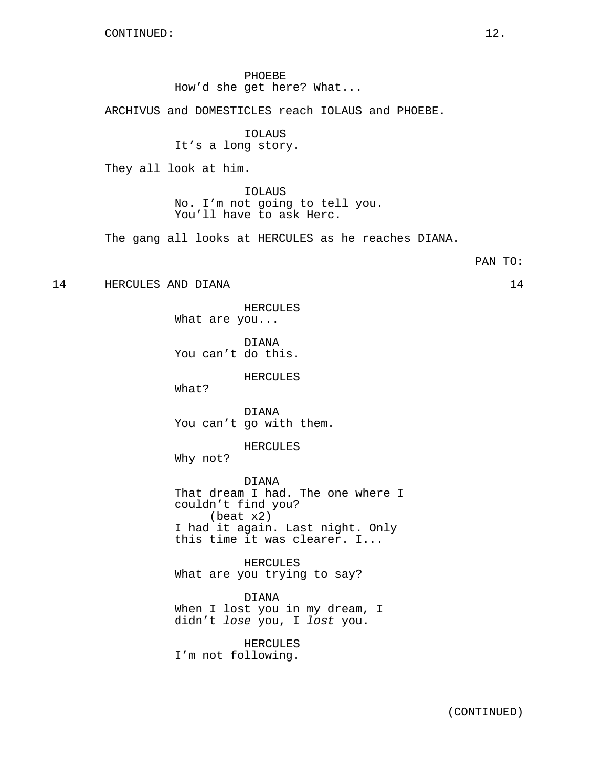PHOEBE
How'd she get here? What...

ARCHIVUS and DOMESTICLES reach IOLAUS and PHOEBE.

IOLAUS
It's a long story.

They all look at him.

IOLAUS
No. I'm not going to tell you.
You'll have to ask Herc.

The gang all looks at HERCULES as he reaches DIANA.

PAN TO:

14 HERCULES AND DIANA 14

HERCULES
What are you...

DIANA
You can't do this.

HERCULES
What?

DIANA
You can't go with them.

HERCULES
Why not?

DIANA
That dream I had. The one where I
couldn't find you?
(beat x2)
I had it again. Last night. Only
this time it was clearer. I...

HERCULES
What are you trying to say?

DIANA
When I lost you in my dream, I
didn't *lose* you, I *lost* you.

HERCULES
I'm not following.

(CONTINUED)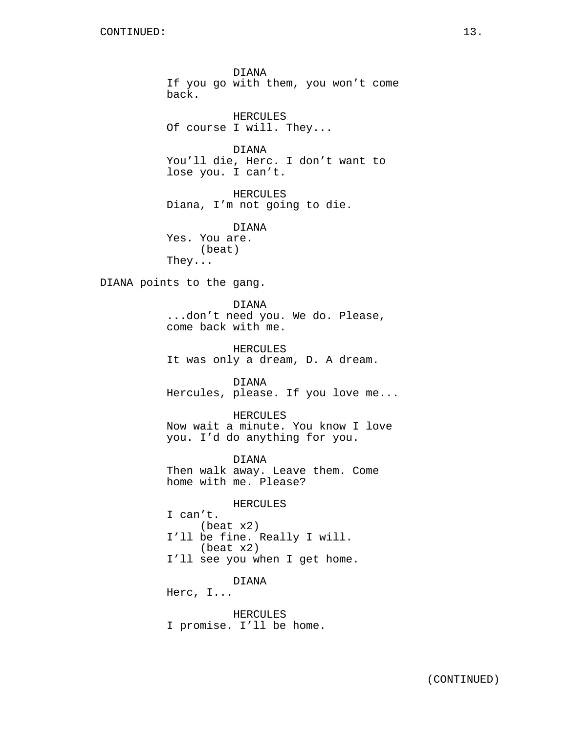DIANA
If you go with them, you won't come back.

HERCULES
Of course I will. They...

DIANA
You'll die, Herc. I don't want to lose you. I can't.

HERCULES
Diana, I'm not going to die.

DIANA
Yes. You are.
(beat)
They...

DIANA points to the gang.

DIANA
...don't need you. We do. Please, come back with me.

HERCULES
It was only a dream, D. A dream.

DIANA
Hercules, please. If you love me...

HERCULES
Now wait a minute. You know I love you. I'd do anything for you.

DIANA
Then walk away. Leave them. Come home with me. Please?

HERCULES
I can't.
(beat x2)
I'll be fine. Really I will.
(beat x2)
I'll see you when I get home.

DIANA
Herc, I...

HERCULES
I promise. I'll be home.

(CONTINUED)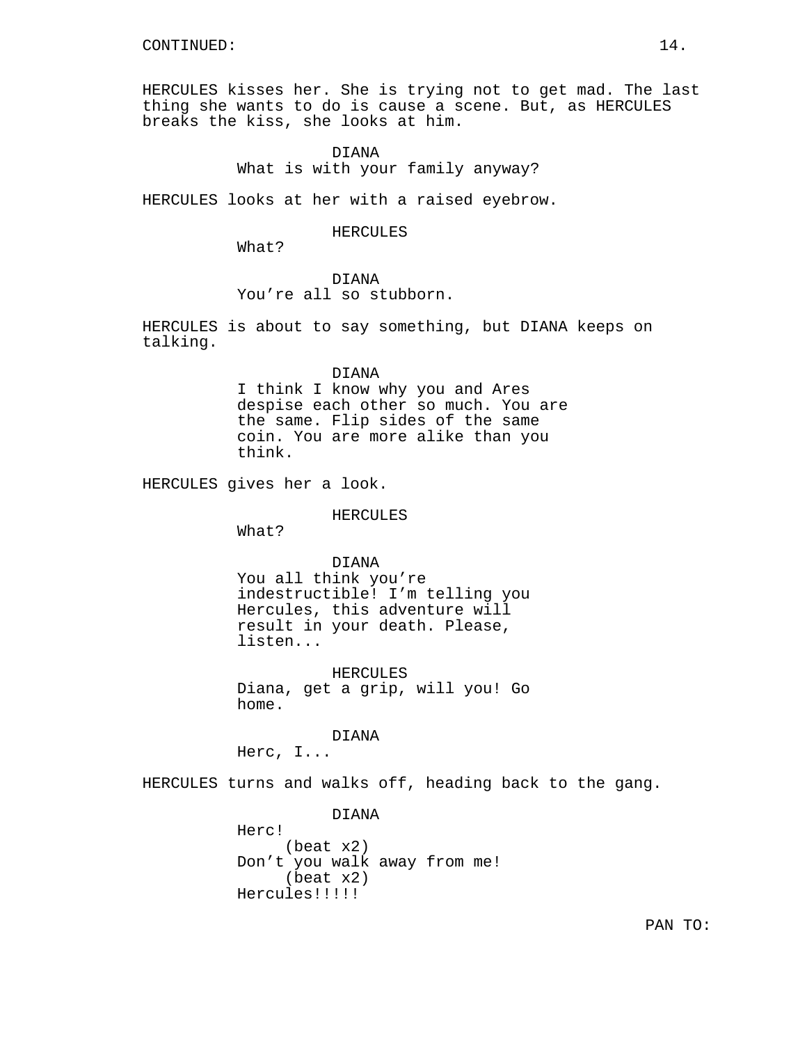CONTINUED:

HERCULES kisses her. She is trying not to get mad. The last thing she wants to do is cause a scene. But, as HERCULES breaks the kiss, she looks at him.

DIANA
What is with your family anyway?

HERCULES looks at her with a raised eyebrow.

HERCULES
What?

DIANA
You're all so stubborn.

HERCULES is about to say something, but DIANA keeps on talking.

DIANA
I think I know why you and Ares despise each other so much. You are the same. Flip sides of the same coin. You are more alike than you think.

HERCULES gives her a look.

HERCULES
What?

DIANA
You all think you're indestructible! I'm telling you Hercules, this adventure will result in your death. Please, listen...

HERCULES
Diana, get a grip, will you! Go home.

DIANA
Herc, I...

HERCULES turns and walks off, heading back to the gang.

DIANA
Herc!
(beat x2)
Don't you walk away from me!
(beat x2)
Hercules!!!!!

PAN TO: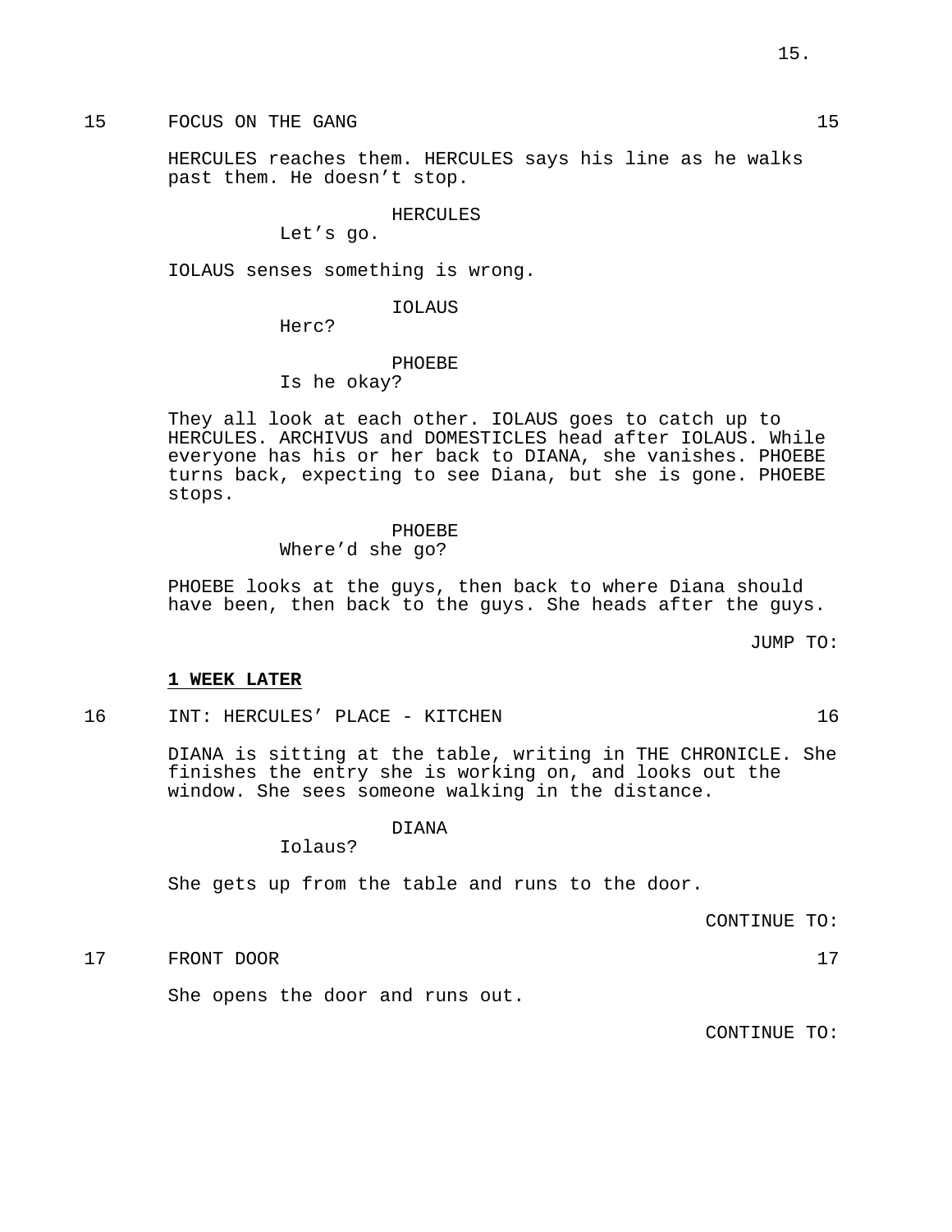15 FOCUS ON THE GANG 15

HERCULES reaches them. HERCULES says his line as he walks past them. He doesn't stop.

HERCULES
Let's go.

IOLAUS senses something is wrong.

IOLAUS
Herc?

PHOEBE
Is he okay?

They all look at each other. IOLAUS goes to catch up to HERCULES. ARCHIVUS and DOMESTICLES head after IOLAUS. While everyone has his or her back to DIANA, she vanishes. PHOEBE turns back, expecting to see Diana, but she is gone. PHOEBE stops.

PHOEBE
Where'd she go?

PHOEBE looks at the guys, then back to where Diana should have been, then back to the guys. She heads after the guys.

JUMP TO:

**1 WEEK LATER**

16 INT: HERCULES' PLACE - KITCHEN 16

DIANA is sitting at the table, writing in THE CHRONICLE. She finishes the entry she is working on, and looks out the window. She sees someone walking in the distance.

DIANA
Iolaus?

She gets up from the table and runs to the door.

CONTINUE TO:

17 FRONT DOOR 17

She opens the door and runs out.

CONTINUE TO: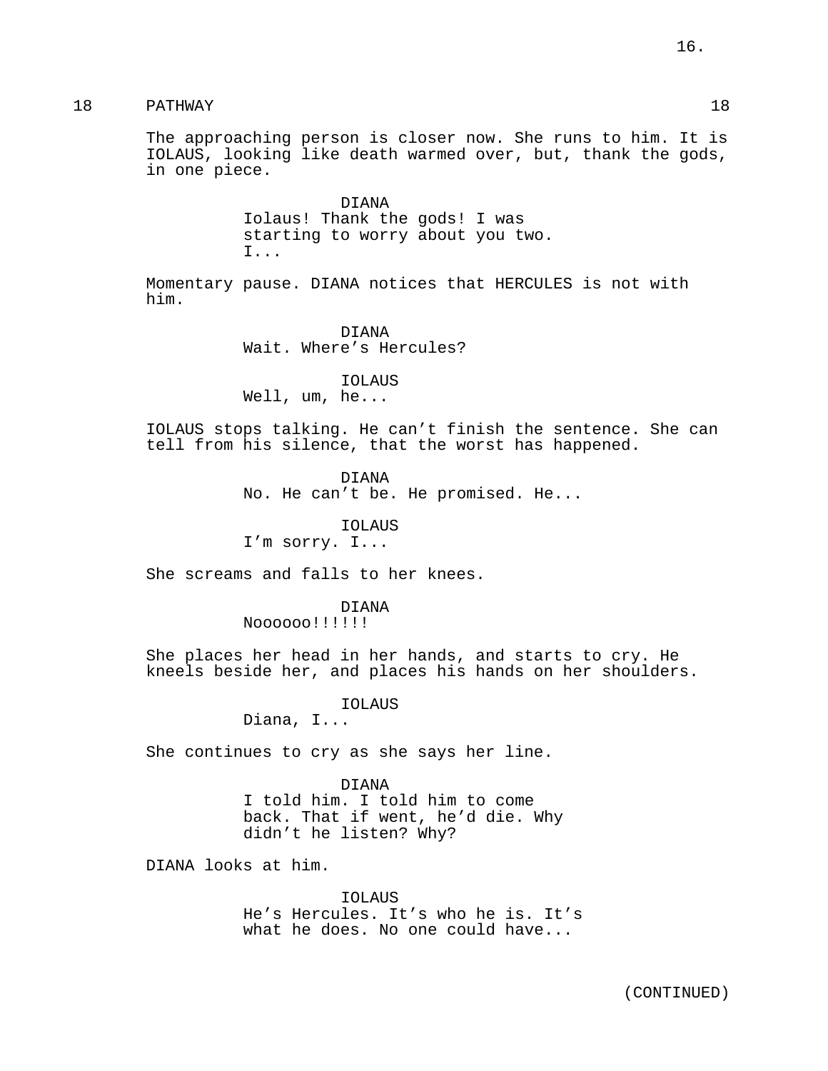18 PATHWAY 18

The approaching person is closer now. She runs to him. It is IOLAUS, looking like death warmed over, but, thank the gods, in one piece.

DIANA
Iolaus! Thank the gods! I was starting to worry about you two. I...

Momentary pause. DIANA notices that HERCULES is not with him.

DIANA
Wait. Where's Hercules?

IOLAUS
Well, um, he...

IOLAUS stops talking. He can't finish the sentence. She can tell from his silence, that the worst has happened.

DIANA
No. He can't be. He promised. He...

IOLAUS
I'm sorry. I...

She screams and falls to her knees.

DIANA
Noooooo!!!!!!

She places her head in her hands, and starts to cry. He kneels beside her, and places his hands on her shoulders.

IOLAUS
Diana, I...

She continues to cry as she says her line.

DIANA
I told him. I told him to come back. That if went, he'd die. Why didn't he listen? Why?

DIANA looks at him.

IOLAUS
He's Hercules. It's who he is. It's what he does. No one could have...

(CONTINUED)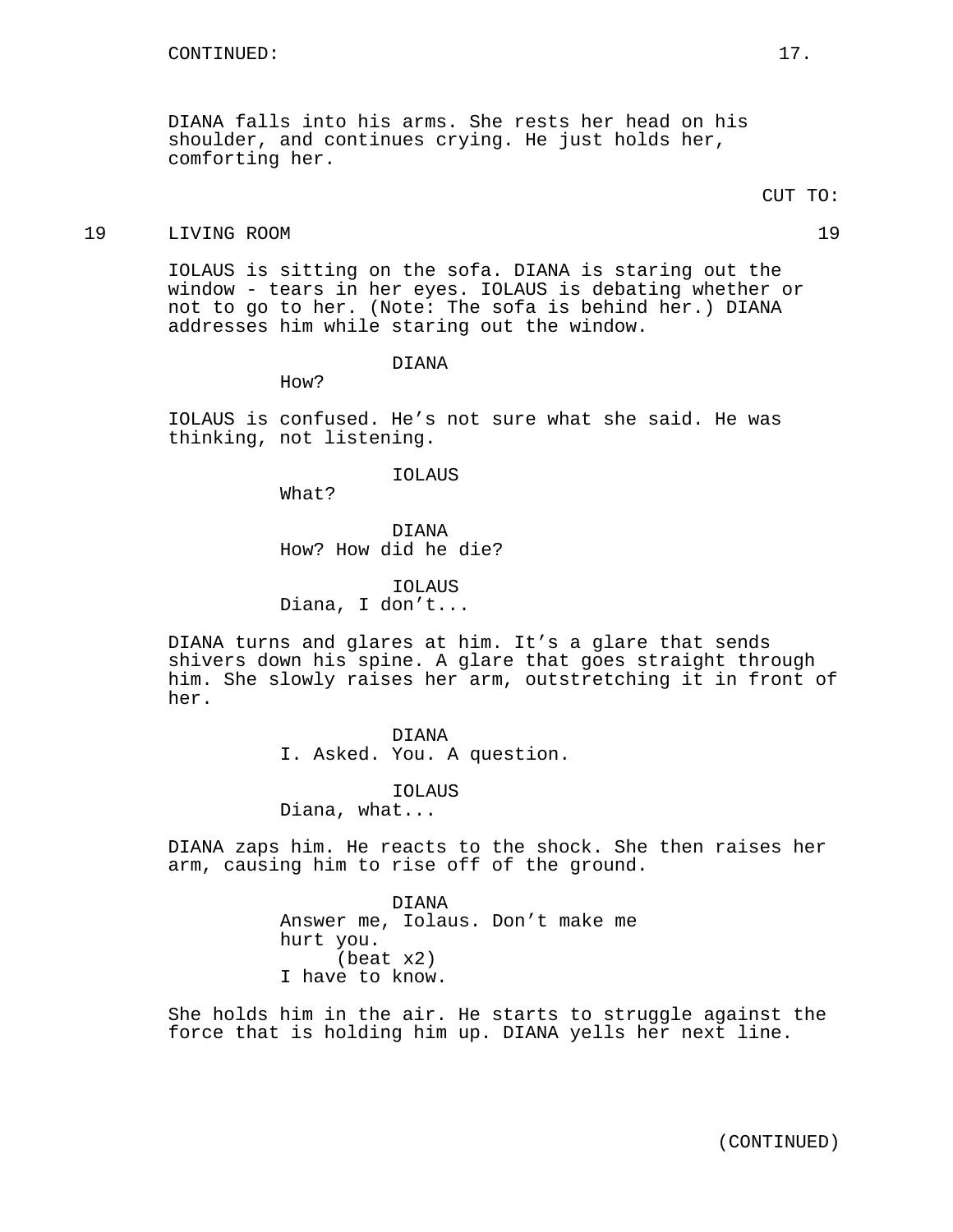CONTINUED:

DIANA falls into his arms. She rests her head on his shoulder, and continues crying. He just holds her, comforting her.

CUT TO:

19 LIVING ROOM 19

IOLAUS is sitting on the sofa. DIANA is staring out the window - tears in her eyes. IOLAUS is debating whether or not to go to her. (Note: The sofa is behind her.) DIANA addresses him while staring out the window.

DIANA
How?

IOLAUS is confused. He's not sure what she said. He was thinking, not listening.

IOLAUS
What?

DIANA
How? How did he die?

IOLAUS
Diana, I don't...

DIANA turns and glares at him. It's a glare that sends shivers down his spine. A glare that goes straight through him. She slowly raises her arm, outstretching it in front of her.

DIANA
I. Asked. You. A question.

IOLAUS
Diana, what...

DIANA zaps him. He reacts to the shock. She then raises her arm, causing him to rise off of the ground.

DIANA
Answer me, Iolaus. Don't make me hurt you.
(beat x2)
I have to know.

She holds him in the air. He starts to struggle against the force that is holding him up. DIANA yells her next line.

(CONTINUED)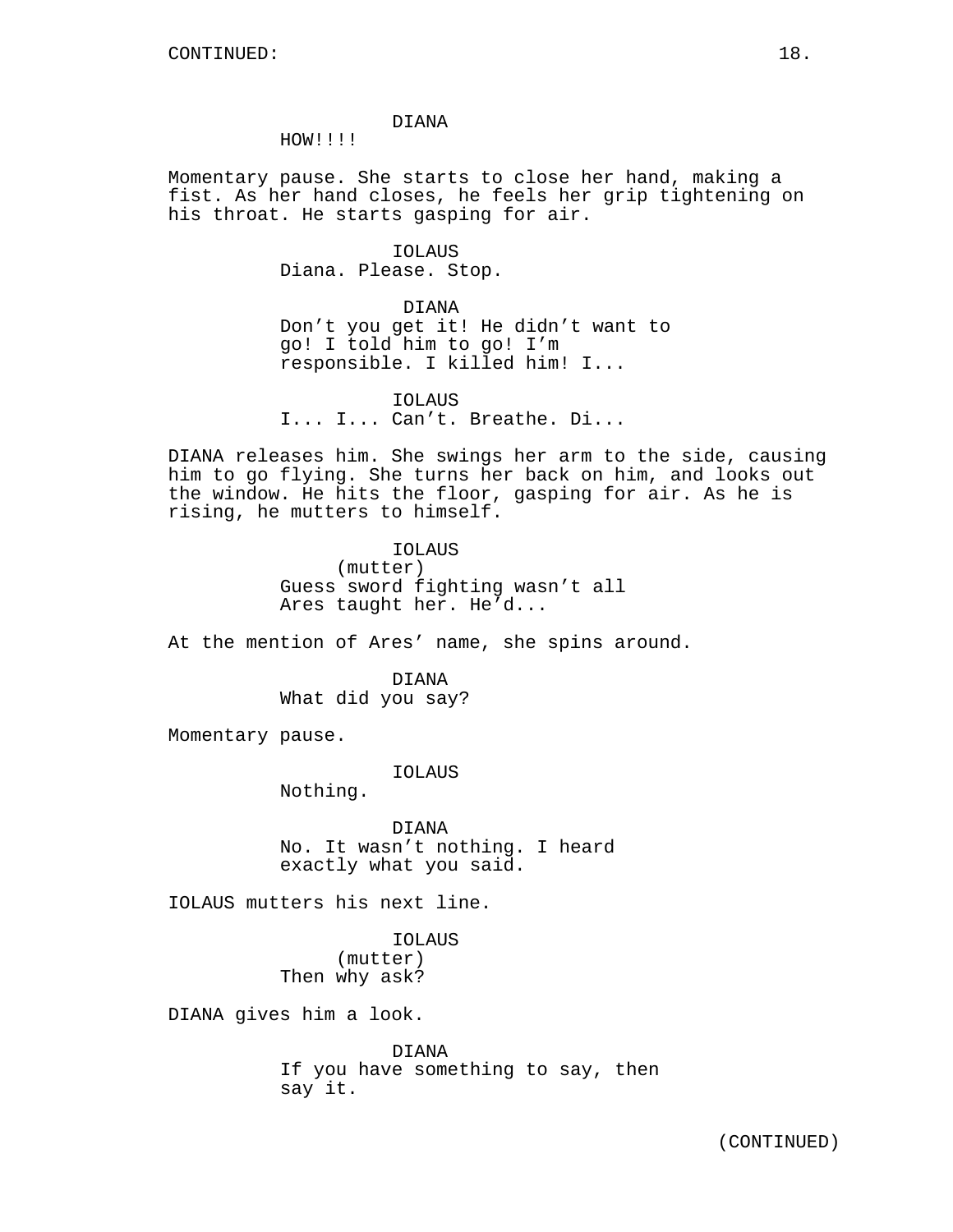CONTINUED:

DIANA
HOW!!!!

Momentary pause. She starts to close her hand, making a fist. As her hand closes, he feels her grip tightening on his throat. He starts gasping for air.

IOLAUS
Diana. Please. Stop.

DIANA
Don't you get it! He didn't want to go! I told him to go! I'm responsible. I killed him! I...

IOLAUS
I... I... Can't. Breathe. Di...

DIANA releases him. She swings her arm to the side, causing him to go flying. She turns her back on him, and looks out the window. He hits the floor, gasping for air. As he is rising, he mutters to himself.

IOLAUS
(mutter)
Guess sword fighting wasn't all Ares taught her. He'd...

At the mention of Ares' name, she spins around.

DIANA
What did you say?

Momentary pause.

IOLAUS
Nothing.

DIANA
No. It wasn't nothing. I heard exactly what you said.

IOLAUS mutters his next line.

IOLAUS
(mutter)
Then why ask?

DIANA gives him a look.

DIANA
If you have something to say, then say it.

(CONTINUED)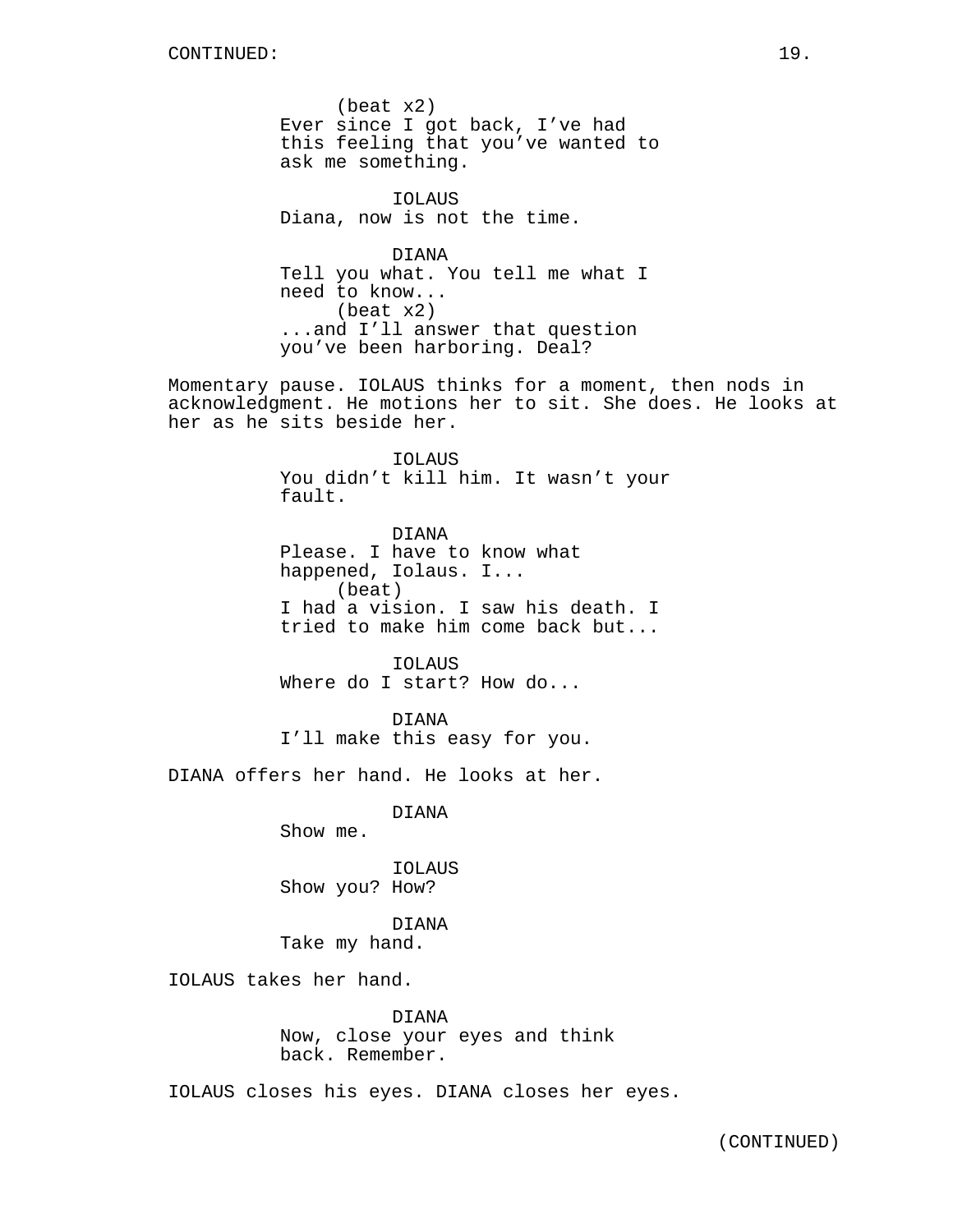(beat x2)
Ever since I got back, I've had this feeling that you've wanted to ask me something.

IOLAUS
Diana, now is not the time.

DIANA
Tell you what. You tell me what I need to know...
(beat x2)
...and I'll answer that question you've been harboring. Deal?

Momentary pause. IOLAUS thinks for a moment, then nods in acknowledgment. He motions her to sit. She does. He looks at her as he sits beside her.

IOLAUS
You didn't kill him. It wasn't your fault.

DIANA
Please. I have to know what happened, Iolaus. I...
(beat)
I had a vision. I saw his death. I tried to make him come back but...

IOLAUS
Where do I start? How do...

DIANA
I'll make this easy for you.

DIANA offers her hand. He looks at her.

DIANA
Show me.

IOLAUS
Show you? How?

DIANA
Take my hand.

IOLAUS takes her hand.

DIANA
Now, close your eyes and think back. Remember.

IOLAUS closes his eyes. DIANA closes her eyes.

(CONTINUED)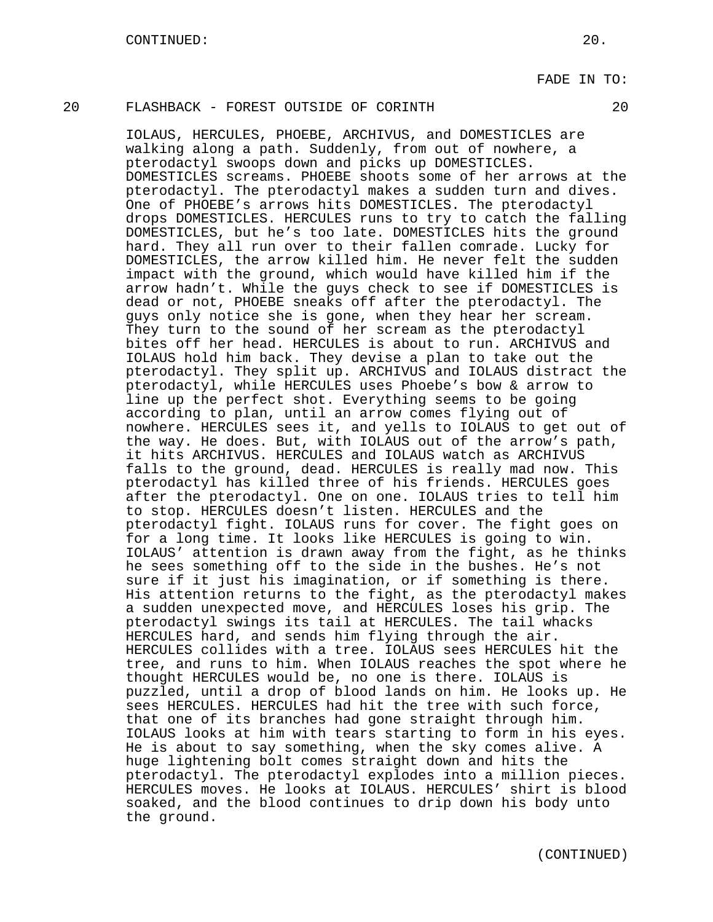CONTINUED:

FADE IN TO:

20 FLASHBACK - FOREST OUTSIDE OF CORINTH 20

IOLAUS, HERCULES, PHOEBE, ARCHIVUS, and DOMESTICLES are walking along a path. Suddenly, from out of nowhere, a pterodactyl swoops down and picks up DOMESTICLES. DOMESTICLES screams. PHOEBE shoots some of her arrows at the pterodactyl. The pterodactyl makes a sudden turn and dives. One of PHOEBE's arrows hits DOMESTICLES. The pterodactyl drops DOMESTICLES. HERCULES runs to try to catch the falling DOMESTICLES, but he's too late. DOMESTICLES hits the ground hard. They all run over to their fallen comrade. Lucky for DOMESTICLES, the arrow killed him. He never felt the sudden impact with the ground, which would have killed him if the arrow hadn't. While the guys check to see if DOMESTICLES is dead or not, PHOEBE sneaks off after the pterodactyl. The guys only notice she is gone, when they hear her scream. They turn to the sound of her scream as the pterodactyl bites off her head. HERCULES is about to run. ARCHIVUS and IOLAUS hold him back. They devise a plan to take out the pterodactyl. They split up. ARCHIVUS and IOLAUS distract the pterodactyl, while HERCULES uses Phoebe's bow & arrow to line up the perfect shot. Everything seems to be going according to plan, until an arrow comes flying out of nowhere. HERCULES sees it, and yells to IOLAUS to get out of the way. He does. But, with IOLAUS out of the arrow's path, it hits ARCHIVUS. HERCULES and IOLAUS watch as ARCHIVUS falls to the ground, dead. HERCULES is really mad now. This pterodactyl has killed three of his friends. HERCULES goes after the pterodactyl. One on one. IOLAUS tries to tell him to stop. HERCULES doesn't listen. HERCULES and the pterodactyl fight. IOLAUS runs for cover. The fight goes on for a long time. It looks like HERCULES is going to win. IOLAUS' attention is drawn away from the fight, as he thinks he sees something off to the side in the bushes. He's not sure if it just his imagination, or if something is there. His attention returns to the fight, as the pterodactyl makes a sudden unexpected move, and HERCULES loses his grip. The pterodactyl swings its tail at HERCULES. The tail whacks HERCULES hard, and sends him flying through the air. HERCULES collides with a tree. IOLAUS sees HERCULES hit the tree, and runs to him. When IOLAUS reaches the spot where he thought HERCULES would be, no one is there. IOLAUS is puzzled, until a drop of blood lands on him. He looks up. He sees HERCULES. HERCULES had hit the tree with such force, that one of its branches had gone straight through him. IOLAUS looks at him with tears starting to form in his eyes. He is about to say something, when the sky comes alive. A huge lightening bolt comes straight down and hits the pterodactyl. The pterodactyl explodes into a million pieces. HERCULES moves. He looks at IOLAUS. HERCULES' shirt is blood soaked, and the blood continues to drip down his body unto the ground.

(CONTINUED)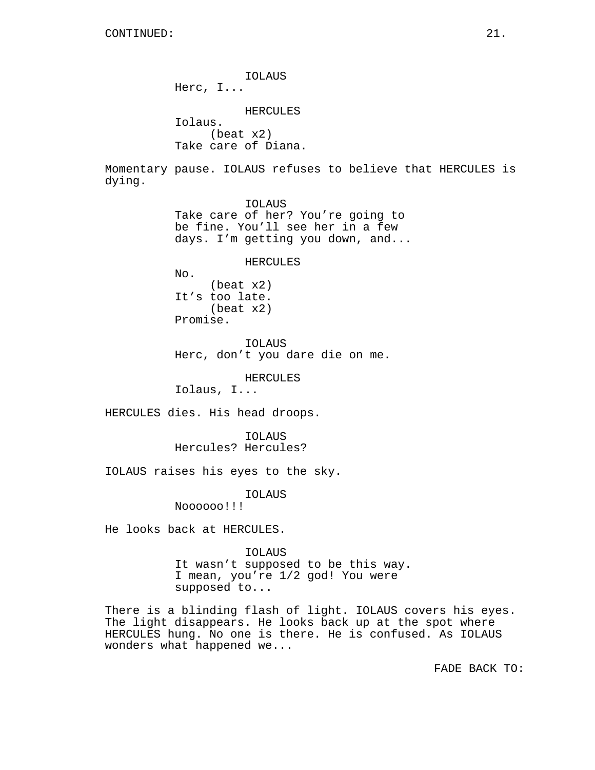IOLAUS
Herc, I...

HERCULES
Iolaus.
(beat x2)
Take care of Diana.

Momentary pause. IOLAUS refuses to believe that HERCULES is dying.

IOLAUS
Take care of her? You're going to be fine. You'll see her in a few days. I'm getting you down, and...

HERCULES
No.
(beat x2)
It's too late.
(beat x2)
Promise.

IOLAUS
Herc, don't you dare die on me.

HERCULES
Iolaus, I...

HERCULES dies. His head droops.

IOLAUS
Hercules? Hercules?

IOLAUS raises his eyes to the sky.

IOLAUS
Noooooo!!!

He looks back at HERCULES.

IOLAUS
It wasn't supposed to be this way. I mean, you're 1/2 god! You were supposed to...

There is a blinding flash of light. IOLAUS covers his eyes. The light disappears. He looks back up at the spot where HERCULES hung. No one is there. He is confused. As IOLAUS wonders what happened we...

FADE BACK TO: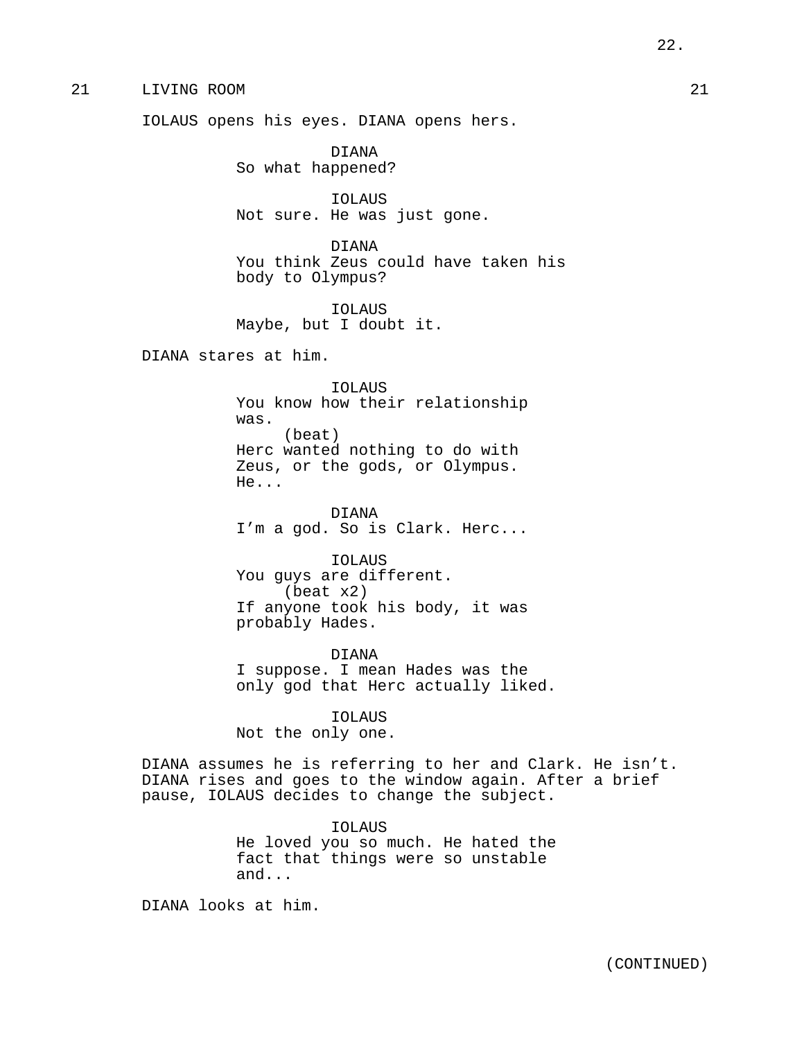## 21 LIVING ROOM 21

IOLAUS opens his eyes. DIANA opens hers.

DIANA
So what happened?

IOLAUS
Not sure. He was just gone.

DIANA
You think Zeus could have taken his body to Olympus?

IOLAUS
Maybe, but I doubt it.

DIANA stares at him.

IOLAUS
You know how their relationship was.
(beat)
Herc wanted nothing to do with Zeus, or the gods, or Olympus. He...

DIANA
I'm a god. So is Clark. Herc...

IOLAUS
You guys are different.
(beat x2)
If anyone took his body, it was probably Hades.

DIANA
I suppose. I mean Hades was the only god that Herc actually liked.

IOLAUS
Not the only one.

DIANA assumes he is referring to her and Clark. He isn't. DIANA rises and goes to the window again. After a brief pause, IOLAUS decides to change the subject.

IOLAUS
He loved you so much. He hated the fact that things were so unstable and...

DIANA looks at him.

(CONTINUED)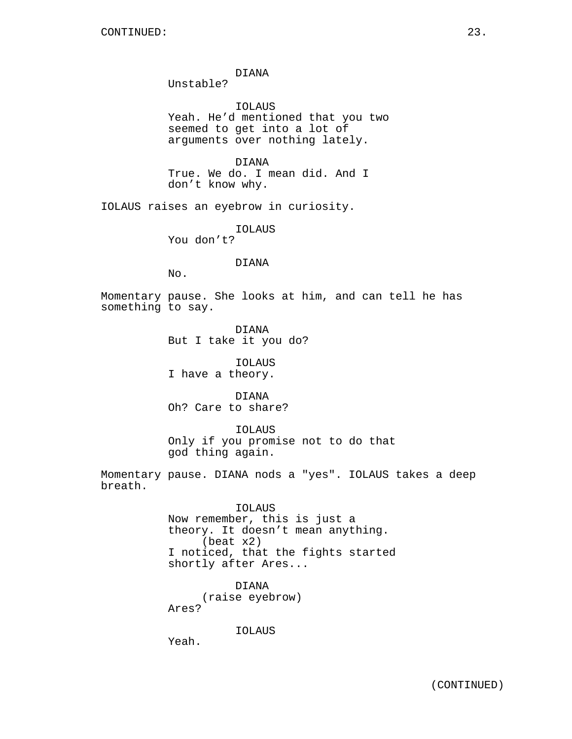DIANA
Unstable?

IOLAUS
Yeah. He'd mentioned that you two seemed to get into a lot of arguments over nothing lately.

DIANA
True. We do. I mean did. And I don't know why.

IOLAUS raises an eyebrow in curiosity.

IOLAUS
You don't?

DIANA
No.

Momentary pause. She looks at him, and can tell he has something to say.

DIANA
But I take it you do?

IOLAUS
I have a theory.

DIANA
Oh? Care to share?

IOLAUS
Only if you promise not to do that god thing again.

Momentary pause. DIANA nods a "yes". IOLAUS takes a deep breath.

IOLAUS
Now remember, this is just a theory. It doesn't mean anything.
(beat x2)
I noticed, that the fights started shortly after Ares...

DIANA
(raise eyebrow)
Ares?

IOLAUS
Yeah.

(CONTINUED)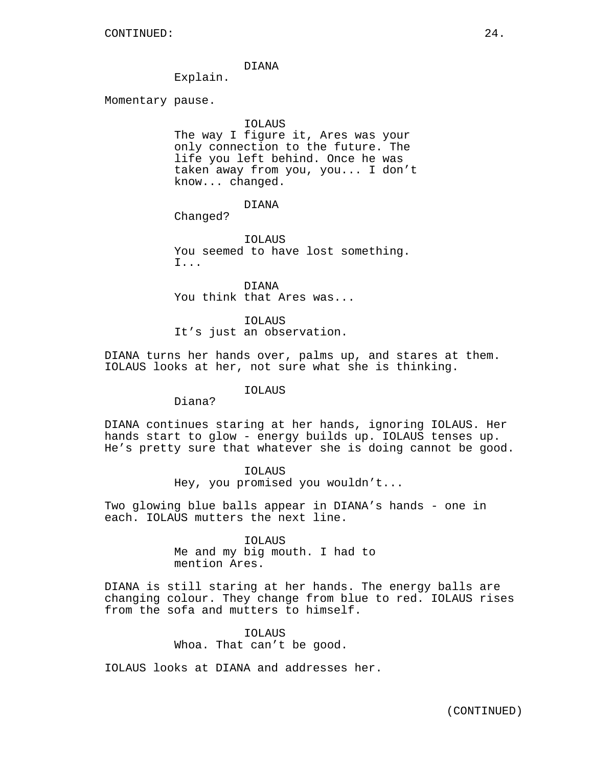CONTINUED:

DIANA
Explain.

Momentary pause.

IOLAUS
The way I figure it, Ares was your only connection to the future. The life you left behind. Once he was taken away from you, you... I don’t know... changed.

DIANA
Changed?

IOLAUS
You seemed to have lost something. I...

DIANA
You think that Ares was...

IOLAUS
It’s just an observation.

DIANA turns her hands over, palms up, and stares at them. IOLAUS looks at her, not sure what she is thinking.

IOLAUS
Diana?

DIANA continues staring at her hands, ignoring IOLAUS. Her hands start to glow - energy builds up. IOLAUS tenses up. He’s pretty sure that whatever she is doing cannot be good.

IOLAUS
Hey, you promised you wouldn’t...

Two glowing blue balls appear in DIANA’s hands - one in each. IOLAUS mutters the next line.

IOLAUS
Me and my big mouth. I had to mention Ares.

DIANA is still staring at her hands. The energy balls are changing colour. They change from blue to red. IOLAUS rises from the sofa and mutters to himself.

IOLAUS
Whoa. That can’t be good.

IOLAUS looks at DIANA and addresses her.

(CONTINUED)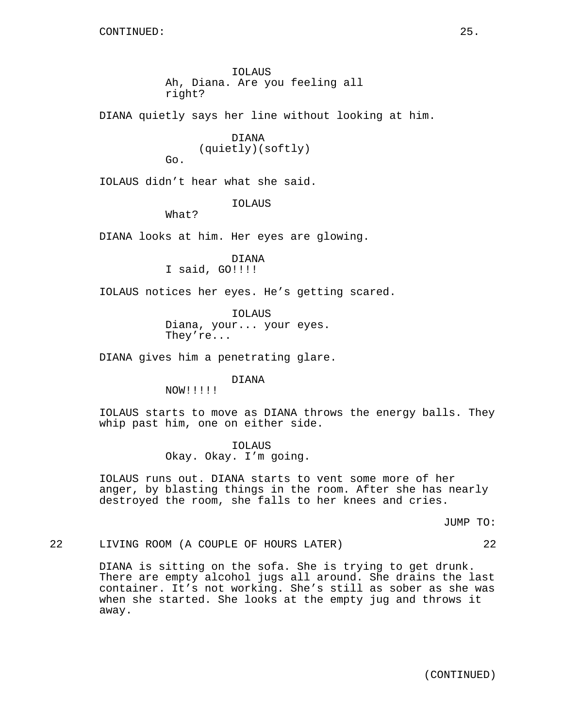CONTINUED:

IOLAUS
Ah, Diana. Are you feeling all right?

DIANA quietly says her line without looking at him.

DIANA
(quietly)(softly)
Go.

IOLAUS didn't hear what she said.

IOLAUS
What?

DIANA looks at him. Her eyes are glowing.

DIANA
I said, GO!!!!

IOLAUS notices her eyes. He's getting scared.

IOLAUS
Diana, your... your eyes. They're...

DIANA gives him a penetrating glare.

DIANA
NOW!!!!!

IOLAUS starts to move as DIANA throws the energy balls. They whip past him, one on either side.

IOLAUS
Okay. Okay. I'm going.

IOLAUS runs out. DIANA starts to vent some more of her anger, by blasting things in the room. After she has nearly destroyed the room, she falls to her knees and cries.

JUMP TO:

22 LIVING ROOM (A COUPLE OF HOURS LATER) 22

DIANA is sitting on the sofa. She is trying to get drunk. There are empty alcohol jugs all around. She drains the last container. It's not working. She's still as sober as she was when she started. She looks at the empty jug and throws it away.

(CONTINUED)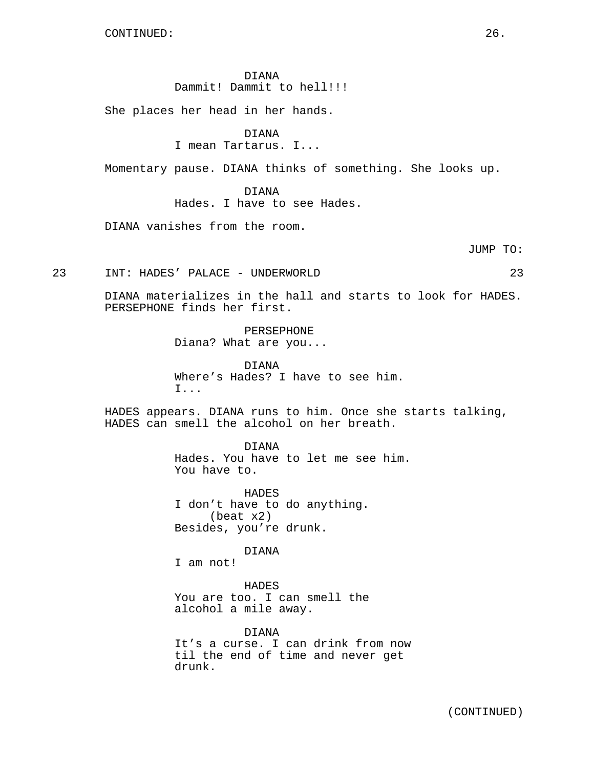CONTINUED:

DIANA
Dammit! Dammit to hell!!!

She places her head in her hands.

DIANA
I mean Tartarus. I...

Momentary pause. DIANA thinks of something. She looks up.

DIANA
Hades. I have to see Hades.

DIANA vanishes from the room.

JUMP TO:

23 INT: HADES' PALACE - UNDERWORLD 23

DIANA materializes in the hall and starts to look for HADES. PERSEPHONE finds her first.

PERSEPHONE
Diana? What are you...

DIANA
Where's Hades? I have to see him.
I...

HADES appears. DIANA runs to him. Once she starts talking, HADES can smell the alcohol on her breath.

DIANA
Hades. You have to let me see him.
You have to.

HADES
I don't have to do anything.
(beat x2)
Besides, you're drunk.

DIANA
I am not!

HADES
You are too. I can smell the
alcohol a mile away.

DIANA
It's a curse. I can drink from now
til the end of time and never get
drunk.

(CONTINUED)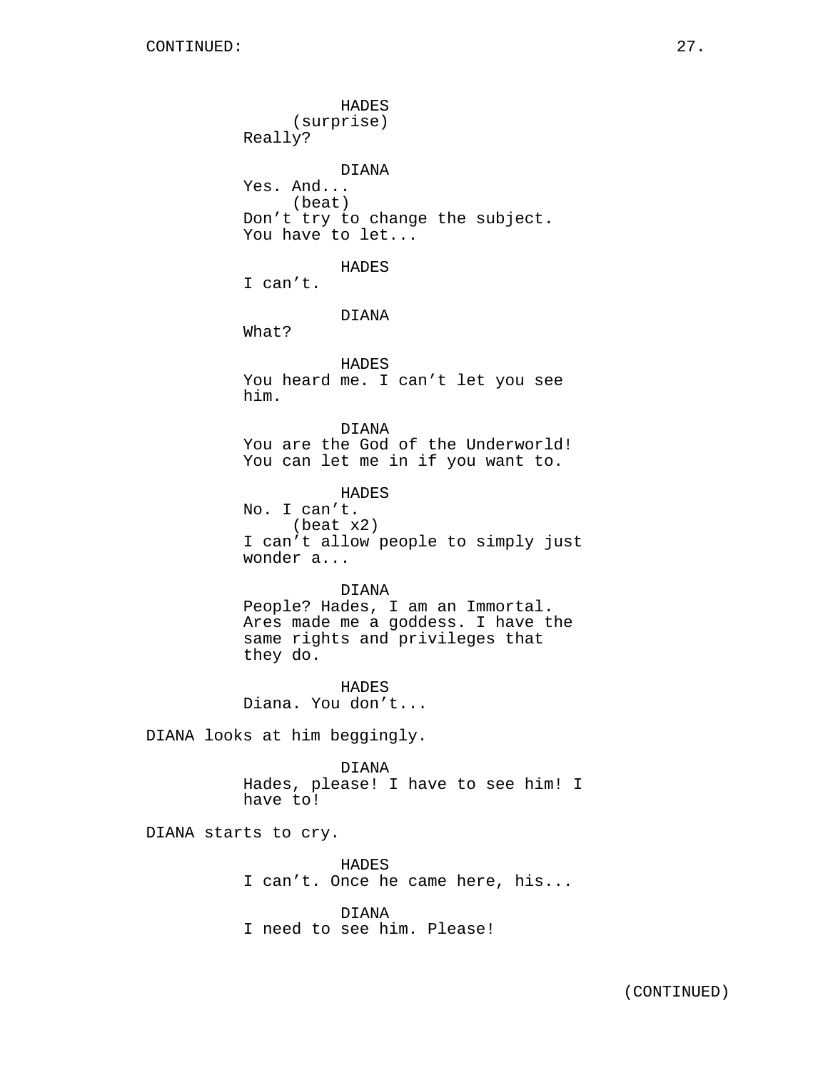HADES
(surprise)
Really?

DIANA
Yes. And...
(beat)
Don't try to change the subject.
You have to let...

HADES
I can't.

DIANA
What?

HADES
You heard me. I can't let you see
him.

DIANA
You are the God of the Underworld!
You can let me in if you want to.

HADES
No. I can't.
(beat x2)
I can't allow people to simply just
wonder a...

DIANA
People? Hades, I am an Immortal.
Ares made me a goddess. I have the
same rights and privileges that
they do.

HADES
Diana. You don't...

DIANA looks at him beggingly.

DIANA
Hades, please! I have to see him! I
have to!

DIANA starts to cry.

HADES
I can't. Once he came here, his...

DIANA
I need to see him. Please!

(CONTINUED)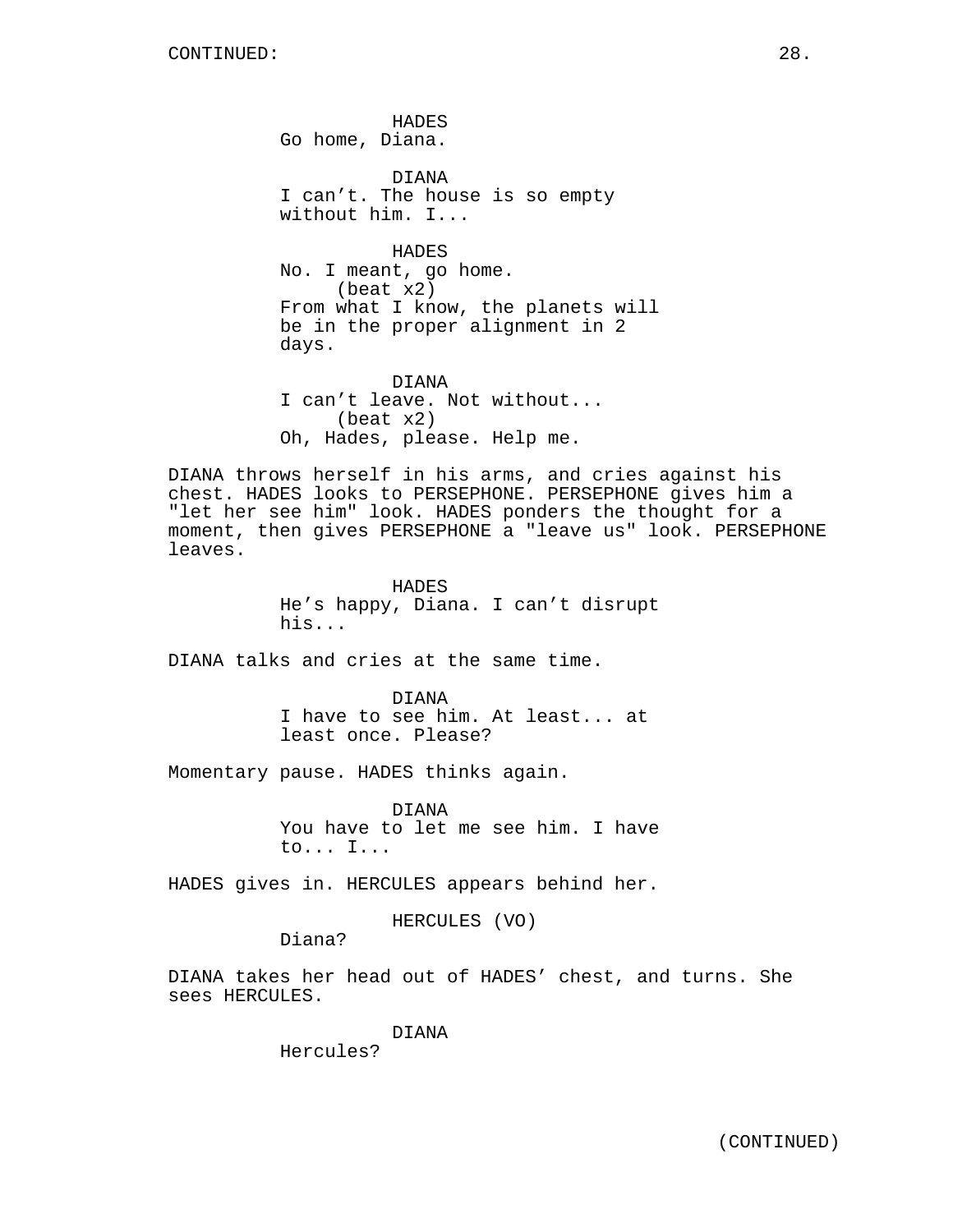HADES
Go home, Diana.

DIANA
I can't. The house is so empty without him. I...

HADES
No. I meant, go home.
(beat x2)
From what I know, the planets will be in the proper alignment in 2 days.

DIANA
I can't leave. Not without...
(beat x2)
Oh, Hades, please. Help me.

DIANA throws herself in his arms, and cries against his chest. HADES looks to PERSEPHONE. PERSEPHONE gives him a "let her see him" look. HADES ponders the thought for a moment, then gives PERSEPHONE a "leave us" look. PERSEPHONE leaves.

HADES
He's happy, Diana. I can't disrupt his...

DIANA talks and cries at the same time.

DIANA
I have to see him. At least... at least once. Please?

Momentary pause. HADES thinks again.

DIANA
You have to let me see him. I have to... I...

HADES gives in. HERCULES appears behind her.

HERCULES (VO)
Diana?

DIANA takes her head out of HADES' chest, and turns. She sees HERCULES.

DIANA
Hercules?

(CONTINUED)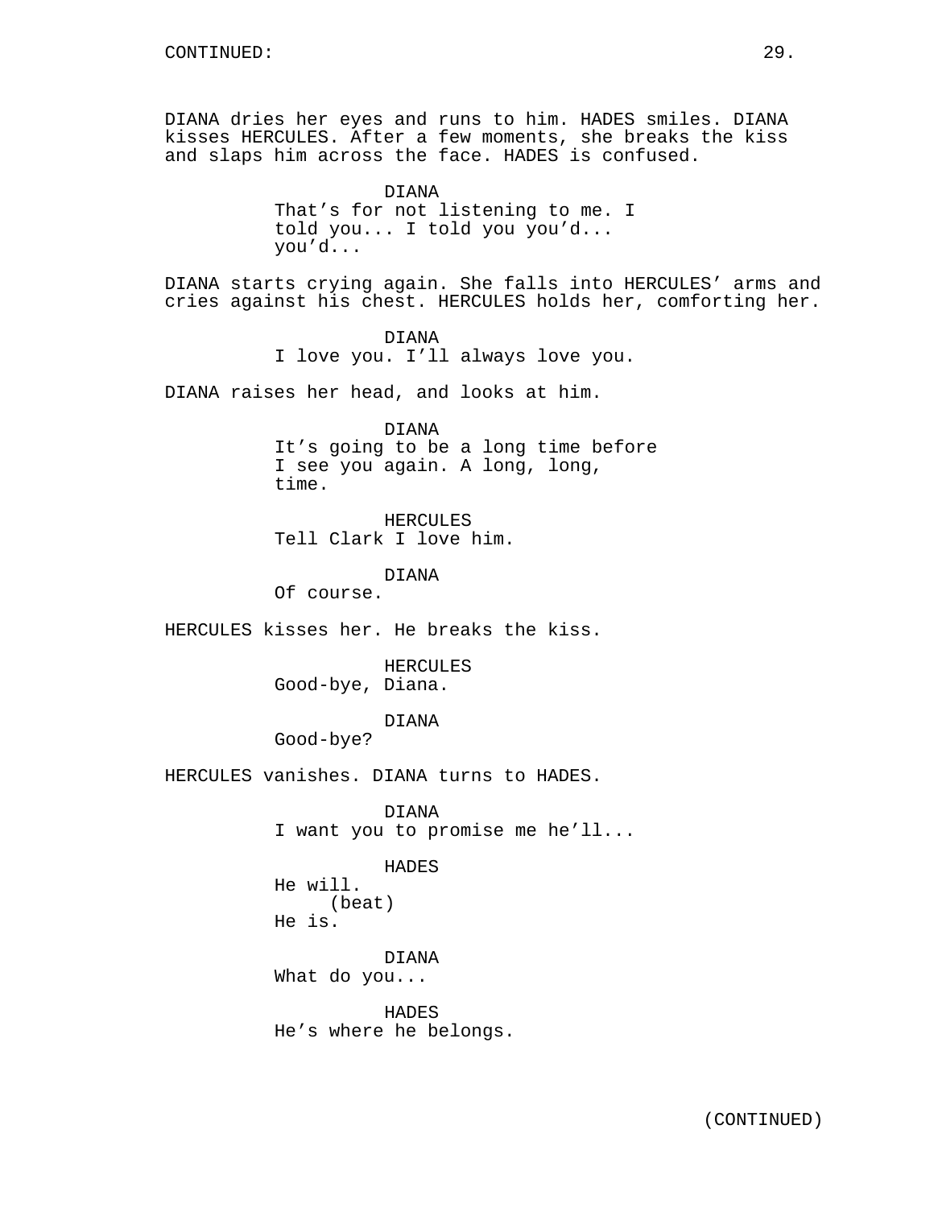DIANA dries her eyes and runs to him. HADES smiles. DIANA kisses HERCULES. After a few moments, she breaks the kiss and slaps him across the face. HADES is confused.

DIANA
That's for not listening to me. I told you... I told you you'd... you'd...

DIANA starts crying again. She falls into HERCULES' arms and cries against his chest. HERCULES holds her, comforting her.

DIANA
I love you. I'll always love you.

DIANA raises her head, and looks at him.

DIANA
It's going to be a long time before I see you again. A long, long, time.

HERCULES
Tell Clark I love him.

DIANA
Of course.

HERCULES kisses her. He breaks the kiss.

HERCULES
Good-bye, Diana.

DIANA
Good-bye?

HERCULES vanishes. DIANA turns to HADES.

DIANA
I want you to promise me he'll...

HADES
He will.
(beat)
He is.

DIANA
What do you...

HADES
He's where he belongs.

(CONTINUED)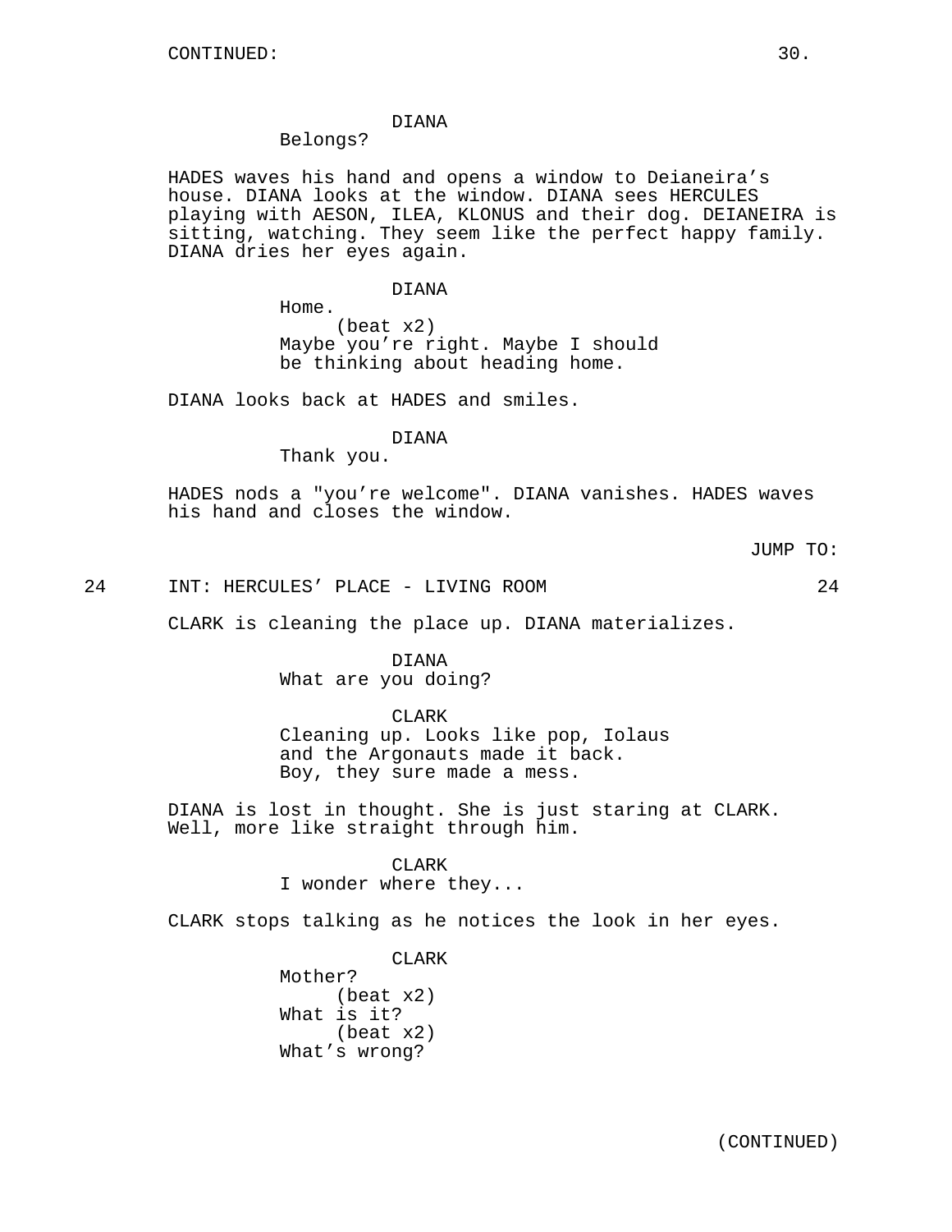DIANA
Belongs?

HADES waves his hand and opens a window to Deianeira's house. DIANA looks at the window. DIANA sees HERCULES playing with AESON, ILEA, KLONUS and their dog. DEIANEIRA is sitting, watching. They seem like the perfect happy family. DIANA dries her eyes again.

DIANA
Home.
(beat x2)
Maybe you're right. Maybe I should be thinking about heading home.

DIANA looks back at HADES and smiles.

DIANA
Thank you.

HADES nods a "you're welcome". DIANA vanishes. HADES waves his hand and closes the window.

JUMP TO:

24 INT: HERCULES' PLACE - LIVING ROOM 24

CLARK is cleaning the place up. DIANA materializes.

DIANA
What are you doing?

CLARK
Cleaning up. Looks like pop, Iolaus and the Argonauts made it back. Boy, they sure made a mess.

DIANA is lost in thought. She is just staring at CLARK. Well, more like straight through him.

CLARK
I wonder where they...

CLARK stops talking as he notices the look in her eyes.

CLARK
Mother?
(beat x2)
What is it?
(beat x2)
What's wrong?

(CONTINUED)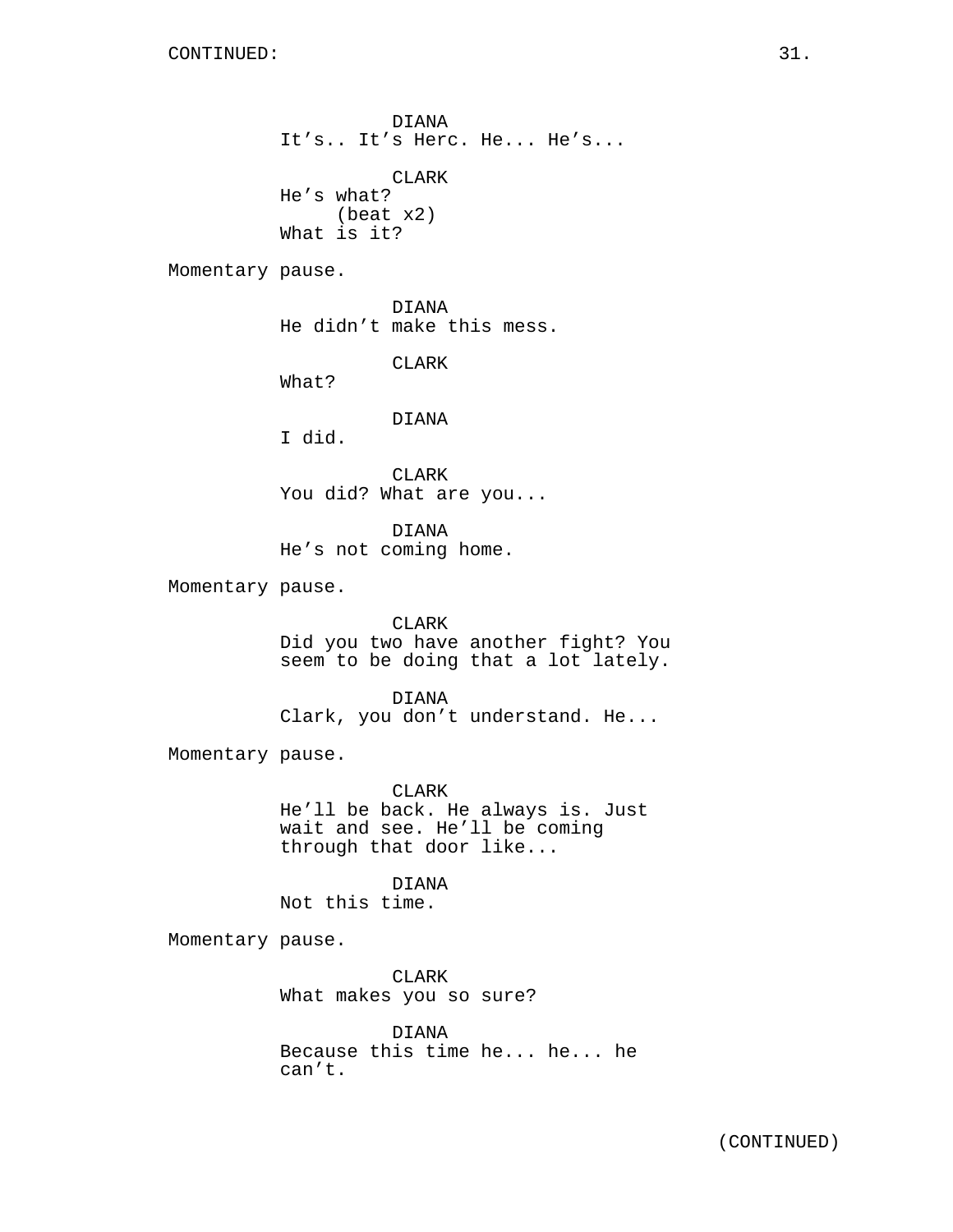CONTINUED:

DIANA
It’s.. It’s Herc. He... He’s...

CLARK
He’s what?
(beat x2)
What is it?

Momentary pause.

DIANA
He didn’t make this mess.

CLARK
What?

DIANA
I did.

CLARK
You did? What are you...

DIANA
He’s not coming home.

Momentary pause.

CLARK
Did you two have another fight? You seem to be doing that a lot lately.

DIANA
Clark, you don’t understand. He...

Momentary pause.

CLARK
He’ll be back. He always is. Just wait and see. He’ll be coming through that door like...

DIANA
Not this time.

Momentary pause.

CLARK
What makes you so sure?

DIANA
Because this time he... he... he can’t.

(CONTINUED)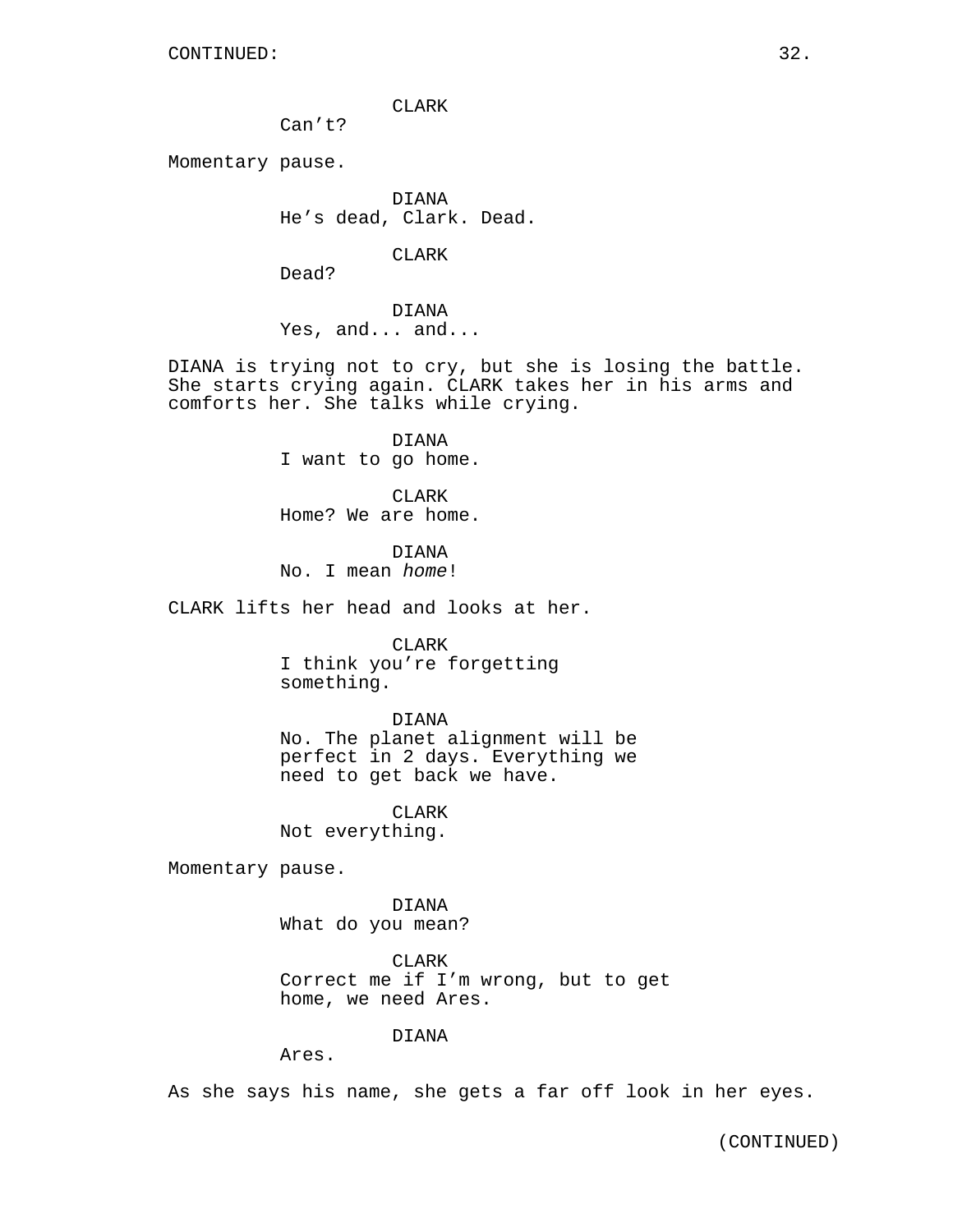CLARK
Can't?

Momentary pause.

DIANA
He's dead, Clark. Dead.

CLARK
Dead?

DIANA
Yes, and... and...

DIANA is trying not to cry, but she is losing the battle. She starts crying again. CLARK takes her in his arms and comforts her. She talks while crying.

DIANA
I want to go home.

CLARK
Home? We are home.

DIANA
No. I mean *home*!

CLARK lifts her head and looks at her.

CLARK
I think you're forgetting something.

DIANA
No. The planet alignment will be perfect in 2 days. Everything we need to get back we have.

CLARK
Not everything.

Momentary pause.

DIANA
What do you mean?

CLARK
Correct me if I'm wrong, but to get home, we need Ares.

DIANA
Ares.

As she says his name, she gets a far off look in her eyes.

(CONTINUED)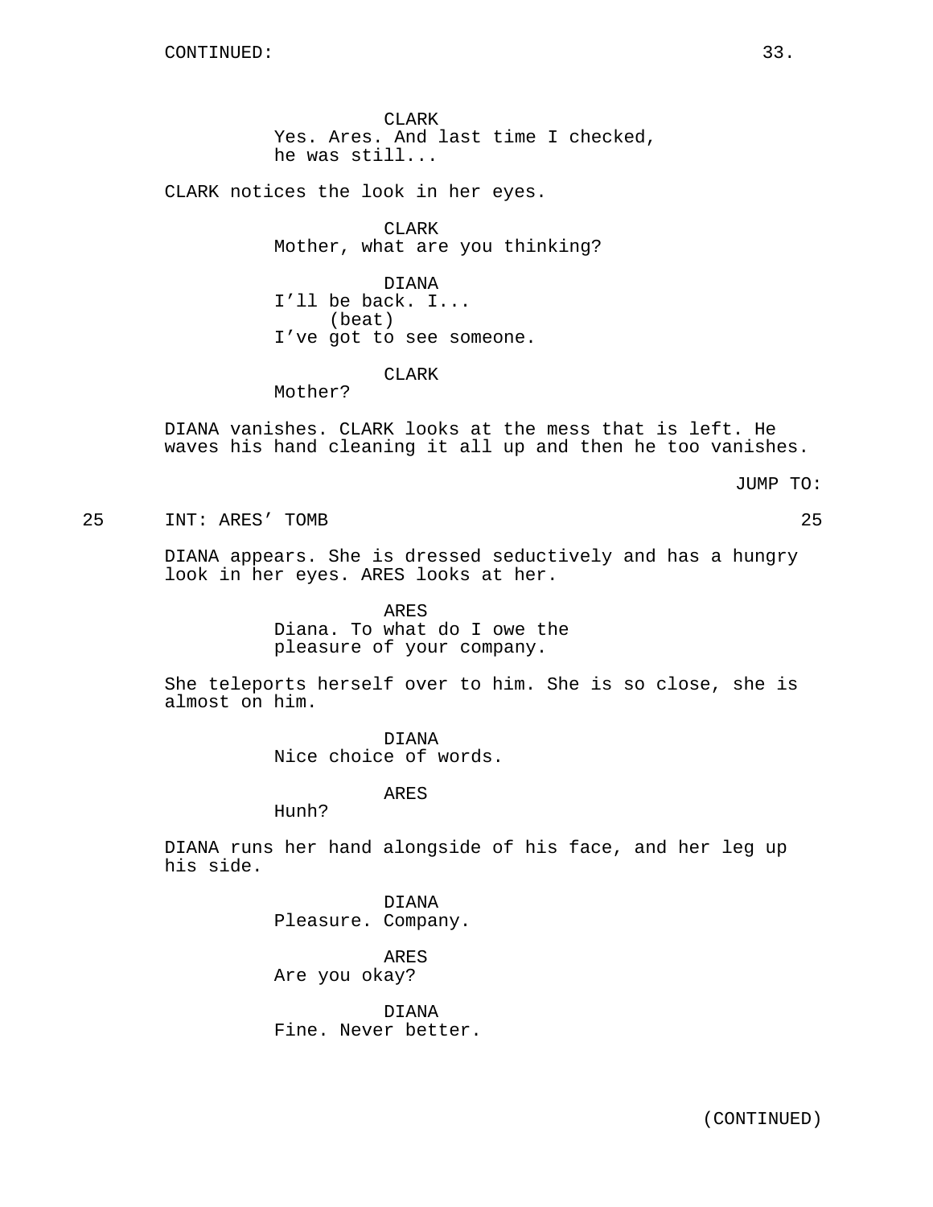CONTINUED:

CLARK
Yes. Ares. And last time I checked, he was still...

CLARK notices the look in her eyes.

CLARK
Mother, what are you thinking?

DIANA
I'll be back. I...
(beat)
I've got to see someone.

CLARK
Mother?

DIANA vanishes. CLARK looks at the mess that is left. He waves his hand cleaning it all up and then he too vanishes.

JUMP TO:

25 INT: ARES' TOMB 25

DIANA appears. She is dressed seductively and has a hungry look in her eyes. ARES looks at her.

ARES
Diana. To what do I owe the pleasure of your company.

She teleports herself over to him. She is so close, she is almost on him.

DIANA
Nice choice of words.

ARES
Hunh?

DIANA runs her hand alongside of his face, and her leg up his side.

DIANA
Pleasure. Company.

ARES
Are you okay?

DIANA
Fine. Never better.

(CONTINUED)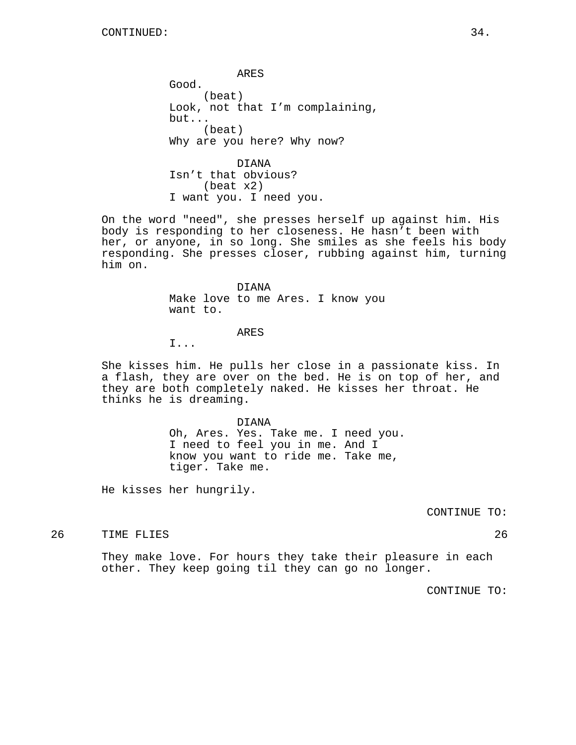CONTINUED:

ARES
Good.
(beat)
Look, not that I'm complaining, but...
(beat)
Why are you here? Why now?

DIANA
Isn't that obvious?
(beat x2)
I want you. I need you.

On the word "need", she presses herself up against him. His body is responding to her closeness. He hasn't been with her, or anyone, in so long. She smiles as she feels his body responding. She presses closer, rubbing against him, turning him on.

DIANA
Make love to me Ares. I know you want to.

ARES
I...

She kisses him. He pulls her close in a passionate kiss. In a flash, they are over on the bed. He is on top of her, and they are both completely naked. He kisses her throat. He thinks he is dreaming.

DIANA
Oh, Ares. Yes. Take me. I need you. I need to feel you in me. And I know you want to ride me. Take me, tiger. Take me.

He kisses her hungrily.

CONTINUE TO:

26 TIME FLIES 26

They make love. For hours they take their pleasure in each other. They keep going til they can go no longer.

CONTINUE TO: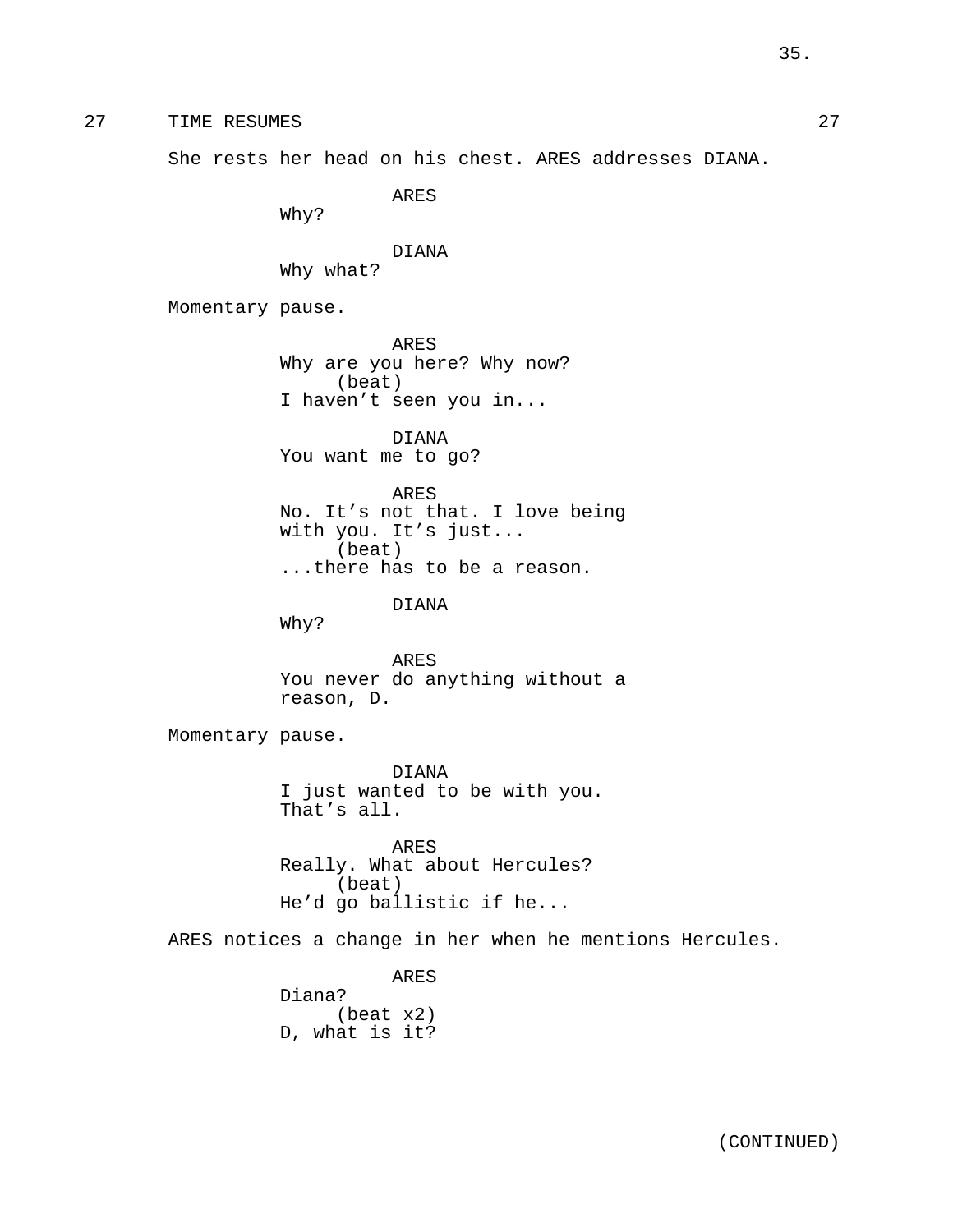27 TIME RESUMES 27

She rests her head on his chest. ARES addresses DIANA.

ARES
Why?

DIANA
Why what?

Momentary pause.

ARES
Why are you here? Why now?
(beat)
I haven't seen you in...

DIANA
You want me to go?

ARES
No. It's not that. I love being with you. It's just...
(beat)
...there has to be a reason.

DIANA
Why?

ARES
You never do anything without a reason, D.

Momentary pause.

DIANA
I just wanted to be with you. That's all.

ARES
Really. What about Hercules?
(beat)
He'd go ballistic if he...

ARES notices a change in her when he mentions Hercules.

ARES
Diana?
(beat x2)
D, what is it?

(CONTINUED)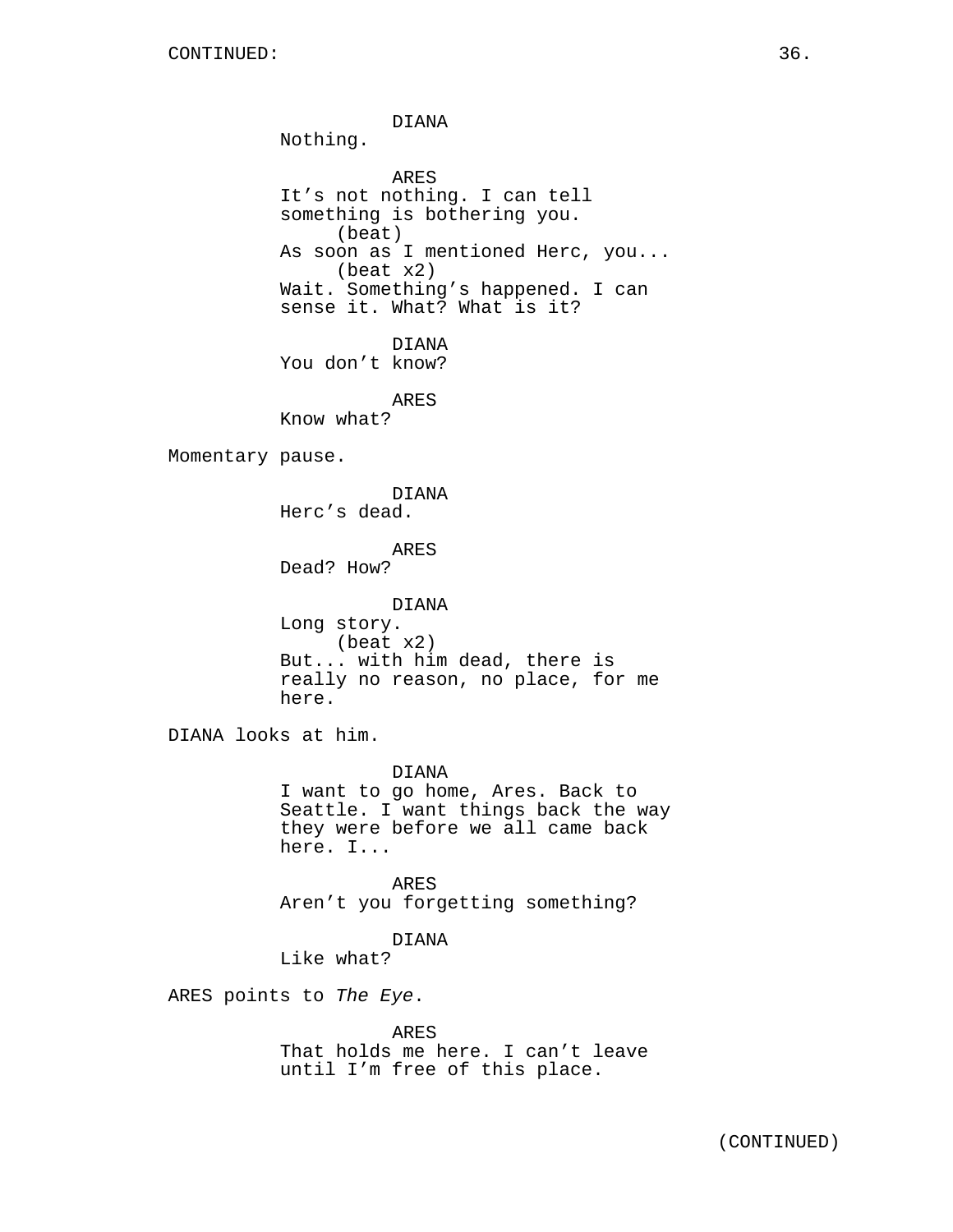DIANA
Nothing.

ARES
It's not nothing. I can tell something is bothering you.
(beat)
As soon as I mentioned Herc, you...
(beat x2)
Wait. Something's happened. I can sense it. What? What is it?

DIANA
You don't know?

ARES
Know what?

Momentary pause.

DIANA
Herc's dead.

ARES
Dead? How?

DIANA
Long story.
(beat x2)
But... with him dead, there is really no reason, no place, for me here.

DIANA looks at him.

DIANA
I want to go home, Ares. Back to Seattle. I want things back the way they were before we all came back here. I...

ARES
Aren't you forgetting something?

DIANA
Like what?

ARES points to *The Eye*.

ARES
That holds me here. I can't leave until I'm free of this place.

(CONTINUED)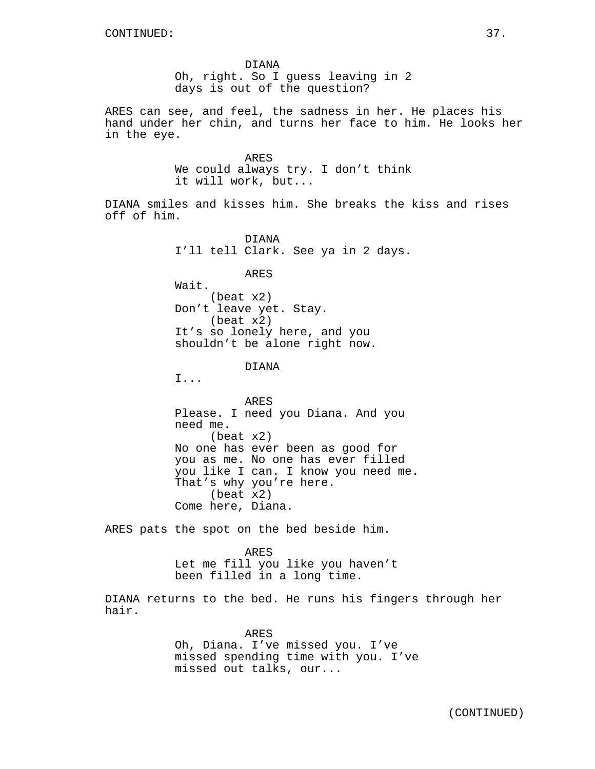CONTINUED:

DIANA
Oh, right. So I guess leaving in 2 days is out of the question?

ARES can see, and feel, the sadness in her. He places his hand under her chin, and turns her face to him. He looks her in the eye.

ARES
We could always try. I don't think it will work, but...

DIANA smiles and kisses him. She breaks the kiss and rises off of him.

DIANA
I'll tell Clark. See ya in 2 days.

ARES
Wait.
(beat x2)
Don't leave yet. Stay.
(beat x2)
It's so lonely here, and you shouldn't be alone right now.

DIANA
I...

ARES
Please. I need you Diana. And you need me.
(beat x2)
No one has ever been as good for you as me. No one has ever filled you like I can. I know you need me. That's why you're here.
(beat x2)
Come here, Diana.

ARES pats the spot on the bed beside him.

ARES
Let me fill you like you haven't been filled in a long time.

DIANA returns to the bed. He runs his fingers through her hair.

ARES
Oh, Diana. I've missed you. I've missed spending time with you. I've missed out talks, our...

(CONTINUED)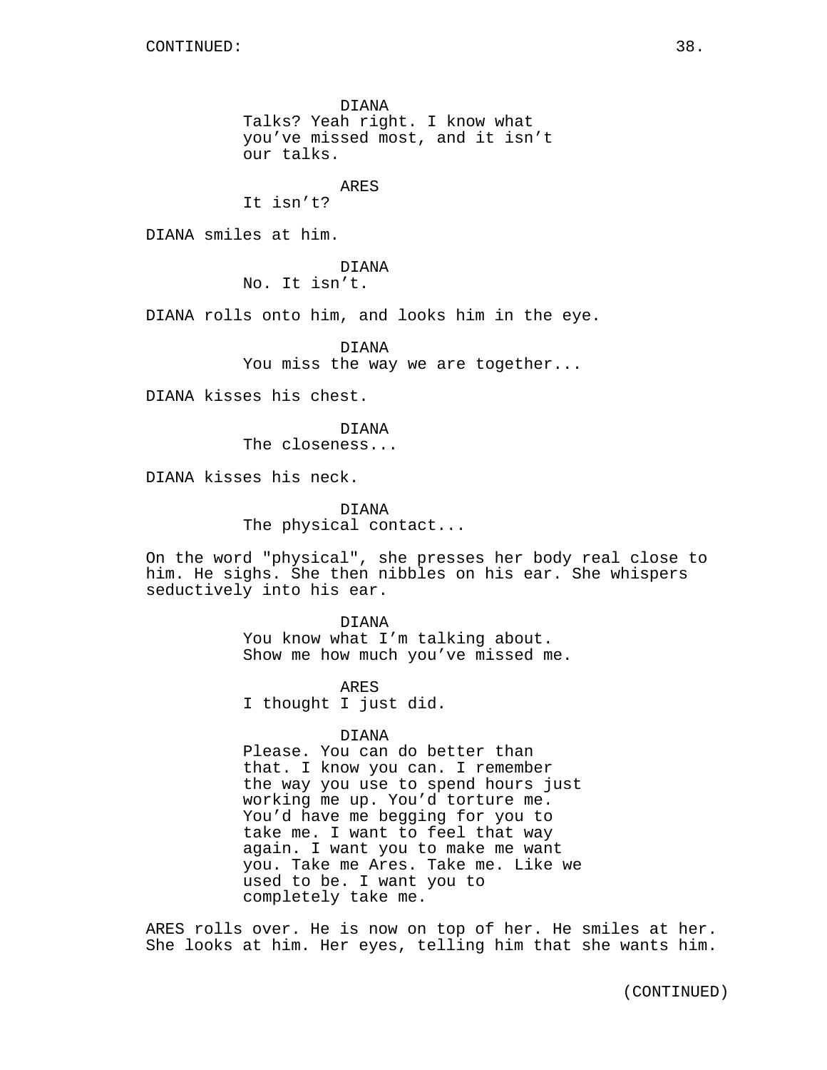CONTINUED:

DIANA
Talks? Yeah right. I know what you've missed most, and it isn't our talks.

ARES
It isn't?

DIANA smiles at him.

DIANA
No. It isn't.

DIANA rolls onto him, and looks him in the eye.

DIANA
You miss the way we are together...

DIANA kisses his chest.

DIANA
The closeness...

DIANA kisses his neck.

DIANA
The physical contact...

On the word "physical", she presses her body real close to him. He sighs. She then nibbles on his ear. She whispers seductively into his ear.

DIANA
You know what I'm talking about. Show me how much you've missed me.

ARES
I thought I just did.

DIANA
Please. You can do better than that. I know you can. I remember the way you use to spend hours just working me up. You'd torture me. You'd have me begging for you to take me. I want to feel that way again. I want you to make me want you. Take me Ares. Take me. Like we used to be. I want you to completely take me.

ARES rolls over. He is now on top of her. He smiles at her. She looks at him. Her eyes, telling him that she wants him.

(CONTINUED)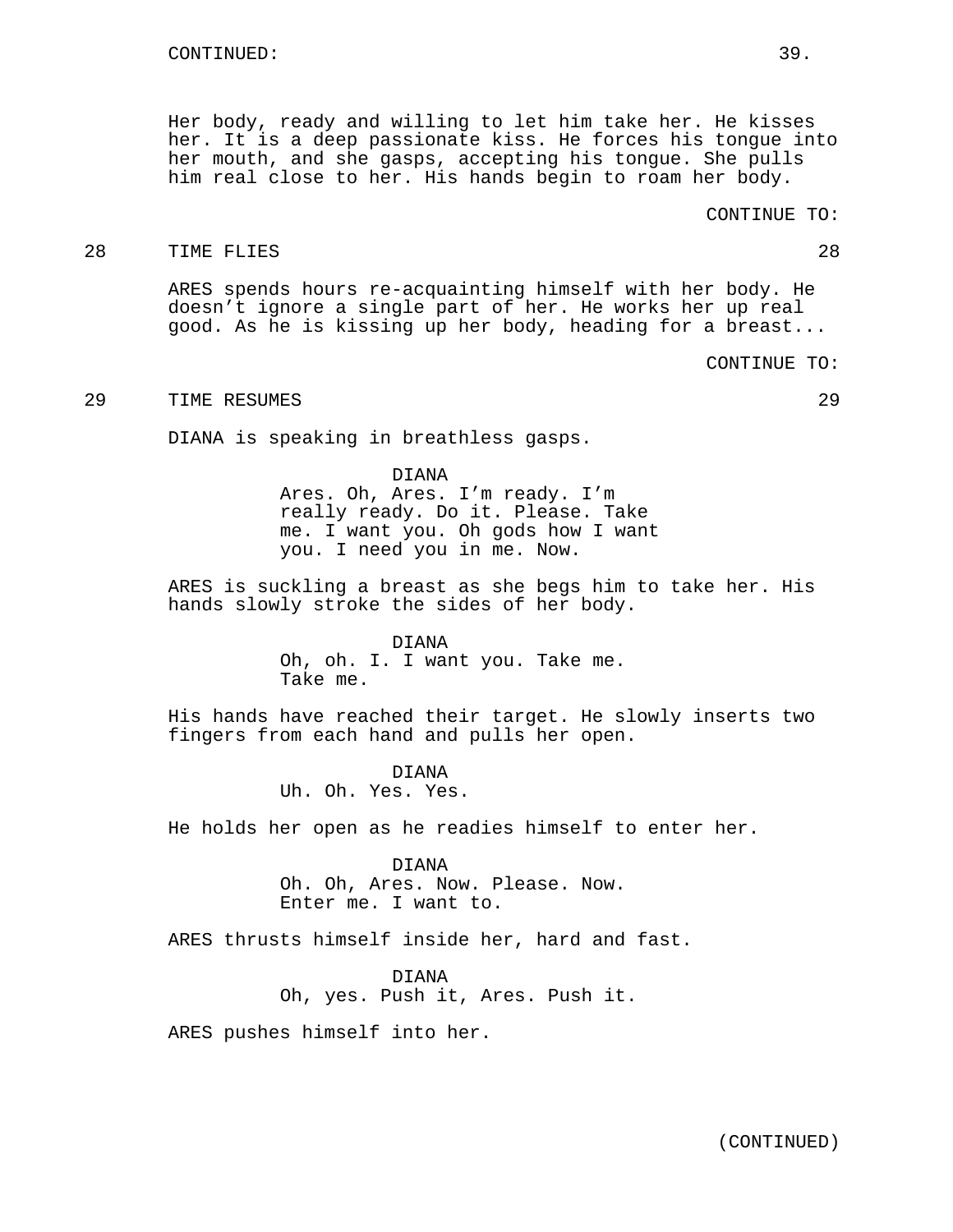Her body, ready and willing to let him take her. He kisses her. It is a deep passionate kiss. He forces his tongue into her mouth, and she gasps, accepting his tongue. She pulls him real close to her. His hands begin to roam her body.

CONTINUE TO:

## 28 TIME FLIES 28

ARES spends hours re-acquainting himself with her body. He doesn't ignore a single part of her. He works her up real good. As he is kissing up her body, heading for a breast...

CONTINUE TO:

## 29 TIME RESUMES 29

DIANA is speaking in breathless gasps.

DIANA
Ares. Oh, Ares. I'm ready. I'm really ready. Do it. Please. Take me. I want you. Oh gods how I want you. I need you in me. Now.

ARES is suckling a breast as she begs him to take her. His hands slowly stroke the sides of her body.

DIANA
Oh, oh. I. I want you. Take me. Take me.

His hands have reached their target. He slowly inserts two fingers from each hand and pulls her open.

DIANA
Uh. Oh. Yes. Yes.

He holds her open as he readies himself to enter her.

DIANA
Oh. Oh, Ares. Now. Please. Now. Enter me. I want to.

ARES thrusts himself inside her, hard and fast.

DIANA
Oh, yes. Push it, Ares. Push it.

ARES pushes himself into her.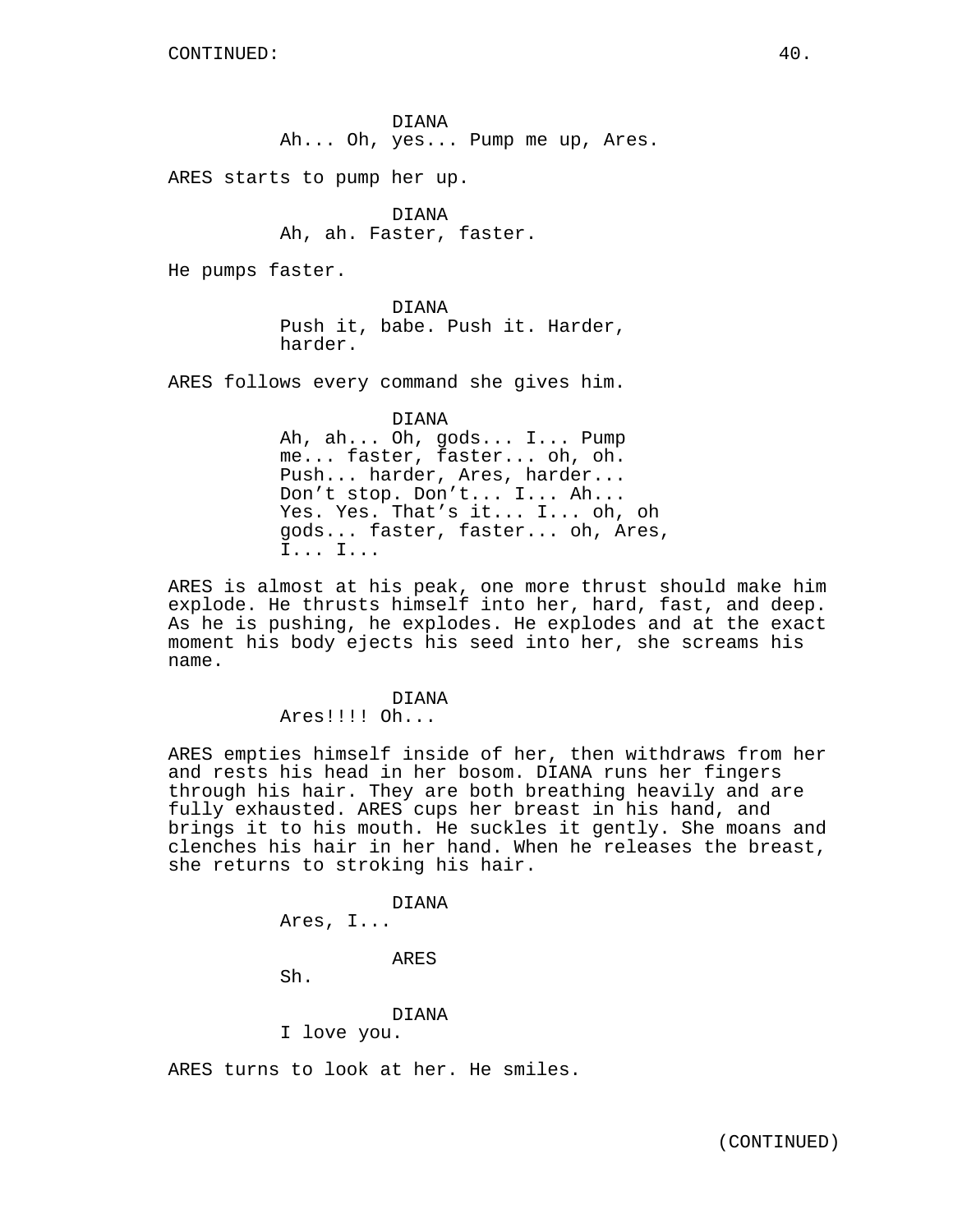CONTINUED:

DIANA
Ah... Oh, yes... Pump me up, Ares.

ARES starts to pump her up.

DIANA
Ah, ah. Faster, faster.

He pumps faster.

DIANA
Push it, babe. Push it. Harder, harder.

ARES follows every command she gives him.

DIANA
Ah, ah... Oh, gods... I... Pump me... faster, faster... oh, oh. Push... harder, Ares, harder... Don't stop. Don't... I... Ah... Yes. Yes. That's it... I... oh, oh gods... faster, faster... oh, Ares, I... I...

ARES is almost at his peak, one more thrust should make him explode. He thrusts himself into her, hard, fast, and deep. As he is pushing, he explodes. He explodes and at the exact moment his body ejects his seed into her, she screams his name.

DIANA
Ares!!!! Oh...

ARES empties himself inside of her, then withdraws from her and rests his head in her bosom. DIANA runs her fingers through his hair. They are both breathing heavily and are fully exhausted. ARES cups her breast in his hand, and brings it to his mouth. He suckles it gently. She moans and clenches his hair in her hand. When he releases the breast, she returns to stroking his hair.

DIANA
Ares, I...

ARES
Sh.

DIANA
I love you.

ARES turns to look at her. He smiles.

(CONTINUED)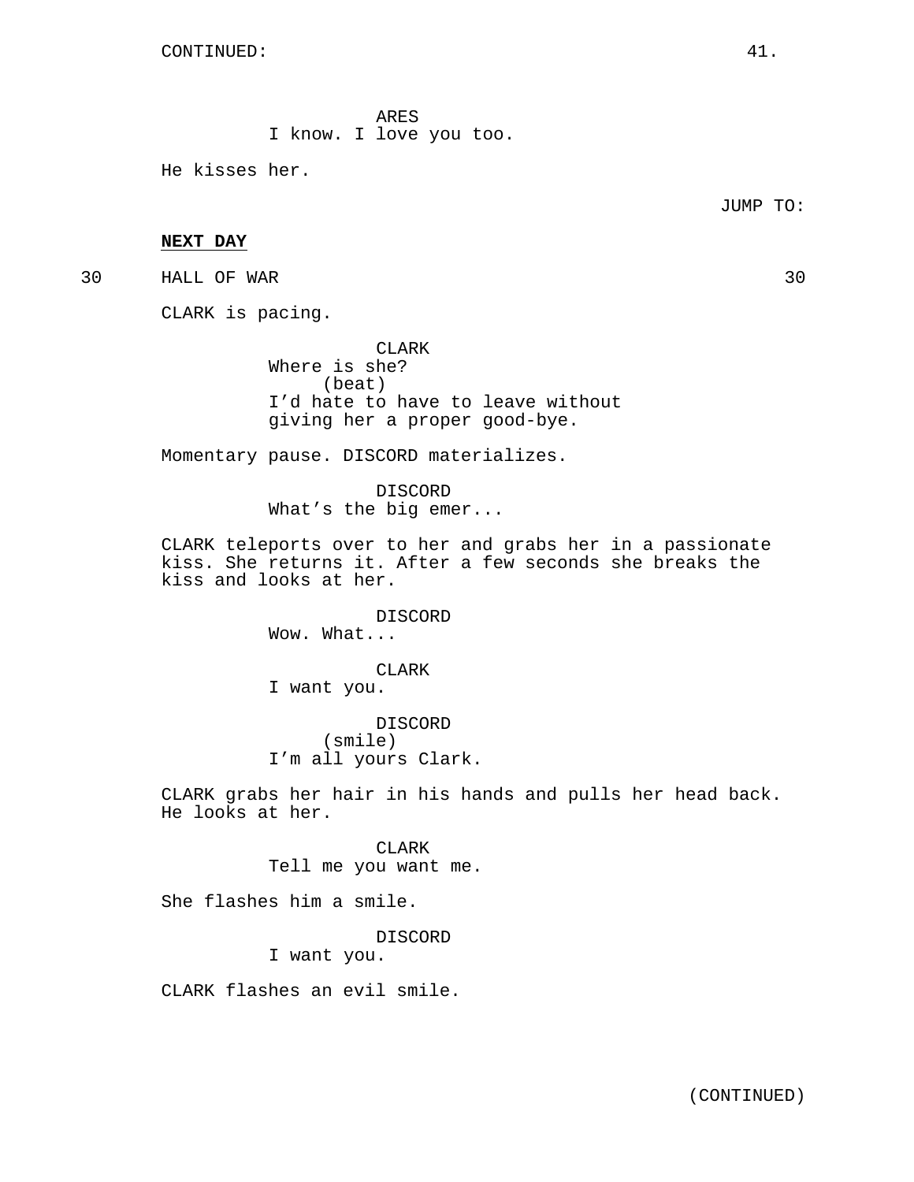CONTINUED:

ARES
I know. I love you too.

He kisses her.

JUMP TO:

**NEXT DAY**

30 HALL OF WAR 30

CLARK is pacing.

CLARK
Where is she?
(beat)
I'd hate to have to leave without giving her a proper good-bye.

Momentary pause. DISCORD materializes.

DISCORD
What's the big emer...

CLARK teleports over to her and grabs her in a passionate kiss. She returns it. After a few seconds she breaks the kiss and looks at her.

DISCORD
Wow. What...

CLARK
I want you.

DISCORD
(smile)
I'm all yours Clark.

CLARK grabs her hair in his hands and pulls her head back. He looks at her.

CLARK
Tell me you want me.

She flashes him a smile.

DISCORD
I want you.

CLARK flashes an evil smile.

(CONTINUED)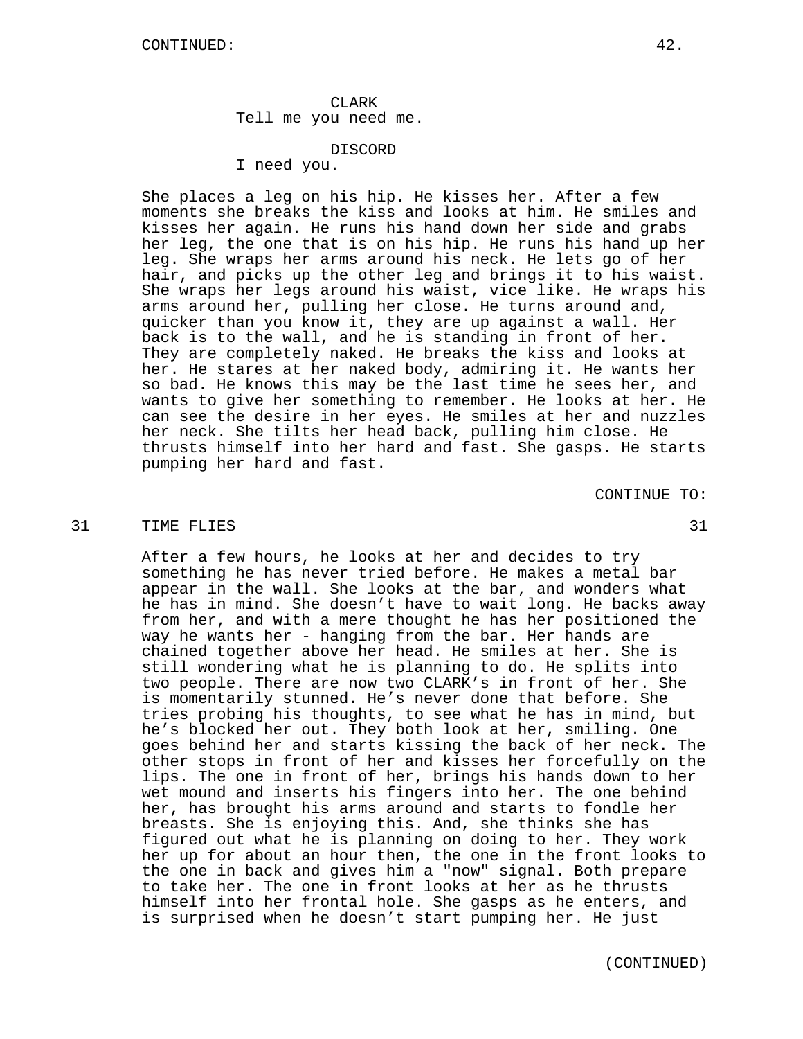CLARK
Tell me you need me.

DISCORD
I need you.

She places a leg on his hip. He kisses her. After a few moments she breaks the kiss and looks at him. He smiles and kisses her again. He runs his hand down her side and grabs her leg, the one that is on his hip. He runs his hand up her leg. She wraps her arms around his neck. He lets go of her hair, and picks up the other leg and brings it to his waist. She wraps her legs around his waist, vice like. He wraps his arms around her, pulling her close. He turns around and, quicker than you know it, they are up against a wall. Her back is to the wall, and he is standing in front of her. They are completely naked. He breaks the kiss and looks at her. He stares at her naked body, admiring it. He wants her so bad. He knows this may be the last time he sees her, and wants to give her something to remember. He looks at her. He can see the desire in her eyes. He smiles at her and nuzzles her neck. She tilts her head back, pulling him close. He thrusts himself into her hard and fast. She gasps. He starts pumping her hard and fast.

CONTINUE TO:

31 TIME FLIES 31

After a few hours, he looks at her and decides to try something he has never tried before. He makes a metal bar appear in the wall. She looks at the bar, and wonders what he has in mind. She doesn't have to wait long. He backs away from her, and with a mere thought he has her positioned the way he wants her - hanging from the bar. Her hands are chained together above her head. He smiles at her. She is still wondering what he is planning to do. He splits into two people. There are now two CLARK's in front of her. She is momentarily stunned. He's never done that before. She tries probing his thoughts, to see what he has in mind, but he's blocked her out. They both look at her, smiling. One goes behind her and starts kissing the back of her neck. The other stops in front of her and kisses her forcefully on the lips. The one in front of her, brings his hands down to her wet mound and inserts his fingers into her. The one behind her, has brought his arms around and starts to fondle her breasts. She is enjoying this. And, she thinks she has figured out what he is planning on doing to her. They work her up for about an hour then, the one in the front looks to the one in back and gives him a "now" signal. Both prepare to take her. The one in front looks at her as he thrusts himself into her frontal hole. She gasps as he enters, and is surprised when he doesn't start pumping her. He just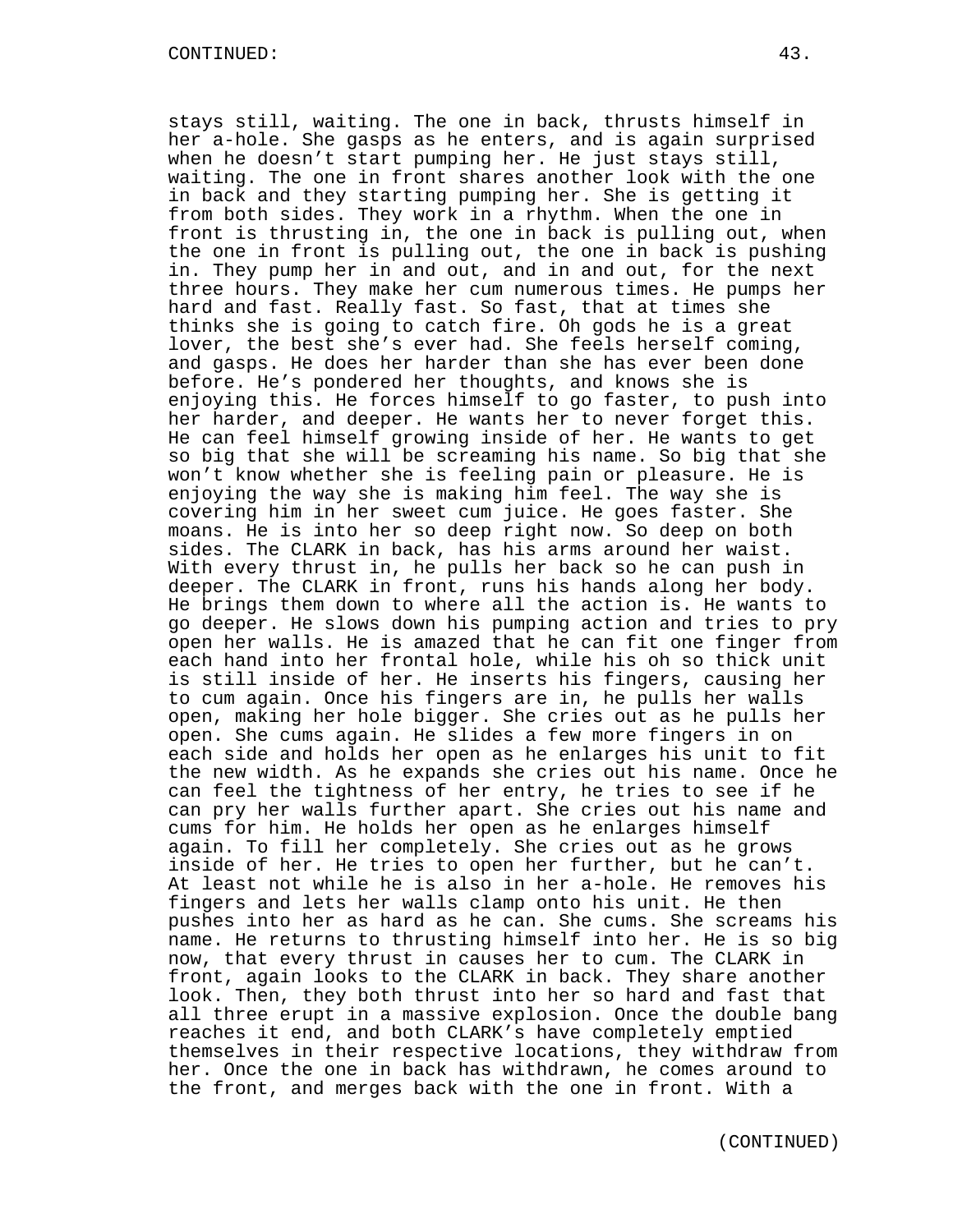stays still, waiting. The one in back, thrusts himself in her a-hole. She gasps as he enters, and is again surprised when he doesn't start pumping her. He just stays still, waiting. The one in front shares another look with the one in back and they starting pumping her. She is getting it from both sides. They work in a rhythm. When the one in front is thrusting in, the one in back is pulling out, when the one in front is pulling out, the one in back is pushing in. They pump her in and out, and in and out, for the next three hours. They make her cum numerous times. He pumps her hard and fast. Really fast. So fast, that at times she thinks she is going to catch fire. Oh gods he is a great lover, the best she's ever had. She feels herself coming, and gasps. He does her harder than she has ever been done before. He's pondered her thoughts, and knows she is enjoying this. He forces himself to go faster, to push into her harder, and deeper. He wants her to never forget this. He can feel himself growing inside of her. He wants to get so big that she will be screaming his name. So big that she won't know whether she is feeling pain or pleasure. He is enjoying the way she is making him feel. The way she is covering him in her sweet cum juice. He goes faster. She moans. He is into her so deep right now. So deep on both sides. The CLARK in back, has his arms around her waist. With every thrust in, he pulls her back so he can push in deeper. The CLARK in front, runs his hands along her body. He brings them down to where all the action is. He wants to go deeper. He slows down his pumping action and tries to pry open her walls. He is amazed that he can fit one finger from each hand into her frontal hole, while his oh so thick unit is still inside of her. He inserts his fingers, causing her to cum again. Once his fingers are in, he pulls her walls open, making her hole bigger. She cries out as he pulls her open. She cums again. He slides a few more fingers in on each side and holds her open as he enlarges his unit to fit the new width. As he expands she cries out his name. Once he can feel the tightness of her entry, he tries to see if he can pry her walls further apart. She cries out his name and cums for him. He holds her open as he enlarges himself again. To fill her completely. She cries out as he grows inside of her. He tries to open her further, but he can't. At least not while he is also in her a-hole. He removes his fingers and lets her walls clamp onto his unit. He then pushes into her as hard as he can. She cums. She screams his name. He returns to thrusting himself into her. He is so big now, that every thrust in causes her to cum. The CLARK in front, again looks to the CLARK in back. They share another look. Then, they both thrust into her so hard and fast that all three erupt in a massive explosion. Once the double bang reaches it end, and both CLARK's have completely emptied themselves in their respective locations, they withdraw from her. Once the one in back has withdrawn, he comes around to the front, and merges back with the one in front. With a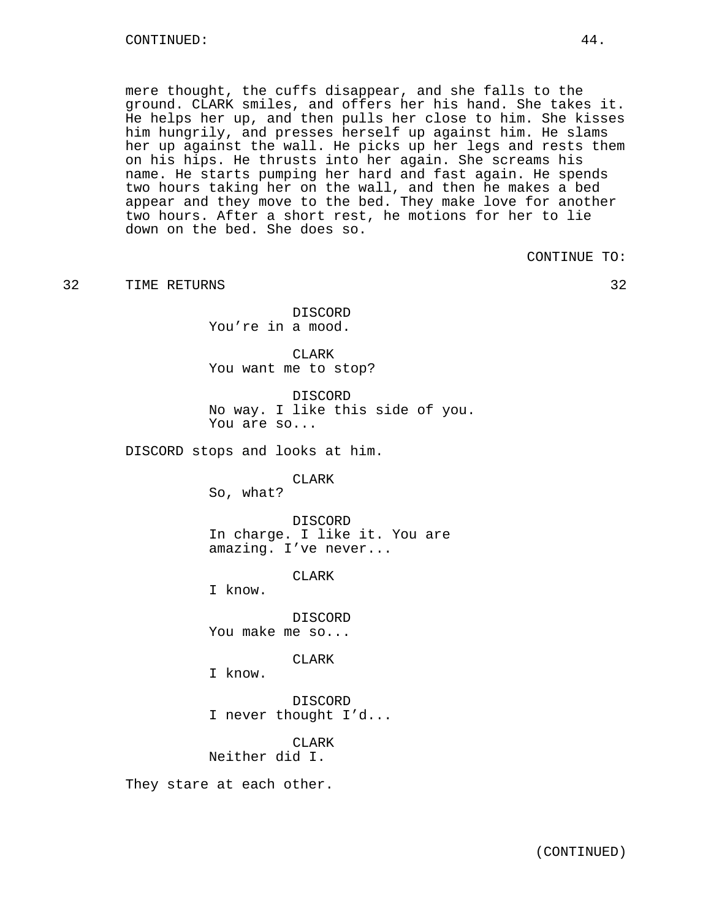mere thought, the cuffs disappear, and she falls to the ground. CLARK smiles, and offers her his hand. She takes it. He helps her up, and then pulls her close to him. She kisses him hungrily, and presses herself up against him. He slams her up against the wall. He picks up her legs and rests them on his hips. He thrusts into her again. She screams his name. He starts pumping her hard and fast again. He spends two hours taking her on the wall, and then he makes a bed appear and they move to the bed. They make love for another two hours. After a short rest, he motions for her to lie down on the bed. She does so.

CONTINUE TO:

32 TIME RETURNS 32

DISCORD
You're in a mood.

CLARK
You want me to stop?

DISCORD
No way. I like this side of you. You are so...

DISCORD stops and looks at him.

CLARK
So, what?

DISCORD
In charge. I like it. You are amazing. I've never...

CLARK
I know.

DISCORD
You make me so...

CLARK
I know.

DISCORD
I never thought I'd...

CLARK
Neither did I.

They stare at each other.

(CONTINUED)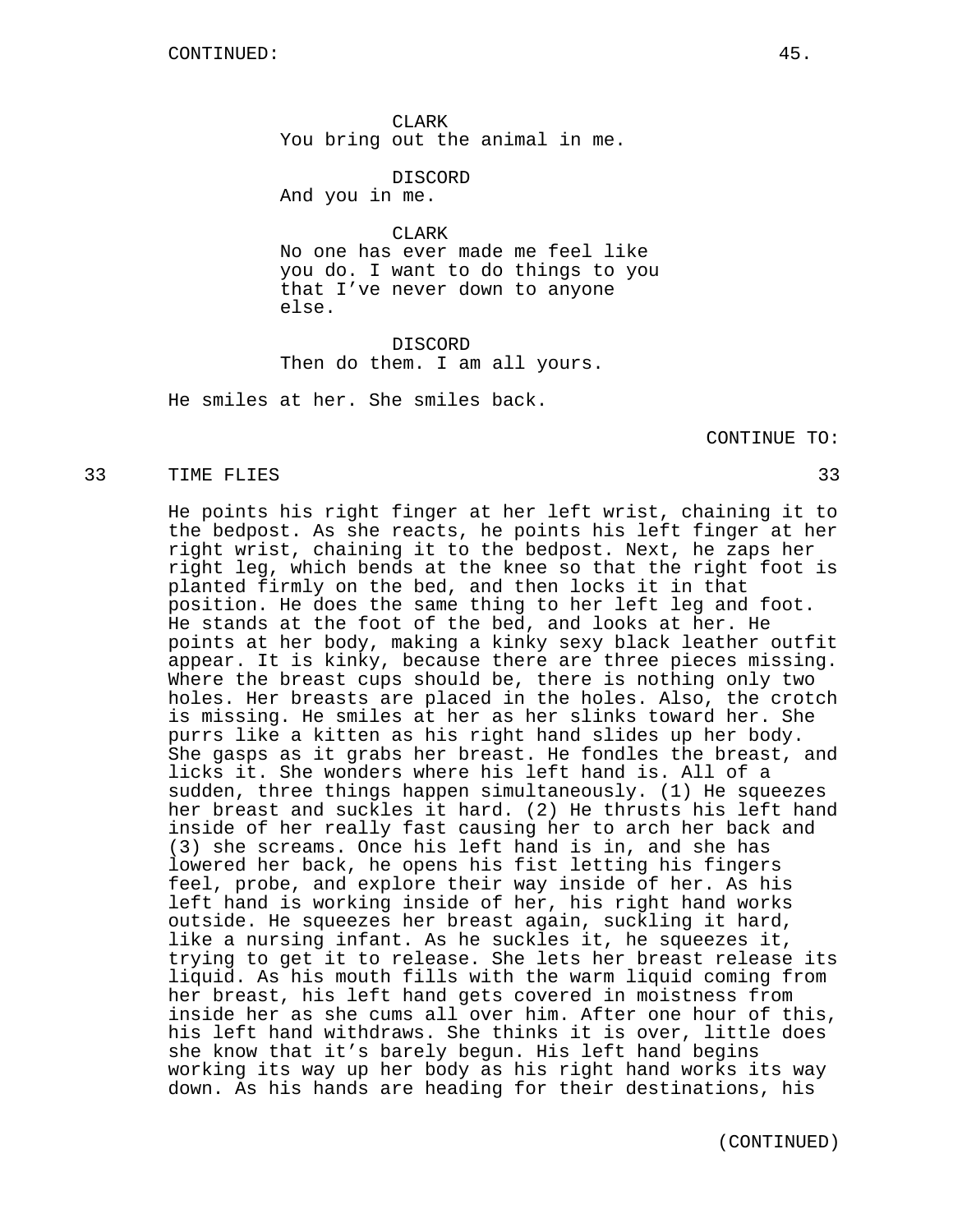CLARK
You bring out the animal in me.

DISCORD
And you in me.

CLARK
No one has ever made me feel like you do. I want to do things to you that I've never down to anyone else.

DISCORD
Then do them. I am all yours.

He smiles at her. She smiles back.

CONTINUE TO:

## 33 TIME FLIES 33

He points his right finger at her left wrist, chaining it to the bedpost. As she reacts, he points his left finger at her right wrist, chaining it to the bedpost. Next, he zaps her right leg, which bends at the knee so that the right foot is planted firmly on the bed, and then locks it in that position. He does the same thing to her left leg and foot. He stands at the foot of the bed, and looks at her. He points at her body, making a kinky sexy black leather outfit appear. It is kinky, because there are three pieces missing. Where the breast cups should be, there is nothing only two holes. Her breasts are placed in the holes. Also, the crotch is missing. He smiles at her as her slinks toward her. She purrs like a kitten as his right hand slides up her body. She gasps as it grabs her breast. He fondles the breast, and licks it. She wonders where his left hand is. All of a sudden, three things happen simultaneously. (1) He squeezes her breast and suckles it hard. (2) He thrusts his left hand inside of her really fast causing her to arch her back and (3) she screams. Once his left hand is in, and she has lowered her back, he opens his fist letting his fingers feel, probe, and explore their way inside of her. As his left hand is working inside of her, his right hand works outside. He squeezes her breast again, suckling it hard, like a nursing infant. As he suckles it, he squeezes it, trying to get it to release. She lets her breast release its liquid. As his mouth fills with the warm liquid coming from her breast, his left hand gets covered in moistness from inside her as she cums all over him. After one hour of this, his left hand withdraws. She thinks it is over, little does she know that it's barely begun. His left hand begins working its way up her body as his right hand works its way down. As his hands are heading for their destinations, his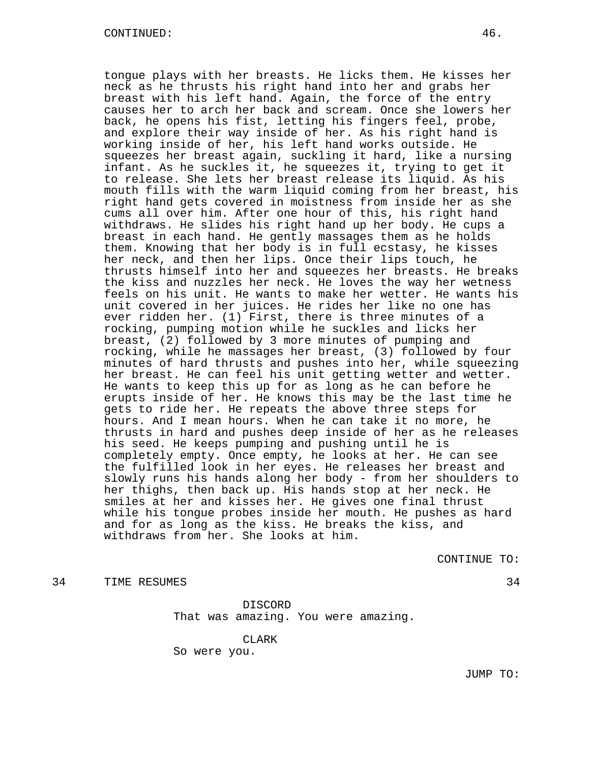tongue plays with her breasts. He licks them. He kisses her neck as he thrusts his right hand into her and grabs her breast with his left hand. Again, the force of the entry causes her to arch her back and scream. Once she lowers her back, he opens his fist, letting his fingers feel, probe, and explore their way inside of her. As his right hand is working inside of her, his left hand works outside. He squeezes her breast again, suckling it hard, like a nursing infant. As he suckles it, he squeezes it, trying to get it to release. She lets her breast release its liquid. As his mouth fills with the warm liquid coming from her breast, his right hand gets covered in moistness from inside her as she cums all over him. After one hour of this, his right hand withdraws. He slides his right hand up her body. He cups a breast in each hand. He gently massages them as he holds them. Knowing that her body is in full ecstasy, he kisses her neck, and then her lips. Once their lips touch, he thrusts himself into her and squeezes her breasts. He breaks the kiss and nuzzles her neck. He loves the way her wetness feels on his unit. He wants to make her wetter. He wants his unit covered in her juices. He rides her like no one has ever ridden her. (1) First, there is three minutes of a rocking, pumping motion while he suckles and licks her breast, (2) followed by 3 more minutes of pumping and rocking, while he massages her breast, (3) followed by four minutes of hard thrusts and pushes into her, while squeezing her breast. He can feel his unit getting wetter and wetter. He wants to keep this up for as long as he can before he erupts inside of her. He knows this may be the last time he gets to ride her. He repeats the above three steps for hours. And I mean hours. When he can take it no more, he thrusts in hard and pushes deep inside of her as he releases his seed. He keeps pumping and pushing until he is completely empty. Once empty, he looks at her. He can see the fulfilled look in her eyes. He releases her breast and slowly runs his hands along her body - from her shoulders to her thighs, then back up. His hands stop at her neck. He smiles at her and kisses her. He gives one final thrust while his tongue probes inside her mouth. He pushes as hard and for as long as the kiss. He breaks the kiss, and withdraws from her. She looks at him.

CONTINUE TO:

34 TIME RESUMES 34

DISCORD
That was amazing. You were amazing.

CLARK
So were you.

JUMP TO: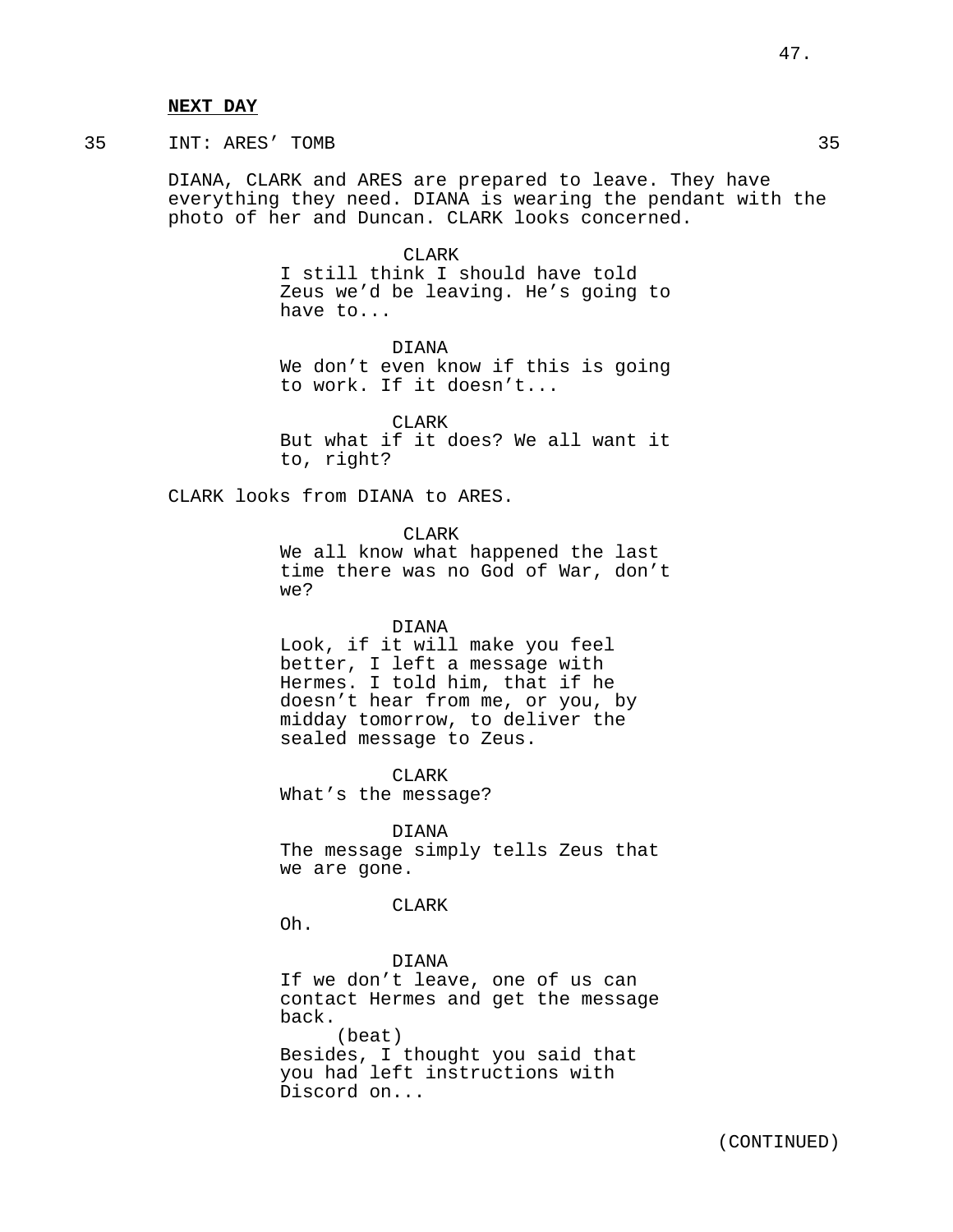**NEXT DAY**

35 INT: ARES' TOMB 35

DIANA, CLARK and ARES are prepared to leave. They have everything they need. DIANA is wearing the pendant with the photo of her and Duncan. CLARK looks concerned.

CLARK
I still think I should have told Zeus we'd be leaving. He's going to have to...

DIANA
We don't even know if this is going to work. If it doesn't...

CLARK
But what if it does? We all want it to, right?

CLARK looks from DIANA to ARES.

CLARK
We all know what happened the last time there was no God of War, don't we?

DIANA
Look, if it will make you feel better, I left a message with Hermes. I told him, that if he doesn't hear from me, or you, by midday tomorrow, to deliver the sealed message to Zeus.

CLARK
What's the message?

DIANA
The message simply tells Zeus that we are gone.

CLARK
Oh.

DIANA
If we don't leave, one of us can contact Hermes and get the message back.
(beat)
Besides, I thought you said that you had left instructions with Discord on...

(CONTINUED)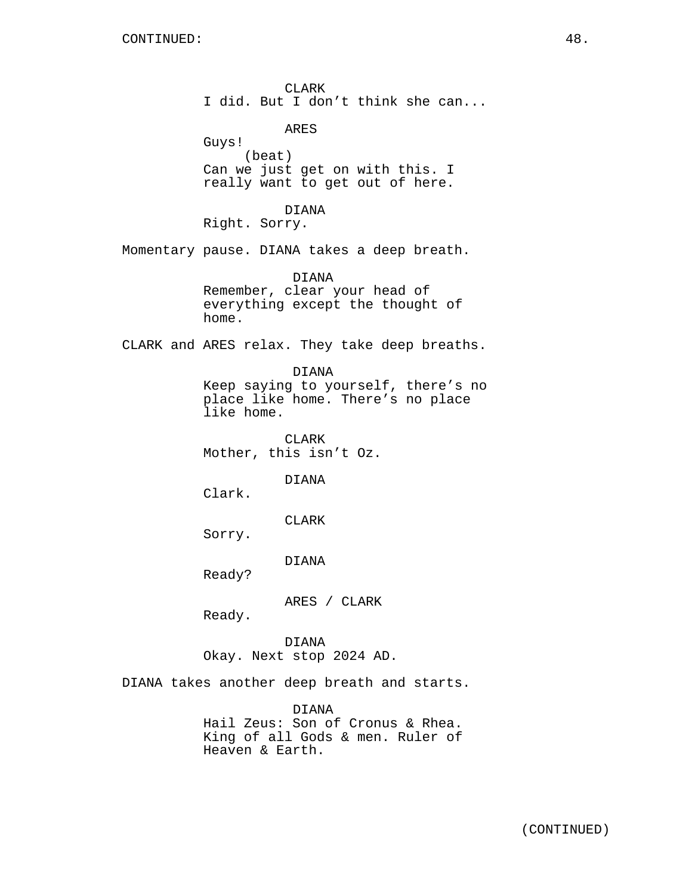CLARK
I did. But I don’t think she can...

ARES
Guys!
(beat)
Can we just get on with this. I really want to get out of here.

DIANA
Right. Sorry.

Momentary pause. DIANA takes a deep breath.

DIANA
Remember, clear your head of everything except the thought of home.

CLARK and ARES relax. They take deep breaths.

DIANA
Keep saying to yourself, there’s no place like home. There’s no place like home.

CLARK
Mother, this isn’t Oz.

DIANA
Clark.

CLARK
Sorry.

DIANA
Ready?

ARES / CLARK
Ready.

DIANA
Okay. Next stop 2024 AD.

DIANA takes another deep breath and starts.

DIANA
Hail Zeus: Son of Cronus & Rhea. King of all Gods & men. Ruler of Heaven & Earth.

(CONTINUED)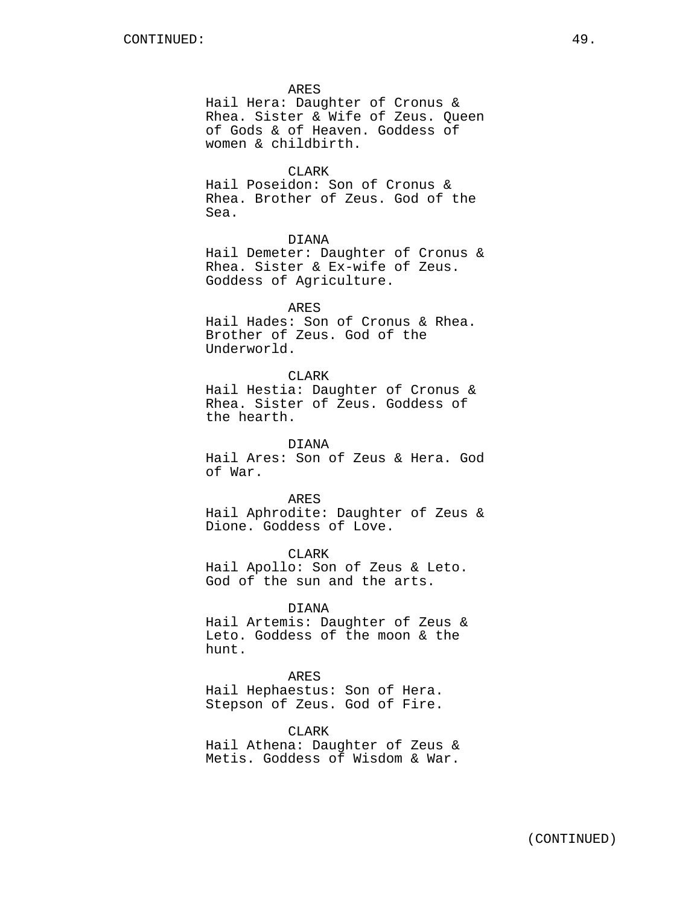ARES
Hail Hera: Daughter of Cronus & Rhea. Sister & Wife of Zeus. Queen of Gods & of Heaven. Goddess of women & childbirth.

CLARK
Hail Poseidon: Son of Cronus & Rhea. Brother of Zeus. God of the Sea.

DIANA
Hail Demeter: Daughter of Cronus & Rhea. Sister & Ex-wife of Zeus. Goddess of Agriculture.

ARES
Hail Hades: Son of Cronus & Rhea. Brother of Zeus. God of the Underworld.

CLARK
Hail Hestia: Daughter of Cronus & Rhea. Sister of Zeus. Goddess of the hearth.

DIANA
Hail Ares: Son of Zeus & Hera. God of War.

ARES
Hail Aphrodite: Daughter of Zeus & Dione. Goddess of Love.

CLARK
Hail Apollo: Son of Zeus & Leto. God of the sun and the arts.

DIANA
Hail Artemis: Daughter of Zeus & Leto. Goddess of the moon & the hunt.

ARES
Hail Hephaestus: Son of Hera. Stepson of Zeus. God of Fire.

CLARK
Hail Athena: Daughter of Zeus & Metis. Goddess of Wisdom & War.

(CONTINUED)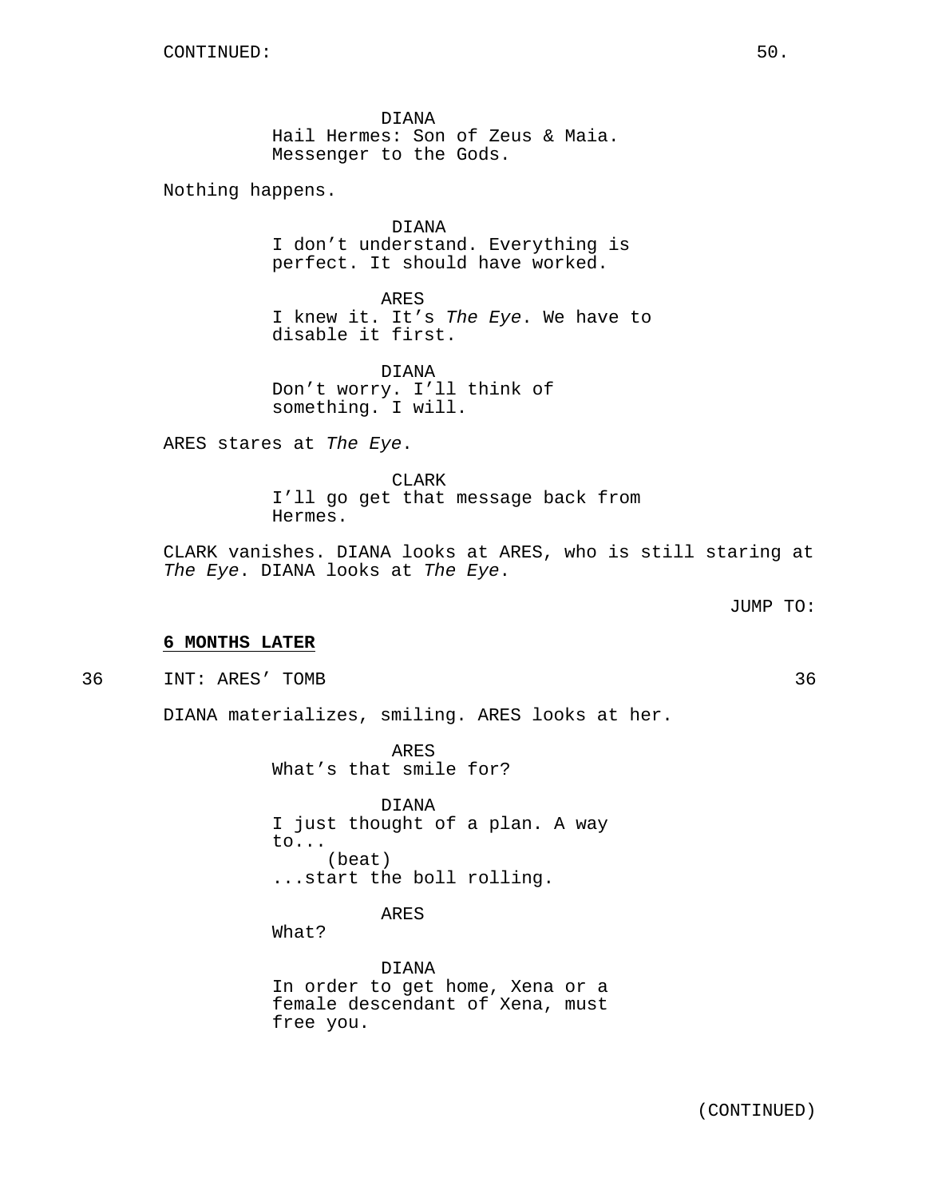DIANA
Hail Hermes: Son of Zeus & Maia.
Messenger to the Gods.

Nothing happens.

DIANA
I don't understand. Everything is
perfect. It should have worked.

ARES
I knew it. It's *The Eye*. We have to
disable it first.

DIANA
Don't worry. I'll think of
something. I will.

ARES stares at *The Eye*.

CLARK
I'll go get that message back from
Hermes.

CLARK vanishes. DIANA looks at ARES, who is still staring at *The Eye*. DIANA looks at *The Eye*.

JUMP TO:

**6 MONTHS LATER**

36 INT: ARES' TOMB 36

DIANA materializes, smiling. ARES looks at her.

ARES
What's that smile for?

DIANA
I just thought of a plan. A way
to...
(beat)
...start the boll rolling.

ARES
What?

DIANA
In order to get home, Xena or a
female descendant of Xena, must
free you.

(CONTINUED)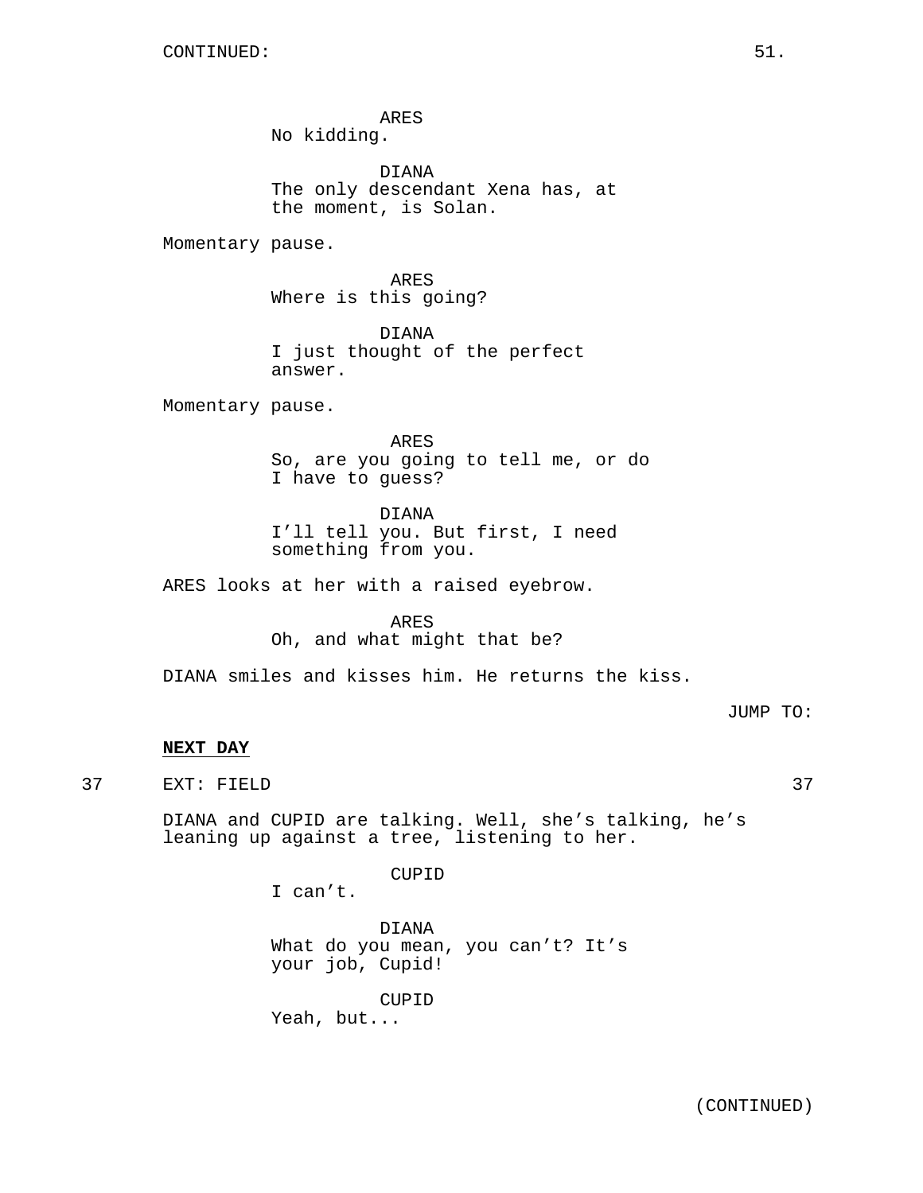ARES
No kidding.

DIANA
The only descendant Xena has, at the moment, is Solan.

Momentary pause.

ARES
Where is this going?

DIANA
I just thought of the perfect answer.

Momentary pause.

ARES
So, are you going to tell me, or do I have to guess?

DIANA
I'll tell you. But first, I need something from you.

ARES looks at her with a raised eyebrow.

ARES
Oh, and what might that be?

DIANA smiles and kisses him. He returns the kiss.

JUMP TO:

**NEXT DAY**

37 EXT: FIELD 37

DIANA and CUPID are talking. Well, she's talking, he's leaning up against a tree, listening to her.

CUPID
I can't.

DIANA
What do you mean, you can't? It's your job, Cupid!

CUPID
Yeah, but...

(CONTINUED)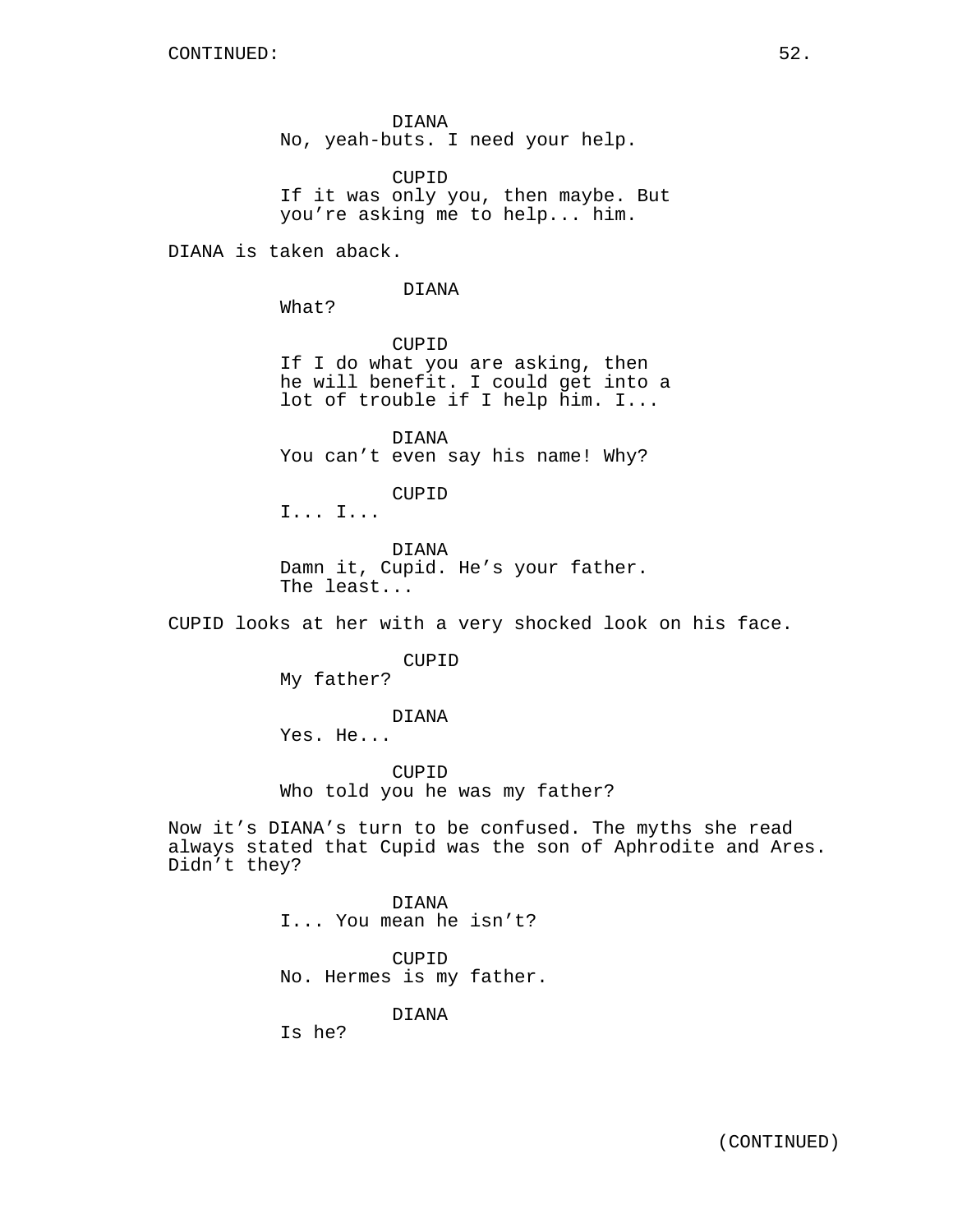CONTINUED:

DIANA
No, yeah-buts. I need your help.

CUPID
If it was only you, then maybe. But you're asking me to help... him.

DIANA is taken aback.

DIANA
What?

CUPID
If I do what you are asking, then he will benefit. I could get into a lot of trouble if I help him. I...

DIANA
You can't even say his name! Why?

CUPID
I... I...

DIANA
Damn it, Cupid. He's your father. The least...

CUPID looks at her with a very shocked look on his face.

CUPID
My father?

DIANA
Yes. He...

CUPID
Who told you he was my father?

Now it's DIANA's turn to be confused. The myths she read always stated that Cupid was the son of Aphrodite and Ares. Didn't they?

DIANA
I... You mean he isn't?

CUPID
No. Hermes is my father.

DIANA
Is he?

(CONTINUED)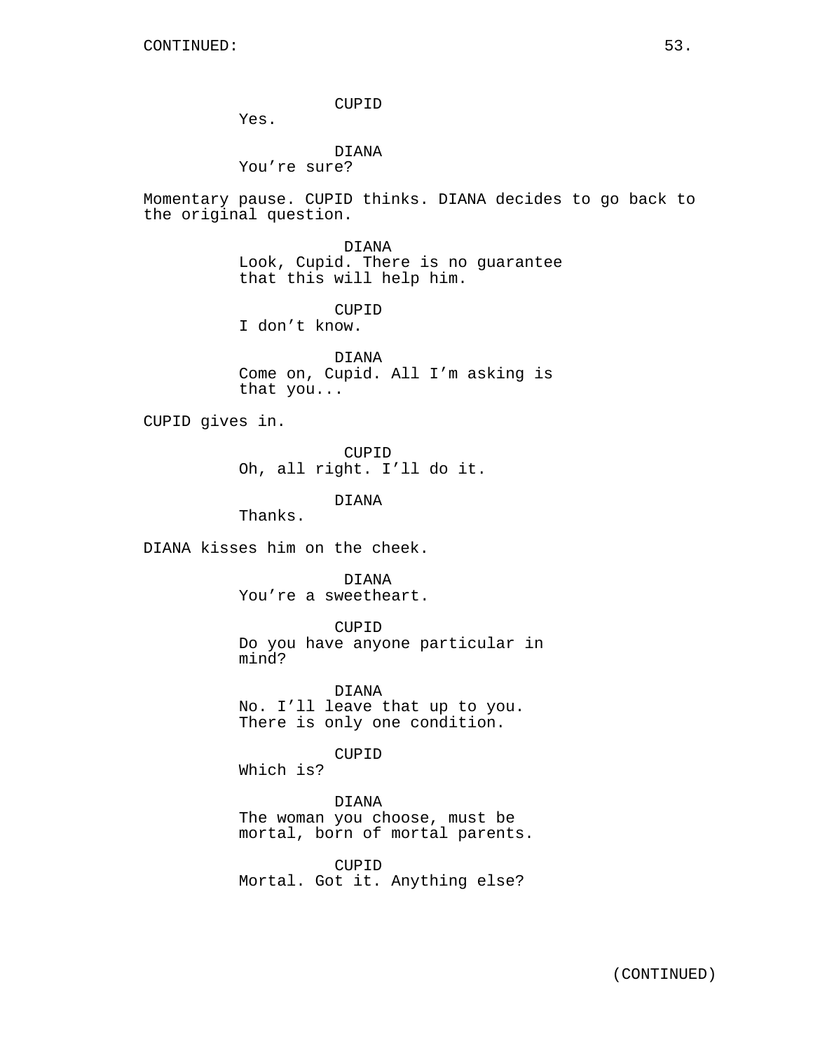CONTINUED:

CUPID
Yes.

DIANA
You're sure?

Momentary pause. CUPID thinks. DIANA decides to go back to the original question.

DIANA
Look, Cupid. There is no guarantee that this will help him.

CUPID
I don't know.

DIANA
Come on, Cupid. All I'm asking is that you...

CUPID gives in.

CUPID
Oh, all right. I'll do it.

DIANA
Thanks.

DIANA kisses him on the cheek.

DIANA
You're a sweetheart.

CUPID
Do you have anyone particular in mind?

DIANA
No. I'll leave that up to you. There is only one condition.

CUPID
Which is?

DIANA
The woman you choose, must be mortal, born of mortal parents.

CUPID
Mortal. Got it. Anything else?

(CONTINUED)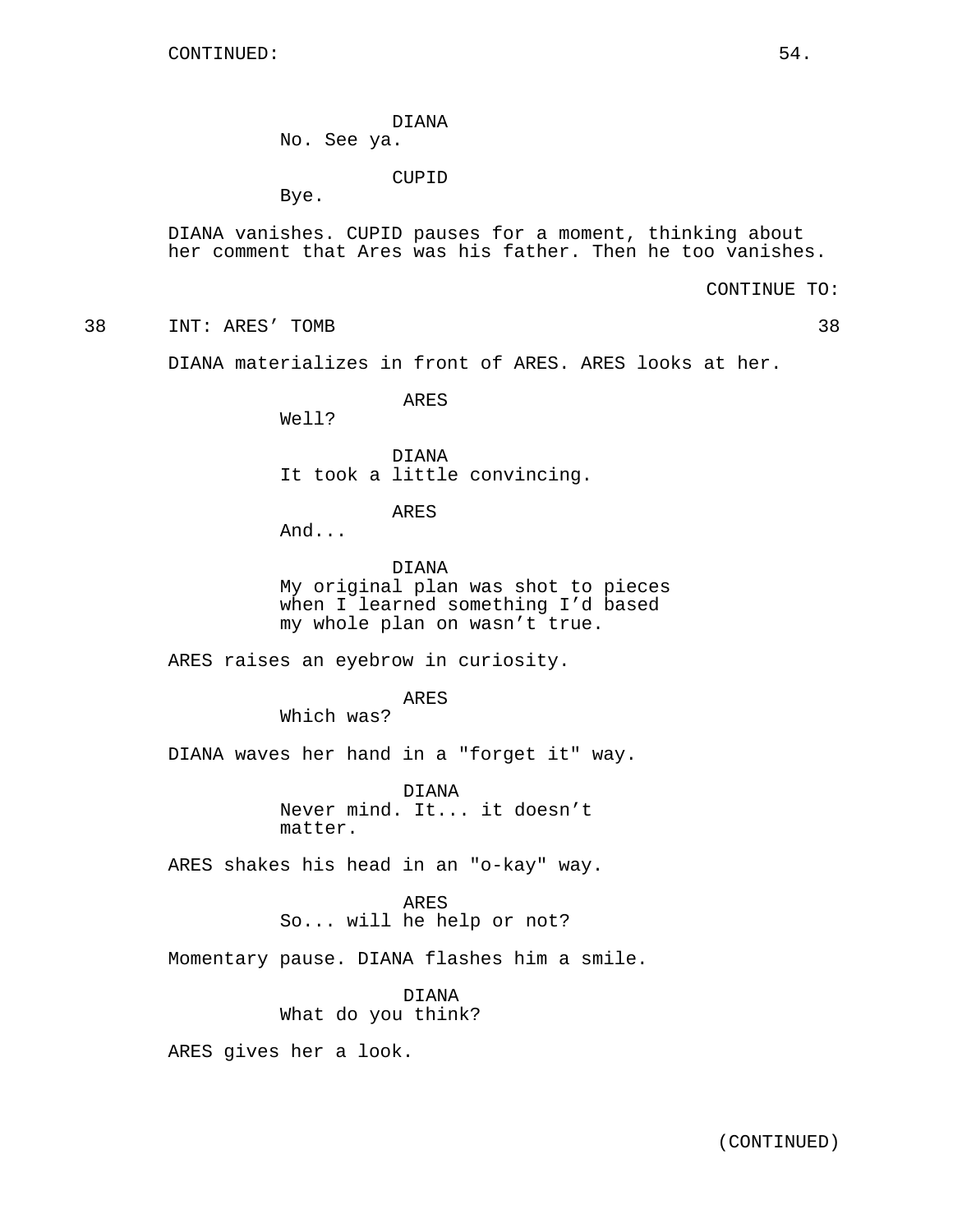DIANA
No. See ya.

CUPID
Bye.

DIANA vanishes. CUPID pauses for a moment, thinking about her comment that Ares was his father. Then he too vanishes.

CONTINUE TO:

38 INT: ARES' TOMB 38

DIANA materializes in front of ARES. ARES looks at her.

ARES
Well?

DIANA
It took a little convincing.

ARES
And...

DIANA
My original plan was shot to pieces when I learned something I'd based my whole plan on wasn't true.

ARES raises an eyebrow in curiosity.

ARES
Which was?

DIANA waves her hand in a "forget it" way.

DIANA
Never mind. It... it doesn't matter.

ARES shakes his head in an "o-kay" way.

ARES
So... will he help or not?

Momentary pause. DIANA flashes him a smile.

DIANA
What do you think?

ARES gives her a look.

(CONTINUED)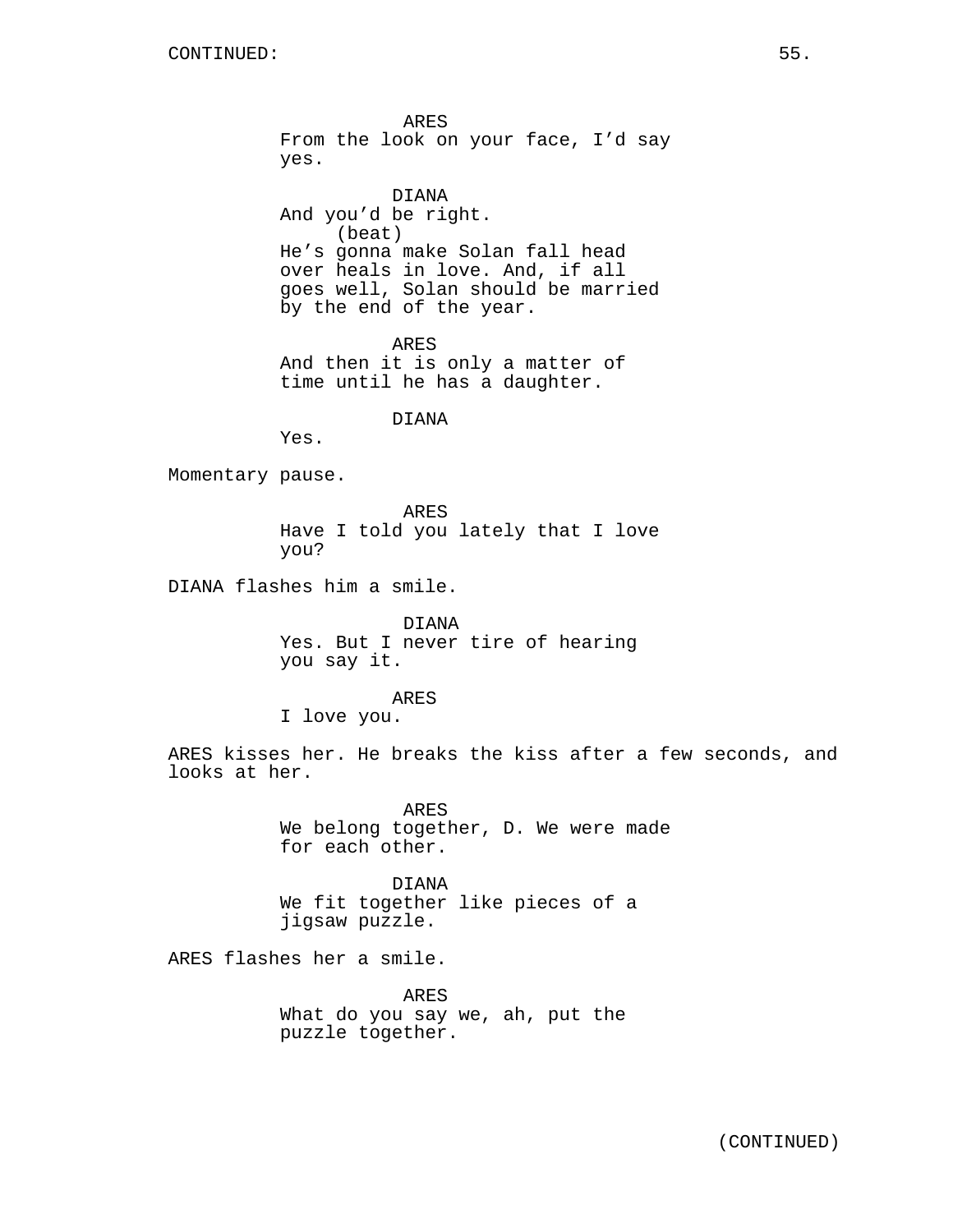CONTINUED:

ARES
From the look on your face, I'd say yes.

DIANA
And you'd be right.
(beat)
He's gonna make Solan fall head over heals in love. And, if all goes well, Solan should be married by the end of the year.

ARES
And then it is only a matter of time until he has a daughter.

DIANA
Yes.

Momentary pause.

ARES
Have I told you lately that I love you?

DIANA flashes him a smile.

DIANA
Yes. But I never tire of hearing you say it.

ARES
I love you.

ARES kisses her. He breaks the kiss after a few seconds, and looks at her.

ARES
We belong together, D. We were made for each other.

DIANA
We fit together like pieces of a jigsaw puzzle.

ARES flashes her a smile.

ARES
What do you say we, ah, put the puzzle together.

(CONTINUED)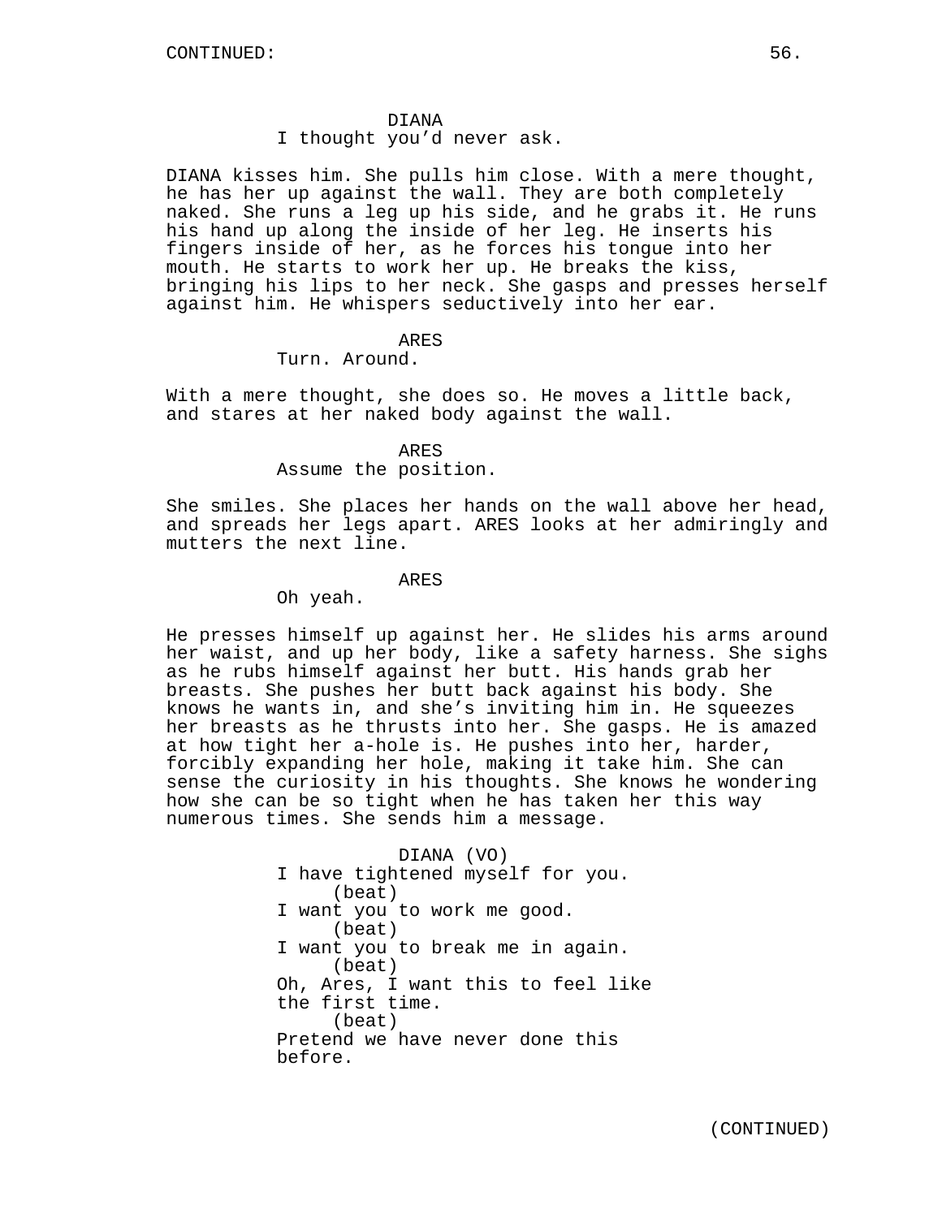DIANA
I thought you'd never ask.

DIANA kisses him. She pulls him close. With a mere thought, he has her up against the wall. They are both completely naked. She runs a leg up his side, and he grabs it. He runs his hand up along the inside of her leg. He inserts his fingers inside of her, as he forces his tongue into her mouth. He starts to work her up. He breaks the kiss, bringing his lips to her neck. She gasps and presses herself against him. He whispers seductively into her ear.

ARES
Turn. Around.

With a mere thought, she does so. He moves a little back, and stares at her naked body against the wall.

ARES
Assume the position.

She smiles. She places her hands on the wall above her head, and spreads her legs apart. ARES looks at her admiringly and mutters the next line.

ARES
Oh yeah.

He presses himself up against her. He slides his arms around her waist, and up her body, like a safety harness. She sighs as he rubs himself against her butt. His hands grab her breasts. She pushes her butt back against his body. She knows he wants in, and she's inviting him in. He squeezes her breasts as he thrusts into her. She gasps. He is amazed at how tight her a-hole is. He pushes into her, harder, forcibly expanding her hole, making it take him. She can sense the curiosity in his thoughts. She knows he wondering how she can be so tight when he has taken her this way numerous times. She sends him a message.

DIANA (VO)
I have tightened myself for you.
(beat)
I want you to work me good.
(beat)
I want you to break me in again.
(beat)
Oh, Ares, I want this to feel like the first time.
(beat)
Pretend we have never done this before.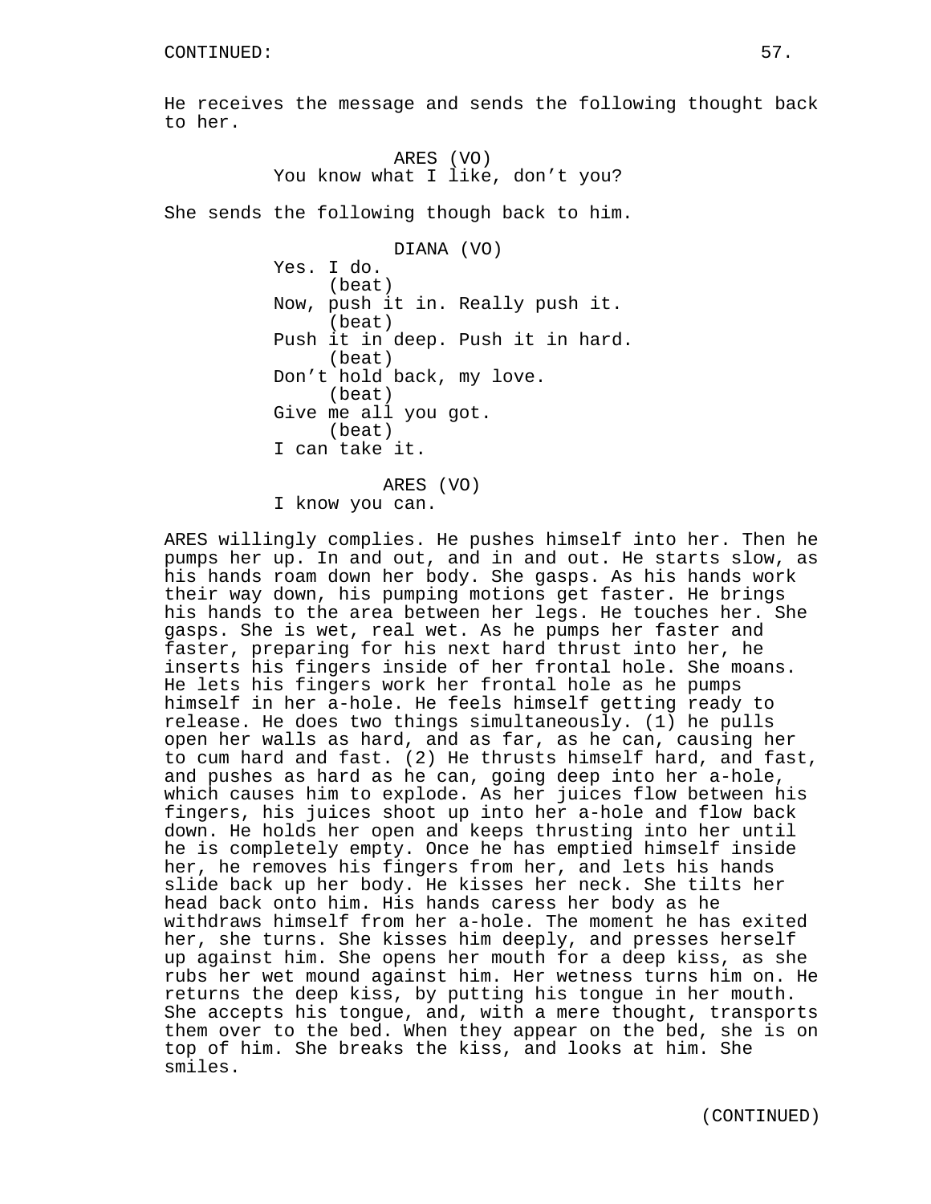CONTINUED:

He receives the message and sends the following thought back to her.

ARES (VO)
You know what I like, don't you?

She sends the following though back to him.

DIANA (VO)
Yes. I do.
(beat)
Now, push it in. Really push it.
(beat)
Push it in deep. Push it in hard.
(beat)
Don't hold back, my love.
(beat)
Give me all you got.
(beat)
I can take it.

ARES (VO)
I know you can.

ARES willingly complies. He pushes himself into her. Then he pumps her up. In and out, and in and out. He starts slow, as his hands roam down her body. She gasps. As his hands work their way down, his pumping motions get faster. He brings his hands to the area between her legs. He touches her. She gasps. She is wet, real wet. As he pumps her faster and faster, preparing for his next hard thrust into her, he inserts his fingers inside of her frontal hole. She moans. He lets his fingers work her frontal hole as he pumps himself in her a-hole. He feels himself getting ready to release. He does two things simultaneously. (1) he pulls open her walls as hard, and as far, as he can, causing her to cum hard and fast. (2) He thrusts himself hard, and fast, and pushes as hard as he can, going deep into her a-hole, which causes him to explode. As her juices flow between his fingers, his juices shoot up into her a-hole and flow back down. He holds her open and keeps thrusting into her until he is completely empty. Once he has emptied himself inside her, he removes his fingers from her, and lets his hands slide back up her body. He kisses her neck. She tilts her head back onto him. His hands caress her body as he withdraws himself from her a-hole. The moment he has exited her, she turns. She kisses him deeply, and presses herself up against him. She opens her mouth for a deep kiss, as she rubs her wet mound against him. Her wetness turns him on. He returns the deep kiss, by putting his tongue in her mouth. She accepts his tongue, and, with a mere thought, transports them over to the bed. When they appear on the bed, she is on top of him. She breaks the kiss, and looks at him. She smiles.

(CONTINUED)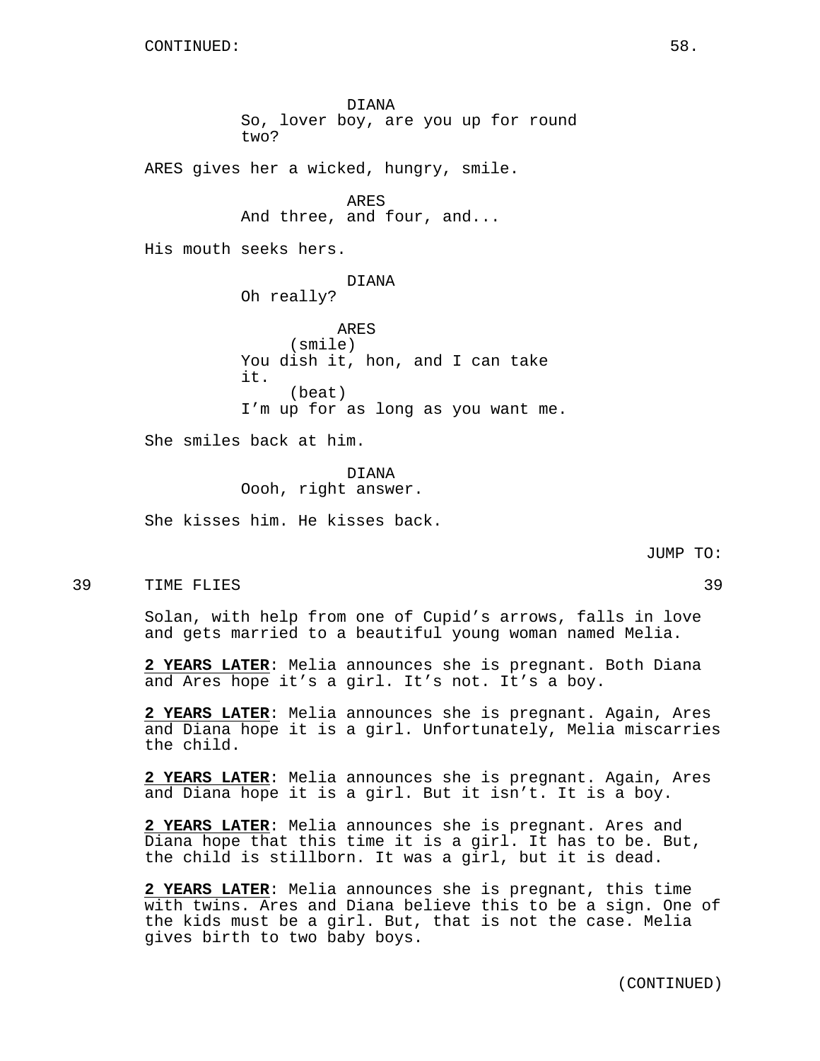CONTINUED:

DIANA
So, lover boy, are you up for round two?

ARES gives her a wicked, hungry, smile.

ARES
And three, and four, and...

His mouth seeks hers.

DIANA
Oh really?

ARES
(smile)
You dish it, hon, and I can take it.
(beat)
I'm up for as long as you want me.

She smiles back at him.

DIANA
Oooh, right answer.

She kisses him. He kisses back.

JUMP TO:

39 TIME FLIES 39

Solan, with help from one of Cupid's arrows, falls in love and gets married to a beautiful young woman named Melia.

**2 YEARS LATER**: Melia announces she is pregnant. Both Diana and Ares hope it's a girl. It's not. It's a boy.

**2 YEARS LATER**: Melia announces she is pregnant. Again, Ares and Diana hope it is a girl. Unfortunately, Melia miscarries the child.

**2 YEARS LATER**: Melia announces she is pregnant. Again, Ares and Diana hope it is a girl. But it isn't. It is a boy.

**2 YEARS LATER**: Melia announces she is pregnant. Ares and Diana hope that this time it is a girl. It has to be. But, the child is stillborn. It was a girl, but it is dead.

**2 YEARS LATER**: Melia announces she is pregnant, this time with twins. Ares and Diana believe this to be a sign. One of the kids must be a girl. But, that is not the case. Melia gives birth to two baby boys.

(CONTINUED)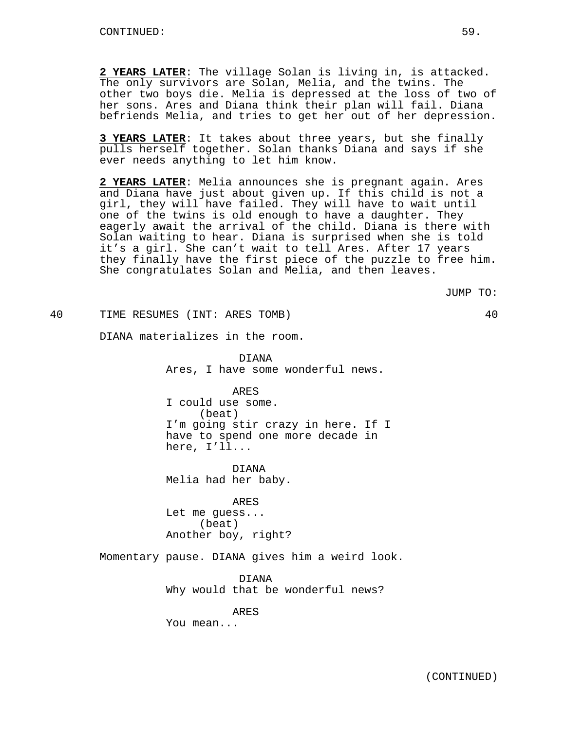**2 YEARS LATER**: The village Solan is living in, is attacked. The only survivors are Solan, Melia, and the twins. The other two boys die. Melia is depressed at the loss of two of her sons. Ares and Diana think their plan will fail. Diana befriends Melia, and tries to get her out of her depression.

**3 YEARS LATER**: It takes about three years, but she finally pulls herself together. Solan thanks Diana and says if she ever needs anything to let him know.

**2 YEARS LATER**: Melia announces she is pregnant again. Ares and Diana have just about given up. If this child is not a girl, they will have failed. They will have to wait until one of the twins is old enough to have a daughter. They eagerly await the arrival of the child. Diana is there with Solan waiting to hear. Diana is surprised when she is told it's a girl. She can't wait to tell Ares. After 17 years they finally have the first piece of the puzzle to free him. She congratulates Solan and Melia, and then leaves.

JUMP TO:

40 TIME RESUMES (INT: ARES TOMB) 40

DIANA materializes in the room.

DIANA
Ares, I have some wonderful news.

ARES
I could use some.
(beat)
I'm going stir crazy in here. If I have to spend one more decade in here, I'll...

DIANA
Melia had her baby.

ARES
Let me guess...
(beat)
Another boy, right?

Momentary pause. DIANA gives him a weird look.

DIANA
Why would that be wonderful news?

ARES
You mean...

(CONTINUED)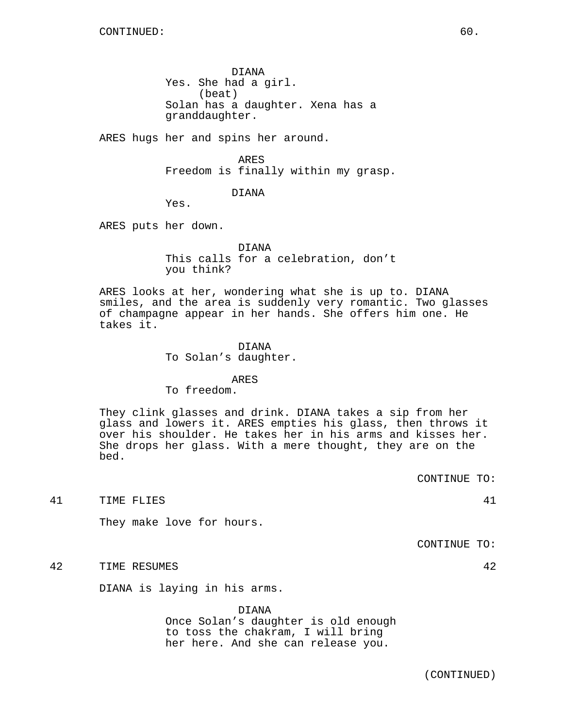DIANA
Yes. She had a girl.
(beat)
Solan has a daughter. Xena has a granddaughter.

ARES hugs her and spins her around.

ARES
Freedom is finally within my grasp.

DIANA
Yes.

ARES puts her down.

DIANA
This calls for a celebration, don't you think?

ARES looks at her, wondering what she is up to. DIANA smiles, and the area is suddenly very romantic. Two glasses of champagne appear in her hands. She offers him one. He takes it.

DIANA
To Solan's daughter.

ARES
To freedom.

They clink glasses and drink. DIANA takes a sip from her glass and lowers it. ARES empties his glass, then throws it over his shoulder. He takes her in his arms and kisses her. She drops her glass. With a mere thought, they are on the bed.

CONTINUE TO:

41 TIME FLIES 41

They make love for hours.

CONTINUE TO:

42 TIME RESUMES 42

DIANA is laying in his arms.

DIANA
Once Solan's daughter is old enough to toss the chakram, I will bring her here. And she can release you.

(CONTINUED)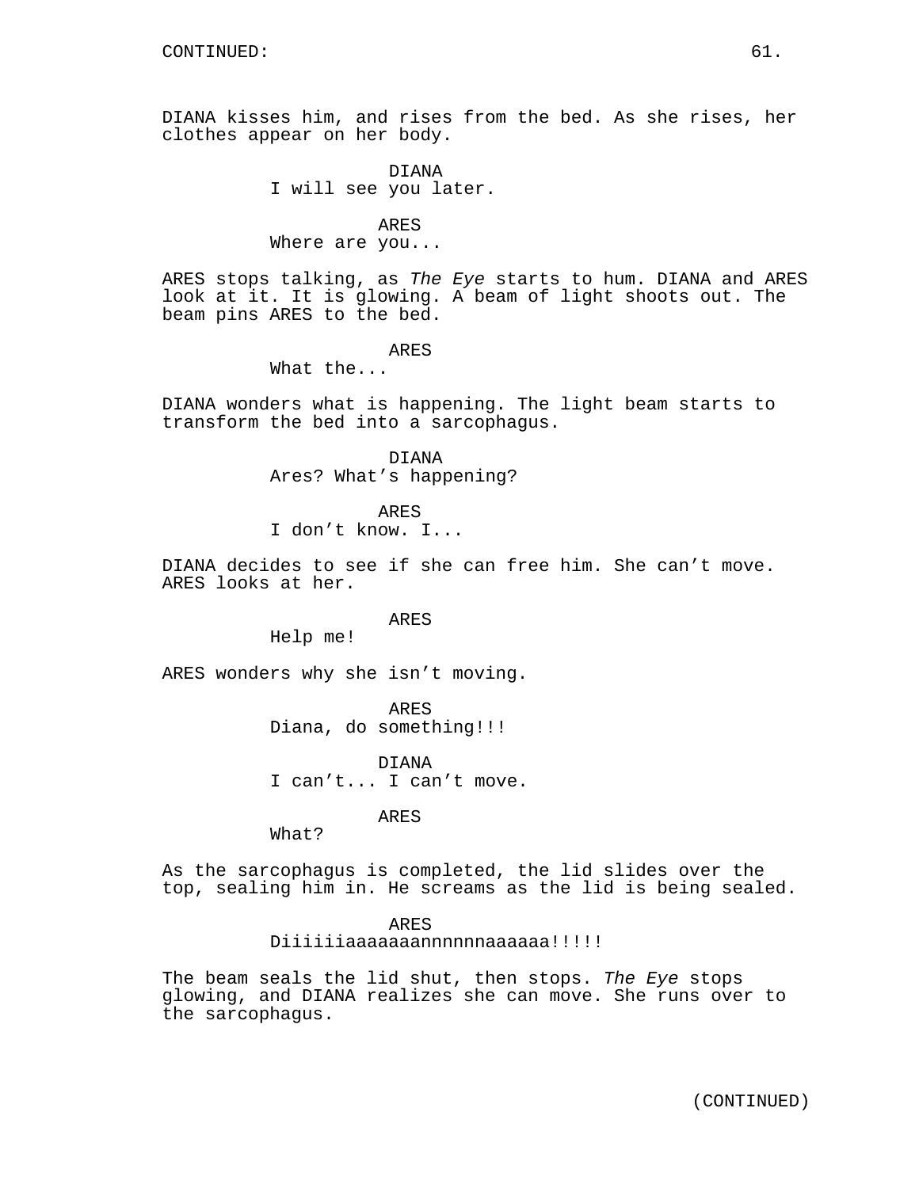CONTINUED:

DIANA kisses him, and rises from the bed. As she rises, her clothes appear on her body.

DIANA
I will see you later.

ARES
Where are you...

ARES stops talking, as *The Eye* starts to hum. DIANA and ARES look at it. It is glowing. A beam of light shoots out. The beam pins ARES to the bed.

ARES
What the...

DIANA wonders what is happening. The light beam starts to transform the bed into a sarcophagus.

DIANA
Ares? What’s happening?

ARES
I don’t know. I...

DIANA decides to see if she can free him. She can’t move. ARES looks at her.

ARES
Help me!

ARES wonders why she isn’t moving.

ARES
Diana, do something!!!

DIANA
I can’t... I can’t move.

ARES
What?

As the sarcophagus is completed, the lid slides over the top, sealing him in. He screams as the lid is being sealed.

ARES
Diiiiiiaaaaaaannnnnnaaaaaa!!!!!

The beam seals the lid shut, then stops. *The Eye* stops glowing, and DIANA realizes she can move. She runs over to the sarcophagus.

(CONTINUED)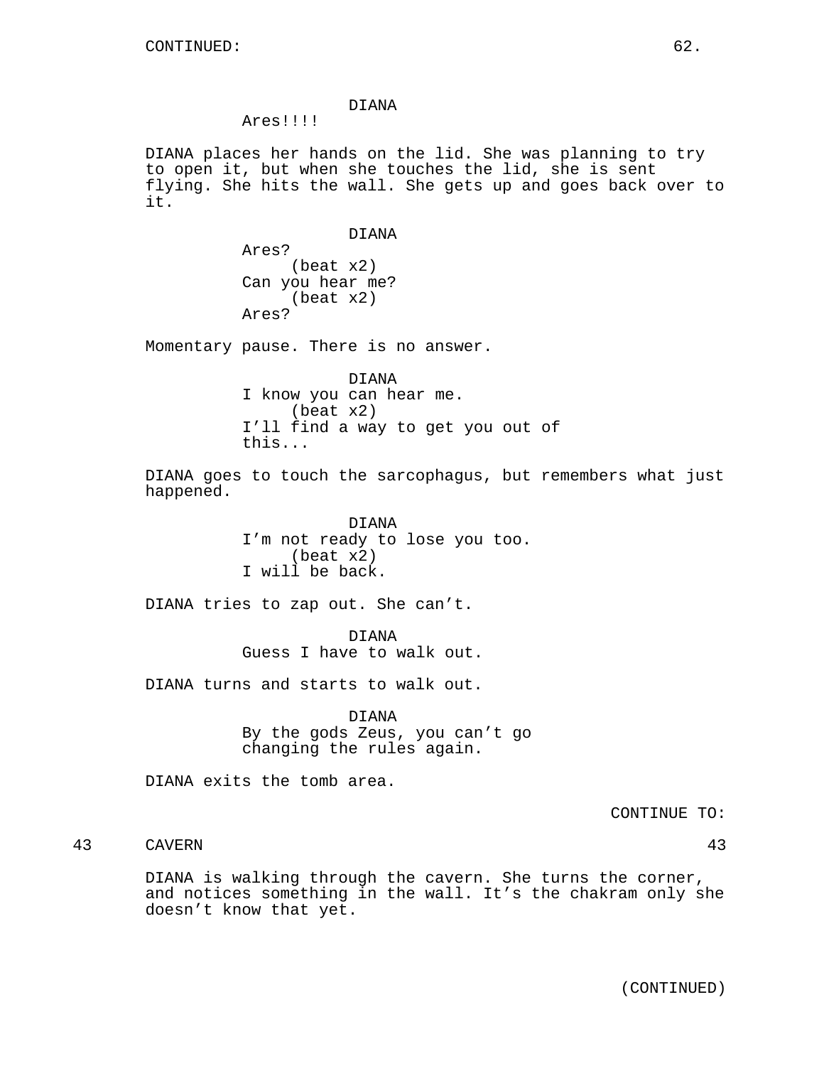CONTINUED:

DIANA
Ares!!!!

DIANA places her hands on the lid. She was planning to try to open it, but when she touches the lid, she is sent flying. She hits the wall. She gets up and goes back over to it.

DIANA
Ares?
(beat x2)
Can you hear me?
(beat x2)
Ares?

Momentary pause. There is no answer.

DIANA
I know you can hear me.
(beat x2)
I'll find a way to get you out of this...

DIANA goes to touch the sarcophagus, but remembers what just happened.

DIANA
I'm not ready to lose you too.
(beat x2)
I will be back.

DIANA tries to zap out. She can't.

DIANA
Guess I have to walk out.

DIANA turns and starts to walk out.

DIANA
By the gods Zeus, you can't go changing the rules again.

DIANA exits the tomb area.

CONTINUE TO:

43 CAVERN 43

DIANA is walking through the cavern. She turns the corner, and notices something in the wall. It's the chakram only she doesn't know that yet.

(CONTINUED)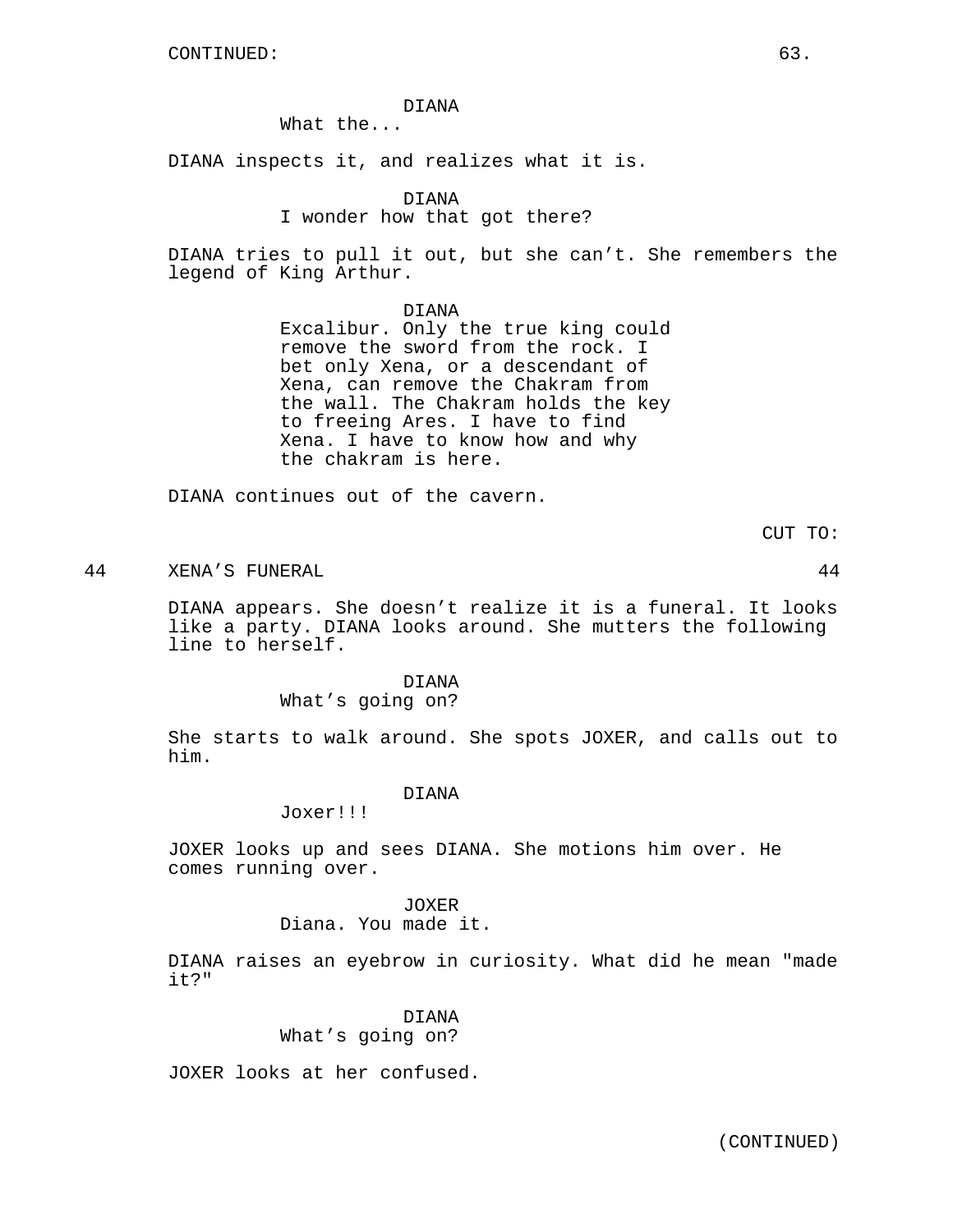CONTINUED:

DIANA
What the...

DIANA inspects it, and realizes what it is.

DIANA
I wonder how that got there?

DIANA tries to pull it out, but she can't. She remembers the legend of King Arthur.

DIANA
Excalibur. Only the true king could remove the sword from the rock. I bet only Xena, or a descendant of Xena, can remove the Chakram from the wall. The Chakram holds the key to freeing Ares. I have to find Xena. I have to know how and why the chakram is here.

DIANA continues out of the cavern.

CUT TO:

44 XENA'S FUNERAL 44

DIANA appears. She doesn't realize it is a funeral. It looks like a party. DIANA looks around. She mutters the following line to herself.

DIANA
What's going on?

She starts to walk around. She spots JOXER, and calls out to him.

DIANA
Joxer!!!

JOXER looks up and sees DIANA. She motions him over. He comes running over.

JOXER
Diana. You made it.

DIANA raises an eyebrow in curiosity. What did he mean "made it?"

DIANA
What's going on?

JOXER looks at her confused.

(CONTINUED)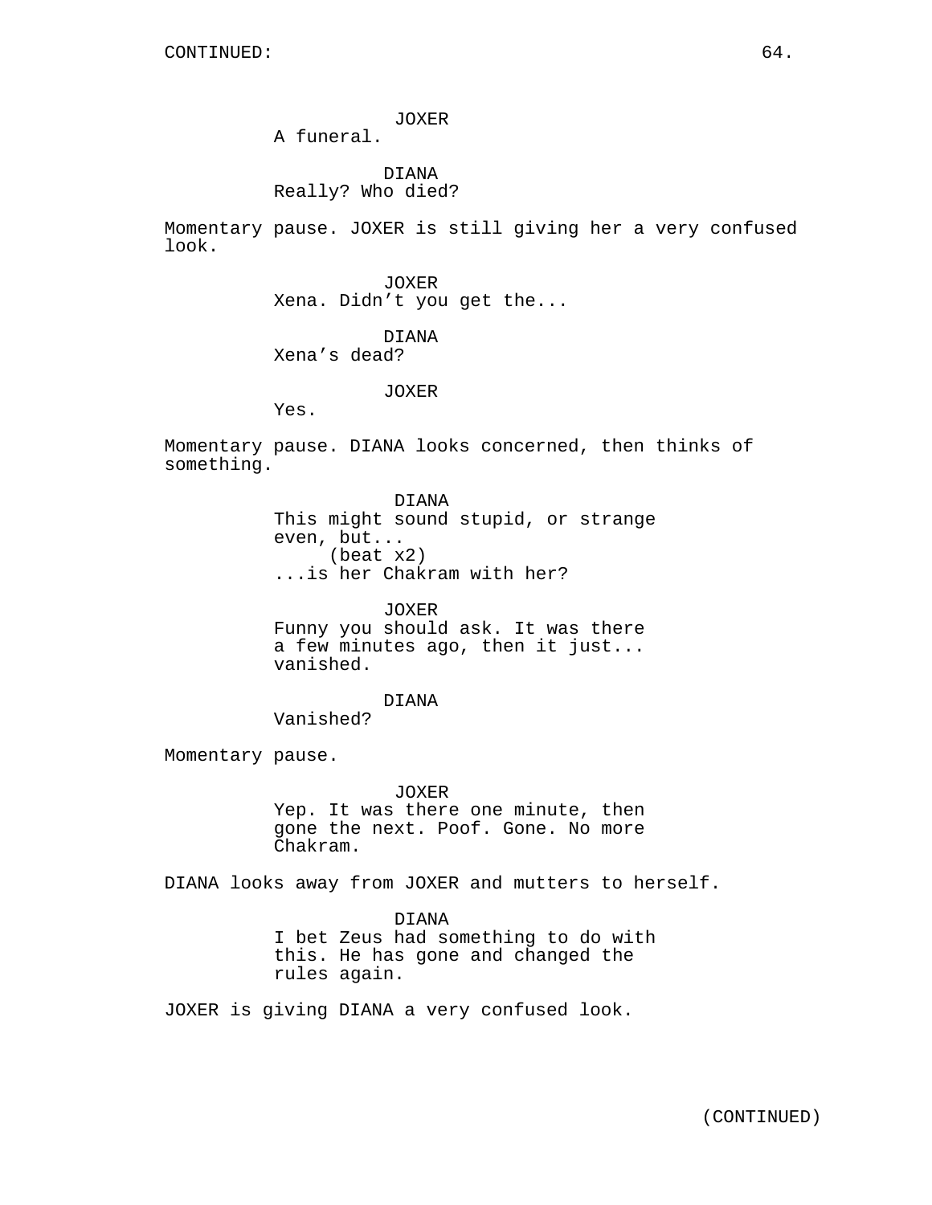JOXER
A funeral.

DIANA
Really? Who died?

Momentary pause. JOXER is still giving her a very confused look.

JOXER
Xena. Didn't you get the...

DIANA
Xena's dead?

JOXER
Yes.

Momentary pause. DIANA looks concerned, then thinks of something.

DIANA
This might sound stupid, or strange even, but...
(beat x2)
...is her Chakram with her?

JOXER
Funny you should ask. It was there a few minutes ago, then it just... vanished.

DIANA
Vanished?

Momentary pause.

JOXER
Yep. It was there one minute, then gone the next. Poof. Gone. No more Chakram.

DIANA looks away from JOXER and mutters to herself.

DIANA
I bet Zeus had something to do with this. He has gone and changed the rules again.

JOXER is giving DIANA a very confused look.

(CONTINUED)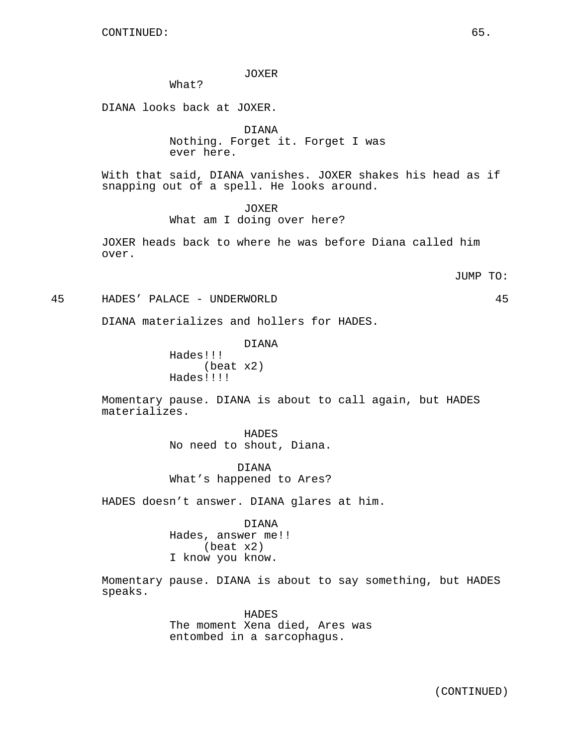CONTINUED:

JOXER
What?

DIANA looks back at JOXER.

DIANA
Nothing. Forget it. Forget I was ever here.

With that said, DIANA vanishes. JOXER shakes his head as if snapping out of a spell. He looks around.

JOXER
What am I doing over here?

JOXER heads back to where he was before Diana called him over.

JUMP TO:

45 HADES' PALACE - UNDERWORLD 45

DIANA materializes and hollers for HADES.

DIANA
Hades!!!
(beat x2)
Hades!!!!

Momentary pause. DIANA is about to call again, but HADES materializes.

HADES
No need to shout, Diana.

DIANA
What's happened to Ares?

HADES doesn't answer. DIANA glares at him.

DIANA
Hades, answer me!!
(beat x2)
I know you know.

Momentary pause. DIANA is about to say something, but HADES speaks.

HADES
The moment Xena died, Ares was entombed in a sarcophagus.

(CONTINUED)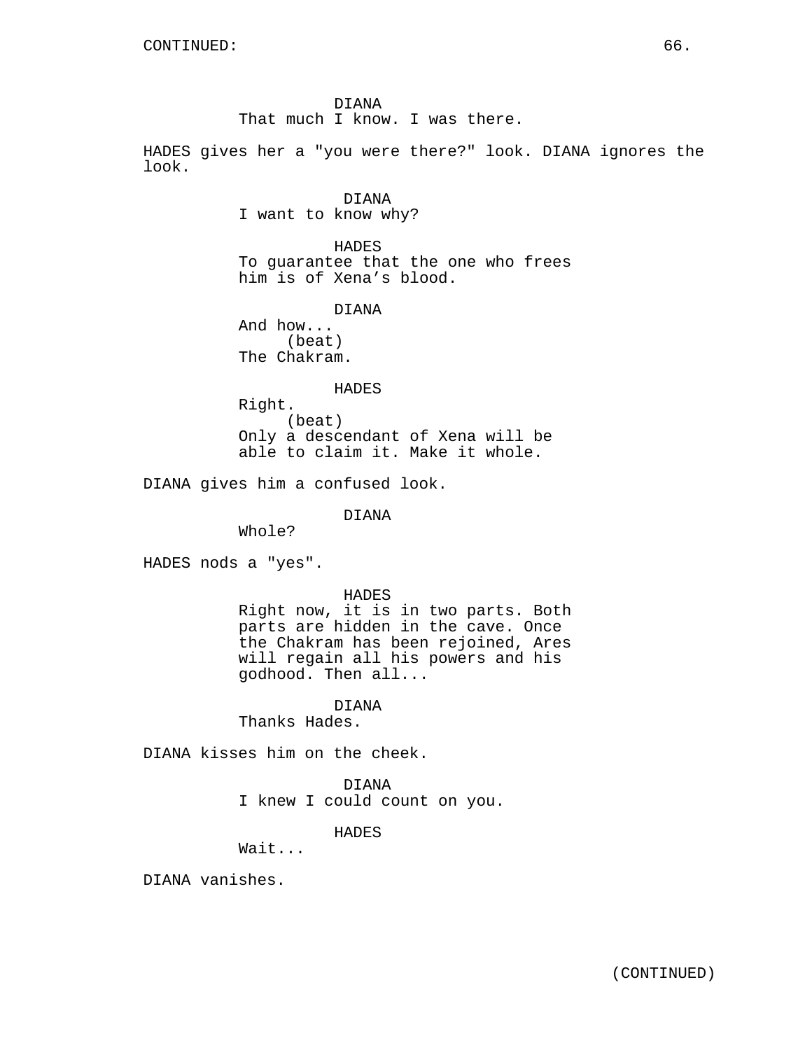DIANA
That much I know. I was there.

HADES gives her a "you were there?" look. DIANA ignores the look.

DIANA
I want to know why?

HADES
To guarantee that the one who frees him is of Xena's blood.

DIANA
And how...
(beat)
The Chakram.

HADES
Right.
(beat)
Only a descendant of Xena will be able to claim it. Make it whole.

DIANA gives him a confused look.

DIANA
Whole?

HADES nods a "yes".

HADES
Right now, it is in two parts. Both parts are hidden in the cave. Once the Chakram has been rejoined, Ares will regain all his powers and his godhood. Then all...

DIANA
Thanks Hades.

DIANA kisses him on the cheek.

DIANA
I knew I could count on you.

HADES
Wait...

DIANA vanishes.

(CONTINUED)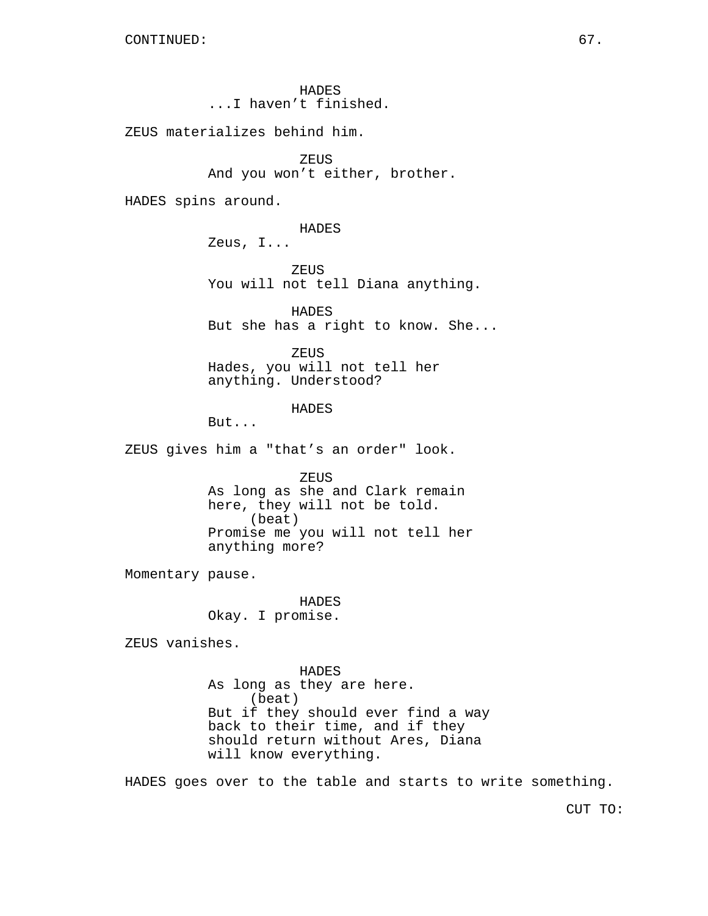CONTINUED:

HADES
...I haven't finished.

ZEUS materializes behind him.

ZEUS
And you won't either, brother.

HADES spins around.

HADES
Zeus, I...

ZEUS
You will not tell Diana anything.

HADES
But she has a right to know. She...

ZEUS
Hades, you will not tell her anything. Understood?

HADES
But...

ZEUS gives him a "that's an order" look.

ZEUS
As long as she and Clark remain here, they will not be told.
(beat)
Promise me you will not tell her anything more?

Momentary pause.

HADES
Okay. I promise.

ZEUS vanishes.

HADES
As long as they are here.
(beat)
But if they should ever find a way back to their time, and if they should return without Ares, Diana will know everything.

HADES goes over to the table and starts to write something.

CUT TO: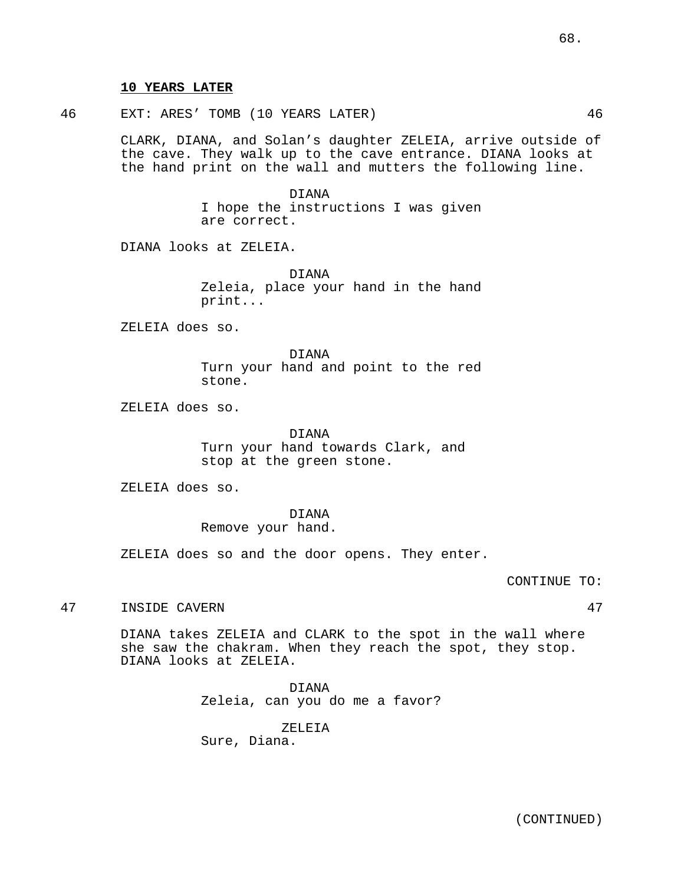**10 YEARS LATER**

46 EXT: ARES' TOMB (10 YEARS LATER) 46

CLARK, DIANA, and Solan's daughter ZELEIA, arrive outside of the cave. They walk up to the cave entrance. DIANA looks at the hand print on the wall and mutters the following line.

DIANA
I hope the instructions I was given are correct.

DIANA looks at ZELEIA.

DIANA
Zeleia, place your hand in the hand print...

ZELEIA does so.

DIANA
Turn your hand and point to the red stone.

ZELEIA does so.

DIANA
Turn your hand towards Clark, and stop at the green stone.

ZELEIA does so.

DIANA
Remove your hand.

ZELEIA does so and the door opens. They enter.

CONTINUE TO:

47 INSIDE CAVERN 47

DIANA takes ZELEIA and CLARK to the spot in the wall where she saw the chakram. When they reach the spot, they stop. DIANA looks at ZELEIA.

DIANA
Zeleia, can you do me a favor?

ZELEIA
Sure, Diana.

(CONTINUED)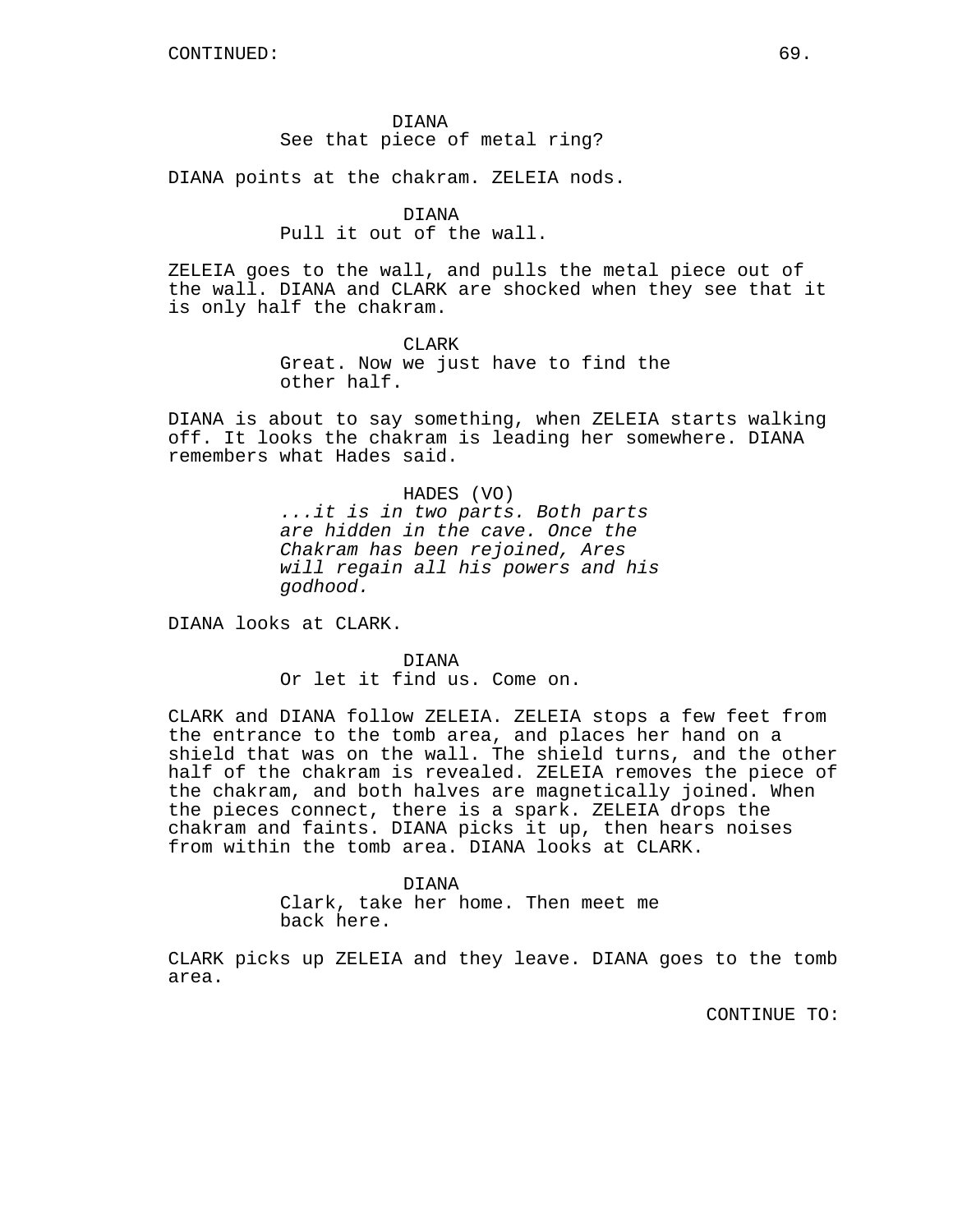CONTINUED:

DIANA
See that piece of metal ring?

DIANA points at the chakram. ZELEIA nods.

DIANA
Pull it out of the wall.

ZELEIA goes to the wall, and pulls the metal piece out of the wall. DIANA and CLARK are shocked when they see that it is only half the chakram.

CLARK
Great. Now we just have to find the other half.

DIANA is about to say something, when ZELEIA starts walking off. It looks the chakram is leading her somewhere. DIANA remembers what Hades said.

HADES (VO)
*...it is in two parts. Both parts are hidden in the cave. Once the Chakram has been rejoined, Ares will regain all his powers and his godhood.*

DIANA looks at CLARK.

DIANA
Or let it find us. Come on.

CLARK and DIANA follow ZELEIA. ZELEIA stops a few feet from the entrance to the tomb area, and places her hand on a shield that was on the wall. The shield turns, and the other half of the chakram is revealed. ZELEIA removes the piece of the chakram, and both halves are magnetically joined. When the pieces connect, there is a spark. ZELEIA drops the chakram and faints. DIANA picks it up, then hears noises from within the tomb area. DIANA looks at CLARK.

DIANA
Clark, take her home. Then meet me back here.

CLARK picks up ZELEIA and they leave. DIANA goes to the tomb area.

CONTINUE TO: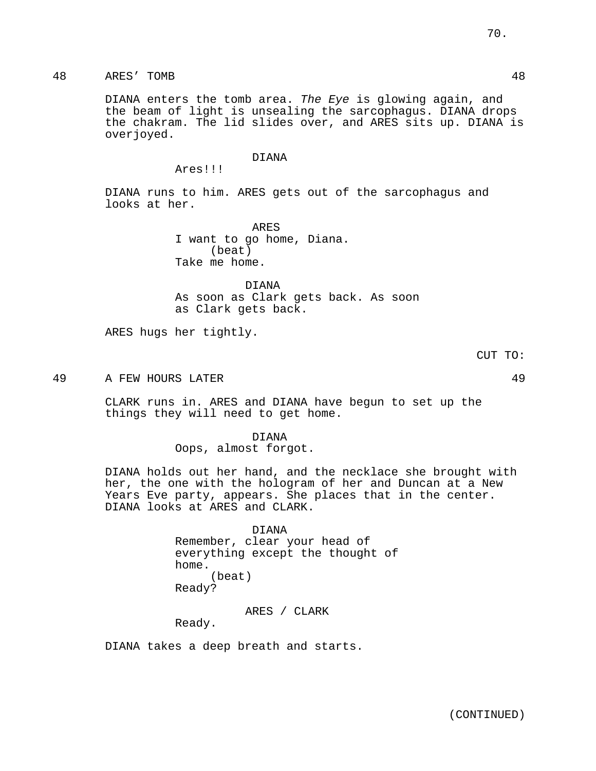48 ARES' TOMB 48

DIANA enters the tomb area. *The Eye* is glowing again, and the beam of light is unsealing the sarcophagus. DIANA drops the chakram. The lid slides over, and ARES sits up. DIANA is overjoyed.

DIANA
Ares!!!

DIANA runs to him. ARES gets out of the sarcophagus and looks at her.

ARES
I want to go home, Diana.
(beat)
Take me home.

DIANA
As soon as Clark gets back. As soon as Clark gets back.

ARES hugs her tightly.

CUT TO:

49 A FEW HOURS LATER 49

CLARK runs in. ARES and DIANA have begun to set up the things they will need to get home.

DIANA
Oops, almost forgot.

DIANA holds out her hand, and the necklace she brought with her, the one with the hologram of her and Duncan at a New Years Eve party, appears. She places that in the center. DIANA looks at ARES and CLARK.

DIANA
Remember, clear your head of everything except the thought of home.
(beat)
Ready?

ARES / CLARK
Ready.

DIANA takes a deep breath and starts.

(CONTINUED)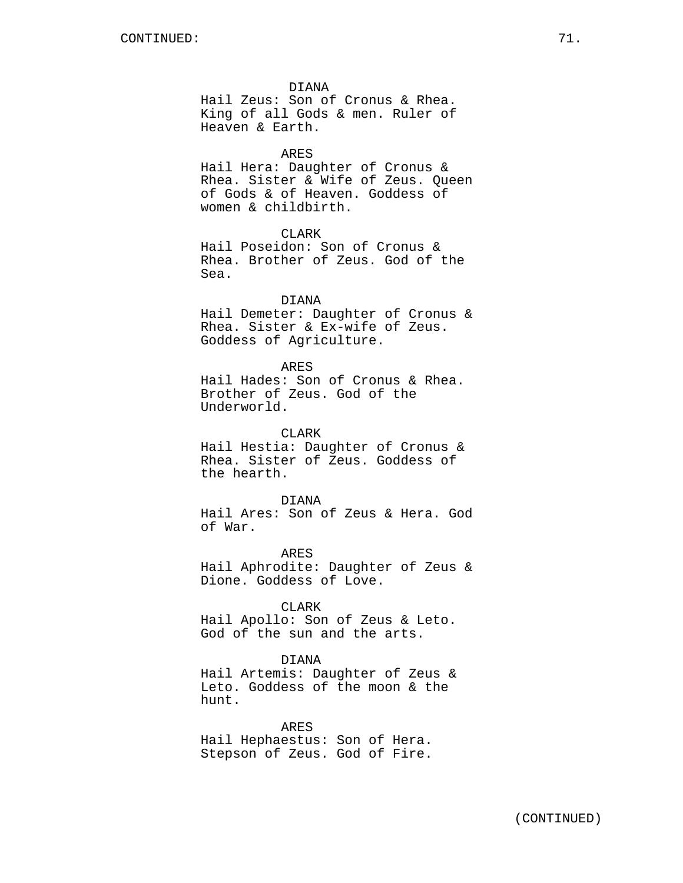CONTINUED:

DIANA
Hail Zeus: Son of Cronus & Rhea. King of all Gods & men. Ruler of Heaven & Earth.

ARES
Hail Hera: Daughter of Cronus & Rhea. Sister & Wife of Zeus. Queen of Gods & of Heaven. Goddess of women & childbirth.

CLARK
Hail Poseidon: Son of Cronus & Rhea. Brother of Zeus. God of the Sea.

DIANA
Hail Demeter: Daughter of Cronus & Rhea. Sister & Ex-wife of Zeus. Goddess of Agriculture.

ARES
Hail Hades: Son of Cronus & Rhea. Brother of Zeus. God of the Underworld.

CLARK
Hail Hestia: Daughter of Cronus & Rhea. Sister of Zeus. Goddess of the hearth.

DIANA
Hail Ares: Son of Zeus & Hera. God of War.

ARES
Hail Aphrodite: Daughter of Zeus & Dione. Goddess of Love.

CLARK
Hail Apollo: Son of Zeus & Leto. God of the sun and the arts.

DIANA
Hail Artemis: Daughter of Zeus & Leto. Goddess of the moon & the hunt.

ARES
Hail Hephaestus: Son of Hera. Stepson of Zeus. God of Fire.

(CONTINUED)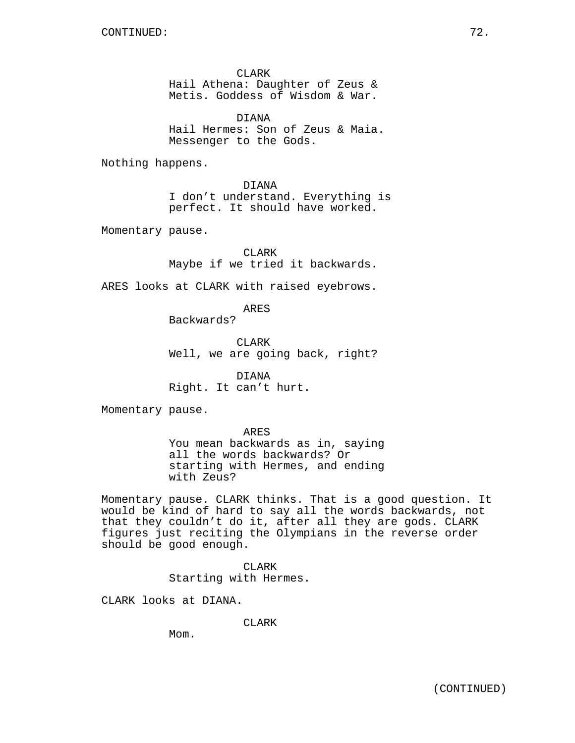CLARK
Hail Athena: Daughter of Zeus & Metis. Goddess of Wisdom & War.

DIANA
Hail Hermes: Son of Zeus & Maia. Messenger to the Gods.

Nothing happens.

DIANA
I don't understand. Everything is perfect. It should have worked.

Momentary pause.

CLARK
Maybe if we tried it backwards.

ARES looks at CLARK with raised eyebrows.

ARES
Backwards?

CLARK
Well, we are going back, right?

DIANA
Right. It can't hurt.

Momentary pause.

ARES
You mean backwards as in, saying all the words backwards? Or starting with Hermes, and ending with Zeus?

Momentary pause. CLARK thinks. That is a good question. It would be kind of hard to say all the words backwards, not that they couldn't do it, after all they are gods. CLARK figures just reciting the Olympians in the reverse order should be good enough.

CLARK
Starting with Hermes.

CLARK looks at DIANA.

CLARK
Mom.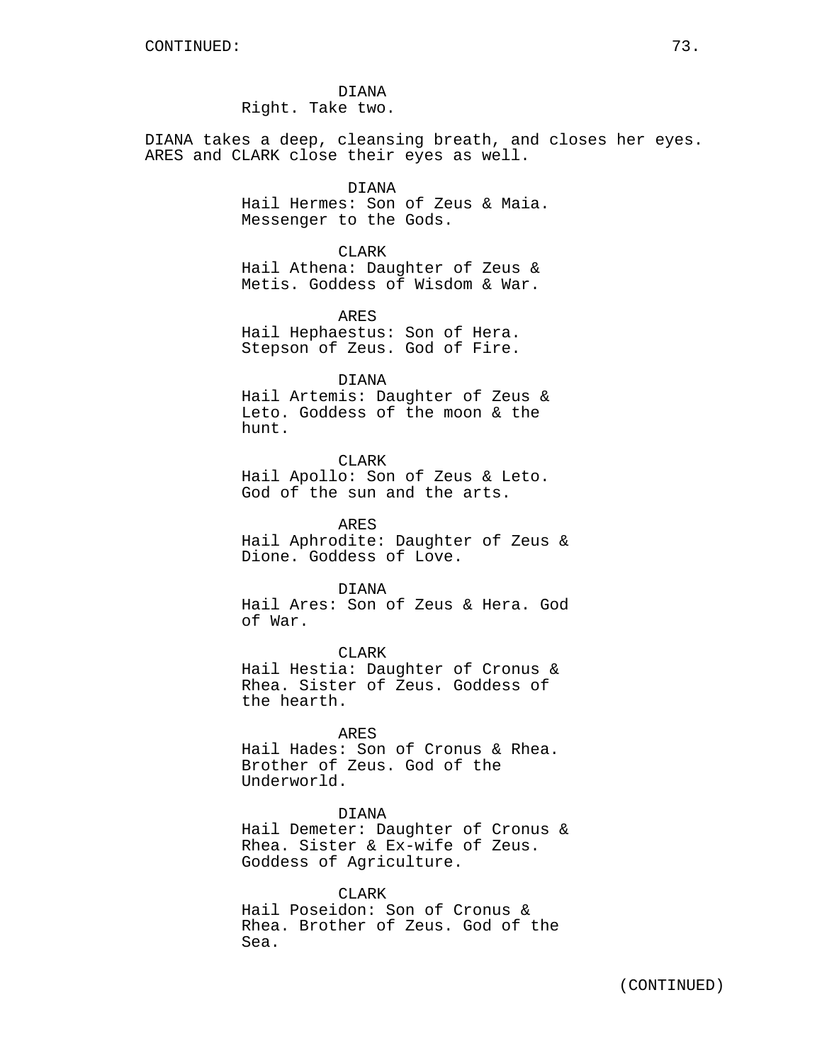DIANA
Right. Take two.

DIANA takes a deep, cleansing breath, and closes her eyes. ARES and CLARK close their eyes as well.

DIANA
Hail Hermes: Son of Zeus & Maia. Messenger to the Gods.

CLARK
Hail Athena: Daughter of Zeus & Metis. Goddess of Wisdom & War.

ARES
Hail Hephaestus: Son of Hera. Stepson of Zeus. God of Fire.

DIANA
Hail Artemis: Daughter of Zeus & Leto. Goddess of the moon & the hunt.

CLARK
Hail Apollo: Son of Zeus & Leto. God of the sun and the arts.

ARES
Hail Aphrodite: Daughter of Zeus & Dione. Goddess of Love.

DIANA
Hail Ares: Son of Zeus & Hera. God of War.

CLARK
Hail Hestia: Daughter of Cronus & Rhea. Sister of Zeus. Goddess of the hearth.

ARES
Hail Hades: Son of Cronus & Rhea. Brother of Zeus. God of the Underworld.

DIANA
Hail Demeter: Daughter of Cronus & Rhea. Sister & Ex-wife of Zeus. Goddess of Agriculture.

CLARK
Hail Poseidon: Son of Cronus & Rhea. Brother of Zeus. God of the Sea.

(CONTINUED)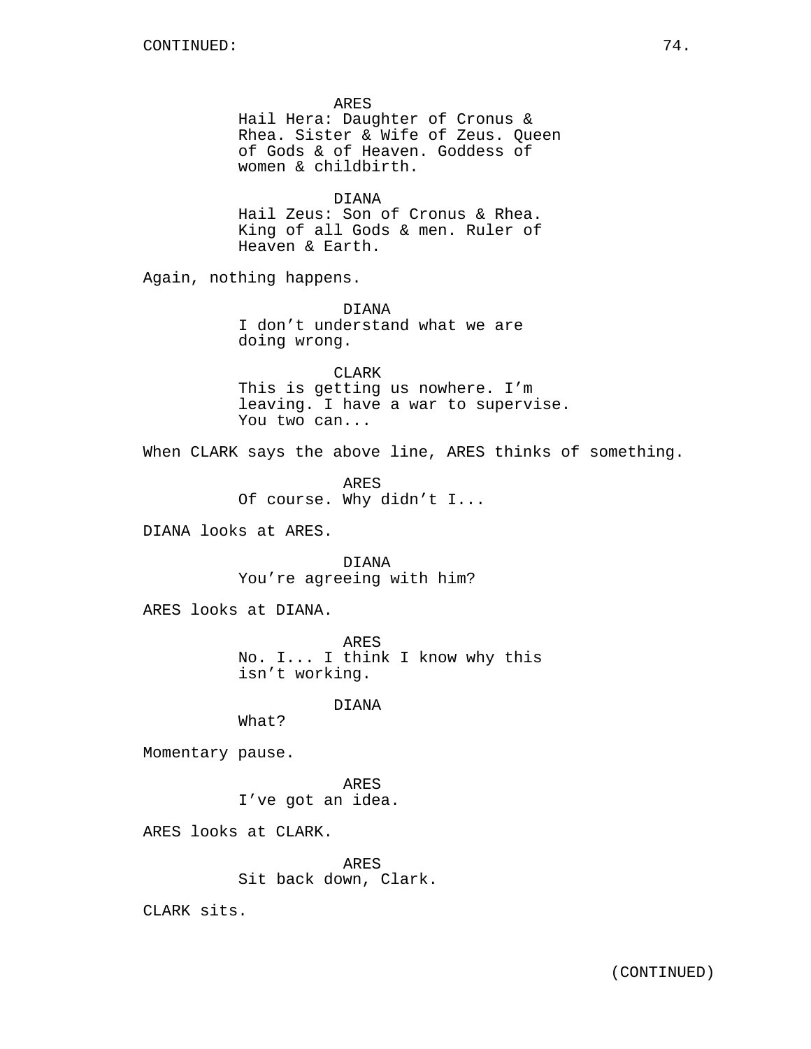ARES
Hail Hera: Daughter of Cronus & Rhea. Sister & Wife of Zeus. Queen of Gods & of Heaven. Goddess of women & childbirth.

DIANA
Hail Zeus: Son of Cronus & Rhea. King of all Gods & men. Ruler of Heaven & Earth.

Again, nothing happens.

DIANA
I don't understand what we are doing wrong.

CLARK
This is getting us nowhere. I'm leaving. I have a war to supervise. You two can...

When CLARK says the above line, ARES thinks of something.

ARES
Of course. Why didn't I...

DIANA looks at ARES.

DIANA
You're agreeing with him?

ARES looks at DIANA.

ARES
No. I... I think I know why this isn't working.

DIANA
What?

Momentary pause.

ARES
I've got an idea.

ARES looks at CLARK.

ARES
Sit back down, Clark.

CLARK sits.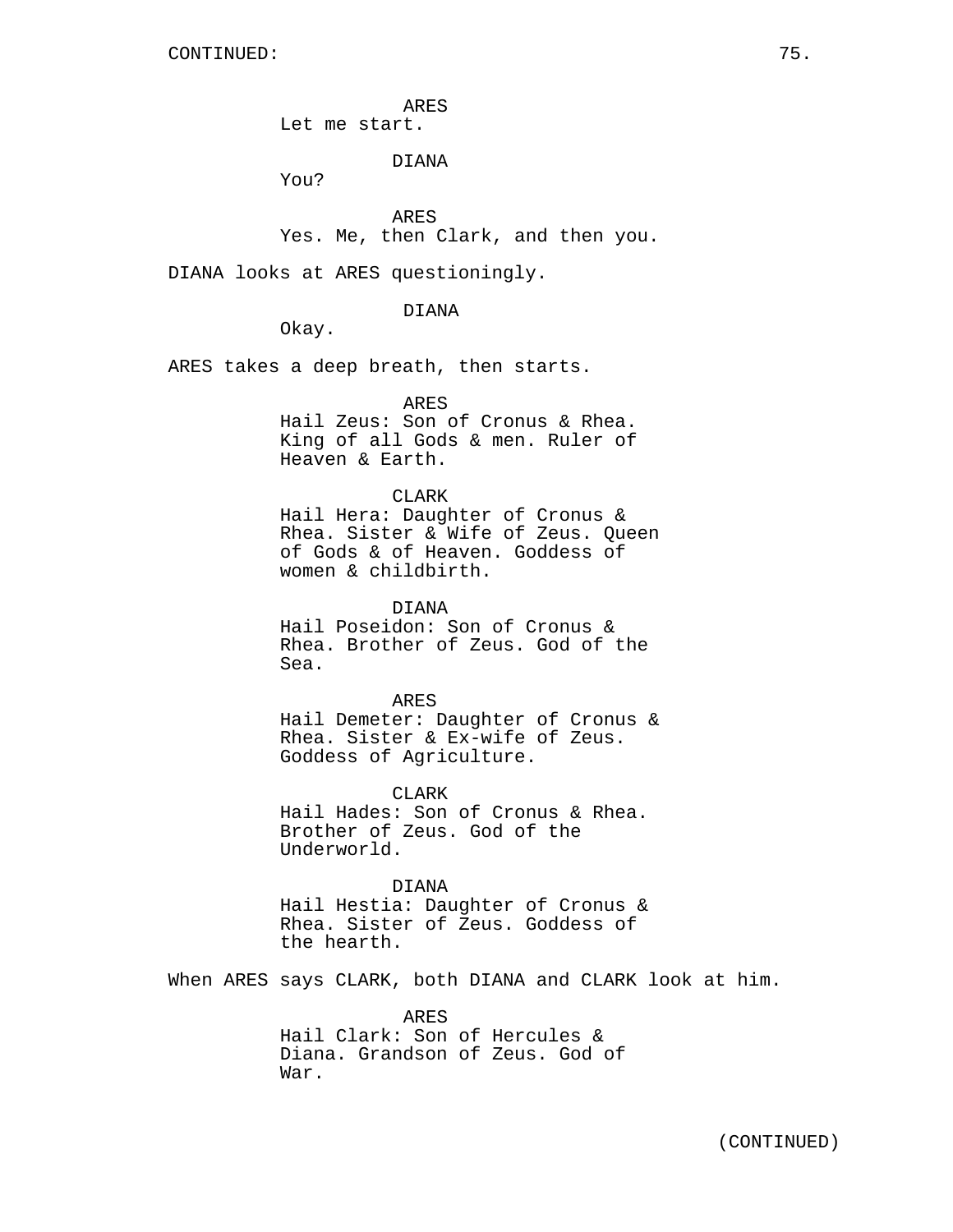CONTINUED:

ARES
Let me start.

DIANA
You?

ARES
Yes. Me, then Clark, and then you.

DIANA looks at ARES questioningly.

DIANA
Okay.

ARES takes a deep breath, then starts.

ARES
Hail Zeus: Son of Cronus & Rhea. King of all Gods & men. Ruler of Heaven & Earth.

CLARK
Hail Hera: Daughter of Cronus & Rhea. Sister & Wife of Zeus. Queen of Gods & of Heaven. Goddess of women & childbirth.

DIANA
Hail Poseidon: Son of Cronus & Rhea. Brother of Zeus. God of the Sea.

ARES
Hail Demeter: Daughter of Cronus & Rhea. Sister & Ex-wife of Zeus. Goddess of Agriculture.

CLARK
Hail Hades: Son of Cronus & Rhea. Brother of Zeus. God of the Underworld.

DIANA
Hail Hestia: Daughter of Cronus & Rhea. Sister of Zeus. Goddess of the hearth.

When ARES says CLARK, both DIANA and CLARK look at him.

ARES
Hail Clark: Son of Hercules & Diana. Grandson of Zeus. God of War.

(CONTINUED)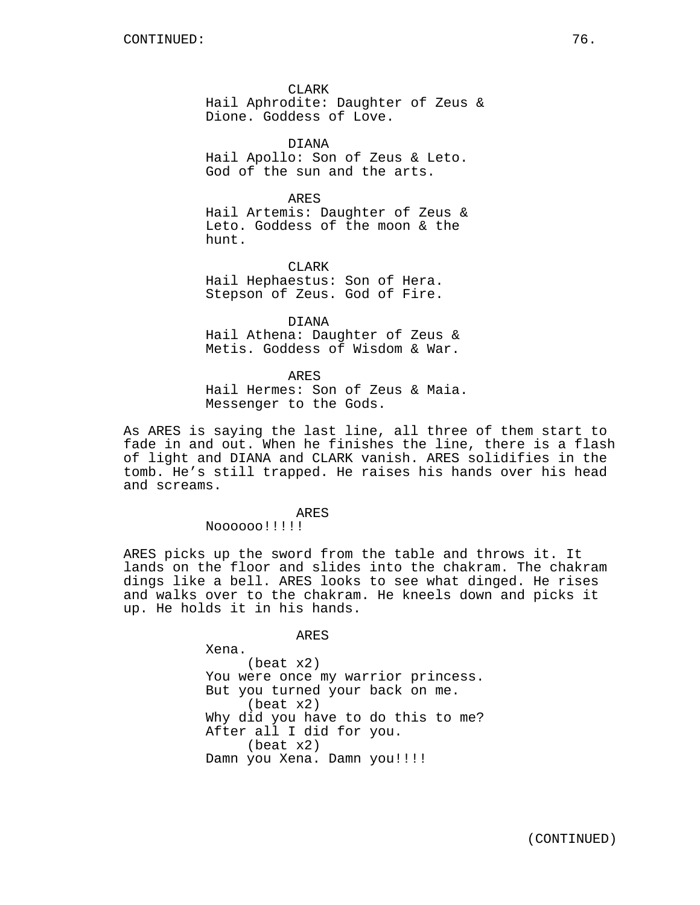CLARK
Hail Aphrodite: Daughter of Zeus & Dione. Goddess of Love.

DIANA
Hail Apollo: Son of Zeus & Leto. God of the sun and the arts.

ARES
Hail Artemis: Daughter of Zeus & Leto. Goddess of the moon & the hunt.

CLARK
Hail Hephaestus: Son of Hera. Stepson of Zeus. God of Fire.

DIANA
Hail Athena: Daughter of Zeus & Metis. Goddess of Wisdom & War.

ARES
Hail Hermes: Son of Zeus & Maia. Messenger to the Gods.

As ARES is saying the last line, all three of them start to fade in and out. When he finishes the line, there is a flash of light and DIANA and CLARK vanish. ARES solidifies in the tomb. He's still trapped. He raises his hands over his head and screams.

ARES
Noooooo!!!!!

ARES picks up the sword from the table and throws it. It lands on the floor and slides into the chakram. The chakram dings like a bell. ARES looks to see what dinged. He rises and walks over to the chakram. He kneels down and picks it up. He holds it in his hands.

ARES
Xena.
(beat x2)
You were once my warrior princess. But you turned your back on me.
(beat x2)
Why did you have to do this to me? After all I did for you.
(beat x2)
Damn you Xena. Damn you!!!!

(CONTINUED)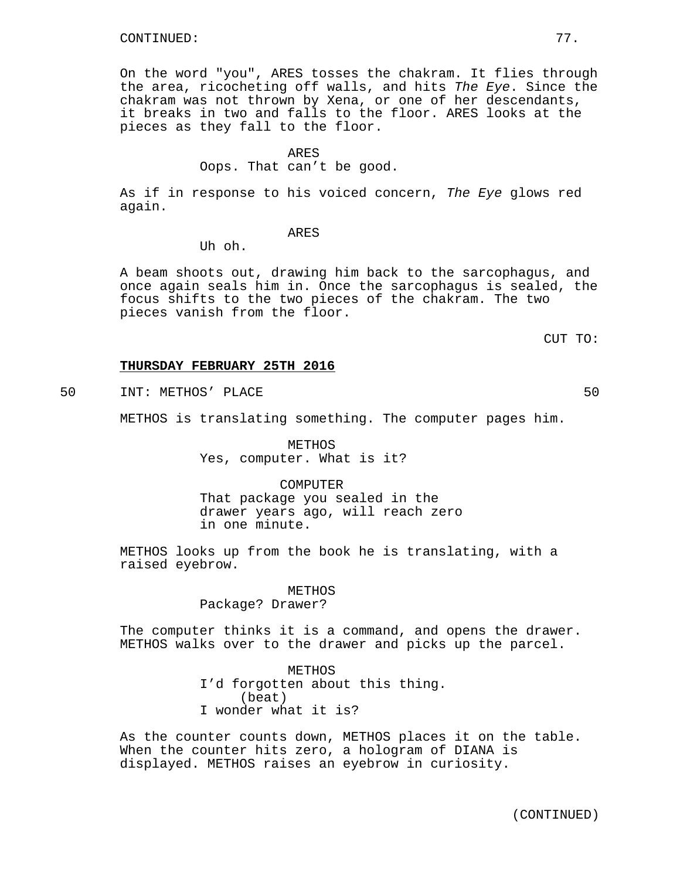On the word "you", ARES tosses the chakram. It flies through the area, ricocheting off walls, and hits *The Eye*. Since the chakram was not thrown by Xena, or one of her descendants, it breaks in two and falls to the floor. ARES looks at the pieces as they fall to the floor.

ARES
Oops. That can't be good.

As if in response to his voiced concern, *The Eye* glows red again.

ARES
Uh oh.

A beam shoots out, drawing him back to the sarcophagus, and once again seals him in. Once the sarcophagus is sealed, the focus shifts to the two pieces of the chakram. The two pieces vanish from the floor.

CUT TO:

**THURSDAY FEBRUARY 25TH 2016**

50 INT: METHOS' PLACE 50

METHOS is translating something. The computer pages him.

METHOS
Yes, computer. What is it?

COMPUTER
That package you sealed in the drawer years ago, will reach zero in one minute.

METHOS looks up from the book he is translating, with a raised eyebrow.

METHOS
Package? Drawer?

The computer thinks it is a command, and opens the drawer. METHOS walks over to the drawer and picks up the parcel.

METHOS
I'd forgotten about this thing.
(beat)
I wonder what it is?

As the counter counts down, METHOS places it on the table. When the counter hits zero, a hologram of DIANA is displayed. METHOS raises an eyebrow in curiosity.

(CONTINUED)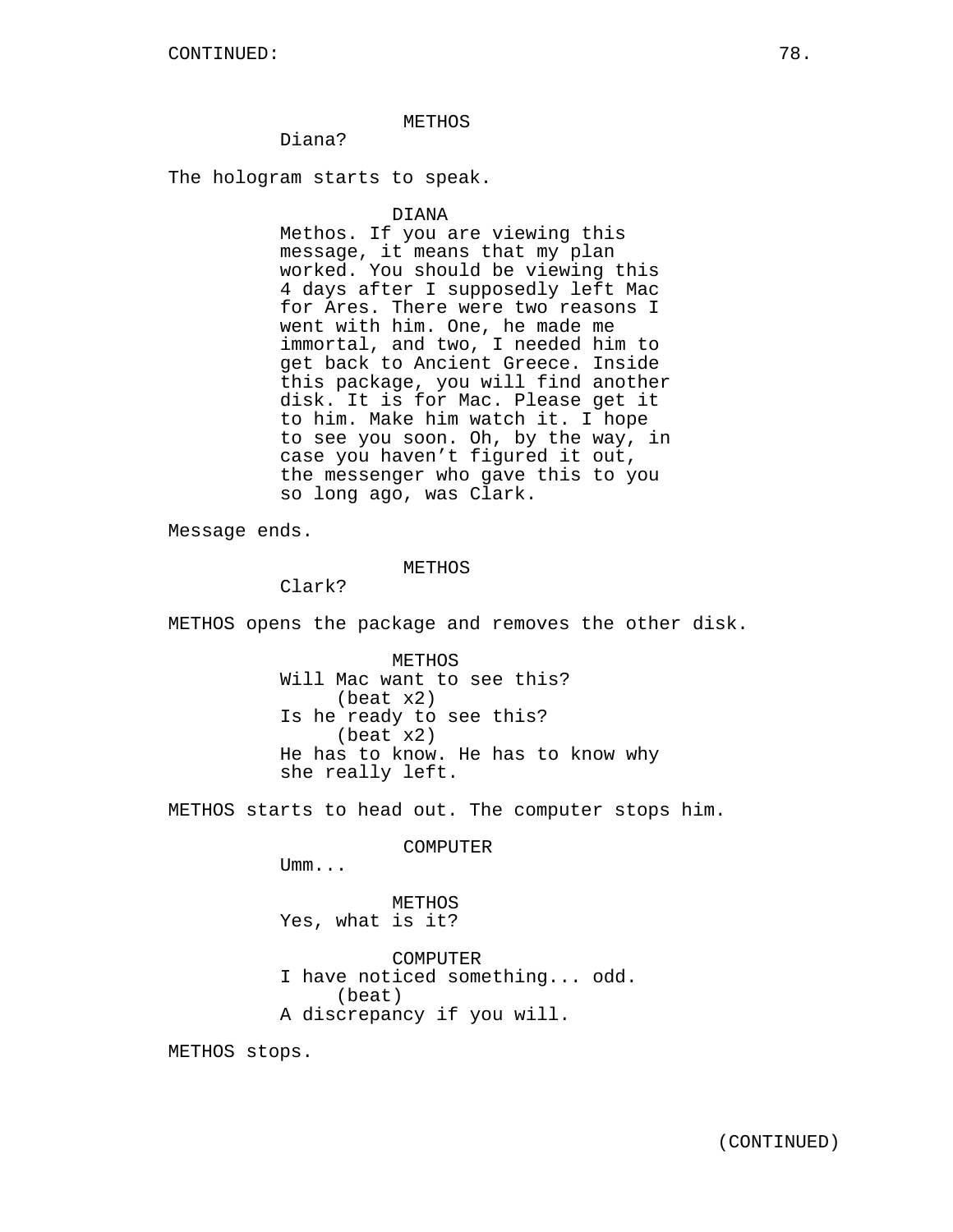CONTINUED:

METHOS
Diana?

The hologram starts to speak.

DIANA
Methos. If you are viewing this message, it means that my plan worked. You should be viewing this 4 days after I supposedly left Mac for Ares. There were two reasons I went with him. One, he made me immortal, and two, I needed him to get back to Ancient Greece. Inside this package, you will find another disk. It is for Mac. Please get it to him. Make him watch it. I hope to see you soon. Oh, by the way, in case you haven't figured it out, the messenger who gave this to you so long ago, was Clark.

Message ends.

METHOS
Clark?

METHOS opens the package and removes the other disk.

METHOS
Will Mac want to see this?
(beat x2)
Is he ready to see this?
(beat x2)
He has to know. He has to know why she really left.

METHOS starts to head out. The computer stops him.

COMPUTER
Umm...

METHOS
Yes, what is it?

COMPUTER
I have noticed something... odd.
(beat)
A discrepancy if you will.

METHOS stops.

(CONTINUED)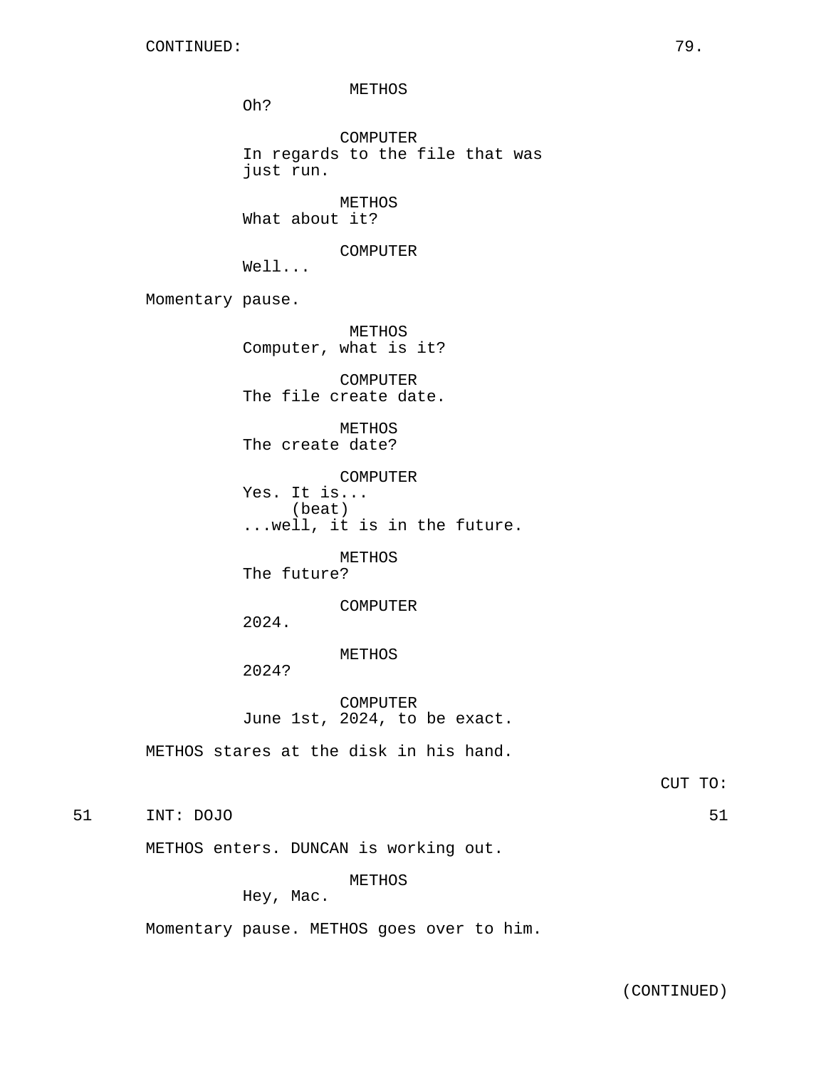CONTINUED:

METHOS
Oh?

COMPUTER
In regards to the file that was just run.

METHOS
What about it?

COMPUTER
Well...

Momentary pause.

METHOS
Computer, what is it?

COMPUTER
The file create date.

METHOS
The create date?

COMPUTER
Yes. It is...
(beat)
...well, it is in the future.

METHOS
The future?

COMPUTER
2024.

METHOS
2024?

COMPUTER
June 1st, 2024, to be exact.

METHOS stares at the disk in his hand.

CUT TO:

51 INT: DOJO 51

METHOS enters. DUNCAN is working out.

METHOS
Hey, Mac.

Momentary pause. METHOS goes over to him.

(CONTINUED)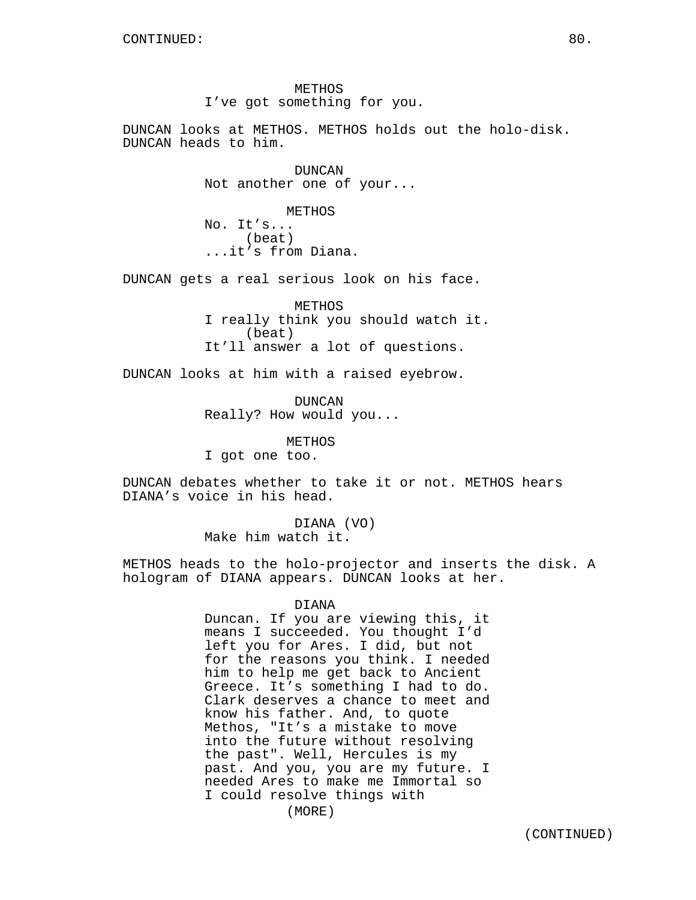CONTINUED:

METHOS
I've got something for you.

DUNCAN looks at METHOS. METHOS holds out the holo-disk. DUNCAN heads to him.

DUNCAN
Not another one of your...

METHOS
No. It's...
(beat)
...it's from Diana.

DUNCAN gets a real serious look on his face.

METHOS
I really think you should watch it.
(beat)
It'll answer a lot of questions.

DUNCAN looks at him with a raised eyebrow.

DUNCAN
Really? How would you...

METHOS
I got one too.

DUNCAN debates whether to take it or not. METHOS hears DIANA's voice in his head.

DIANA (VO)
Make him watch it.

METHOS heads to the holo-projector and inserts the disk. A hologram of DIANA appears. DUNCAN looks at her.

DIANA
Duncan. If you are viewing this, it means I succeeded. You thought I'd left you for Ares. I did, but not for the reasons you think. I needed him to help me get back to Ancient Greece. It's something I had to do. Clark deserves a chance to meet and know his father. And, to quote Methos, "It's a mistake to move into the future without resolving the past". Well, Hercules is my past. And you, you are my future. I needed Ares to make me Immortal so I could resolve things with
(MORE)

(CONTINUED)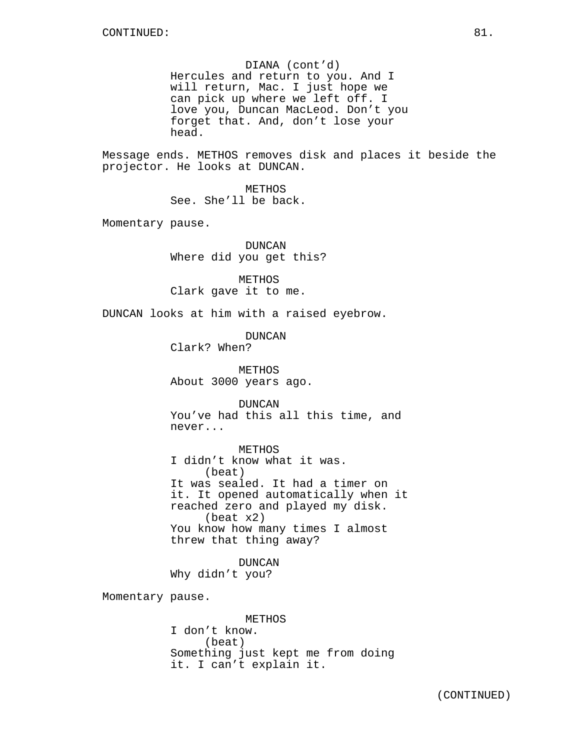DIANA (cont'd)
Hercules and return to you. And I will return, Mac. I just hope we can pick up where we left off. I love you, Duncan MacLeod. Don't you forget that. And, don't lose your head.

Message ends. METHOS removes disk and places it beside the projector. He looks at DUNCAN.

METHOS
See. She'll be back.

Momentary pause.

DUNCAN
Where did you get this?

METHOS
Clark gave it to me.

DUNCAN looks at him with a raised eyebrow.

DUNCAN
Clark? When?

METHOS
About 3000 years ago.

DUNCAN
You've had this all this time, and never...

METHOS
I didn't know what it was.
(beat)
It was sealed. It had a timer on it. It opened automatically when it reached zero and played my disk.
(beat x2)
You know how many times I almost threw that thing away?

DUNCAN
Why didn't you?

Momentary pause.

METHOS
I don't know.
(beat)
Something just kept me from doing it. I can't explain it.

(CONTINUED)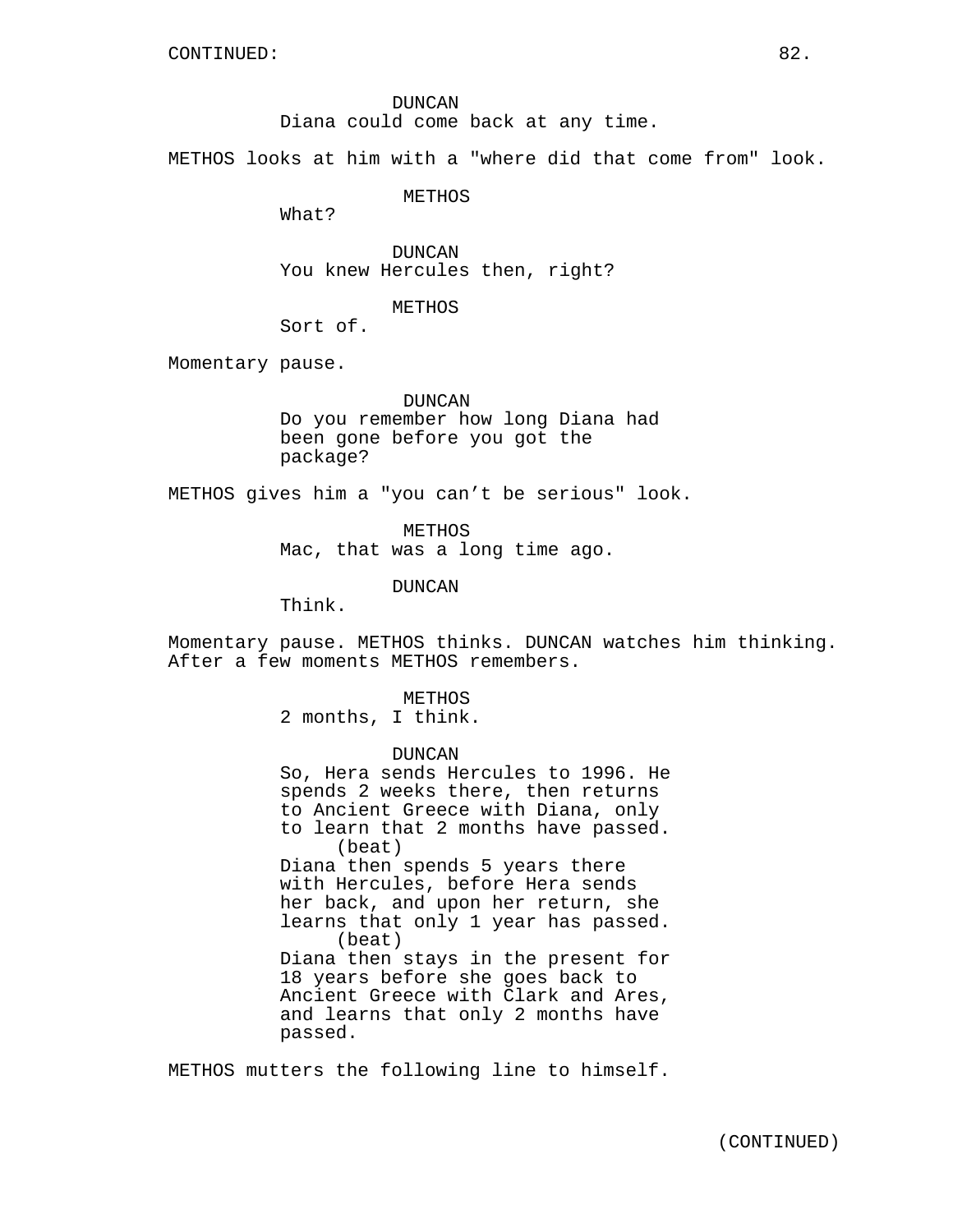CONTINUED:

DUNCAN
Diana could come back at any time.

METHOS looks at him with a "where did that come from" look.

METHOS
What?

DUNCAN
You knew Hercules then, right?

METHOS
Sort of.

Momentary pause.

DUNCAN
Do you remember how long Diana had been gone before you got the package?

METHOS gives him a "you can't be serious" look.

METHOS
Mac, that was a long time ago.

DUNCAN
Think.

Momentary pause. METHOS thinks. DUNCAN watches him thinking. After a few moments METHOS remembers.

METHOS
2 months, I think.

DUNCAN
So, Hera sends Hercules to 1996. He spends 2 weeks there, then returns to Ancient Greece with Diana, only to learn that 2 months have passed.
(beat)
Diana then spends 5 years there with Hercules, before Hera sends her back, and upon her return, she learns that only 1 year has passed.
(beat)
Diana then stays in the present for 18 years before she goes back to Ancient Greece with Clark and Ares, and learns that only 2 months have passed.

METHOS mutters the following line to himself.

(CONTINUED)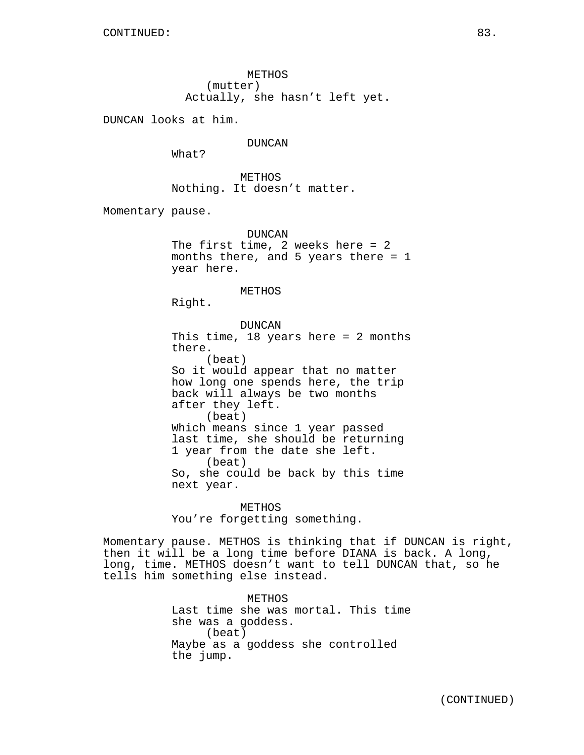CONTINUED:

METHOS
(mutter)
Actually, she hasn't left yet.

DUNCAN looks at him.

DUNCAN
What?

METHOS
Nothing. It doesn't matter.

Momentary pause.

DUNCAN
The first time, 2 weeks here = 2 months there, and 5 years there = 1 year here.

METHOS
Right.

DUNCAN
This time, 18 years here = 2 months there.
(beat)
So it would appear that no matter how long one spends here, the trip back will always be two months after they left.
(beat)
Which means since 1 year passed last time, she should be returning 1 year from the date she left.
(beat)
So, she could be back by this time next year.

METHOS
You're forgetting something.

Momentary pause. METHOS is thinking that if DUNCAN is right, then it will be a long time before DIANA is back. A long, long, time. METHOS doesn't want to tell DUNCAN that, so he tells him something else instead.

METHOS
Last time she was mortal. This time she was a goddess.
(beat)
Maybe as a goddess she controlled the jump.

(CONTINUED)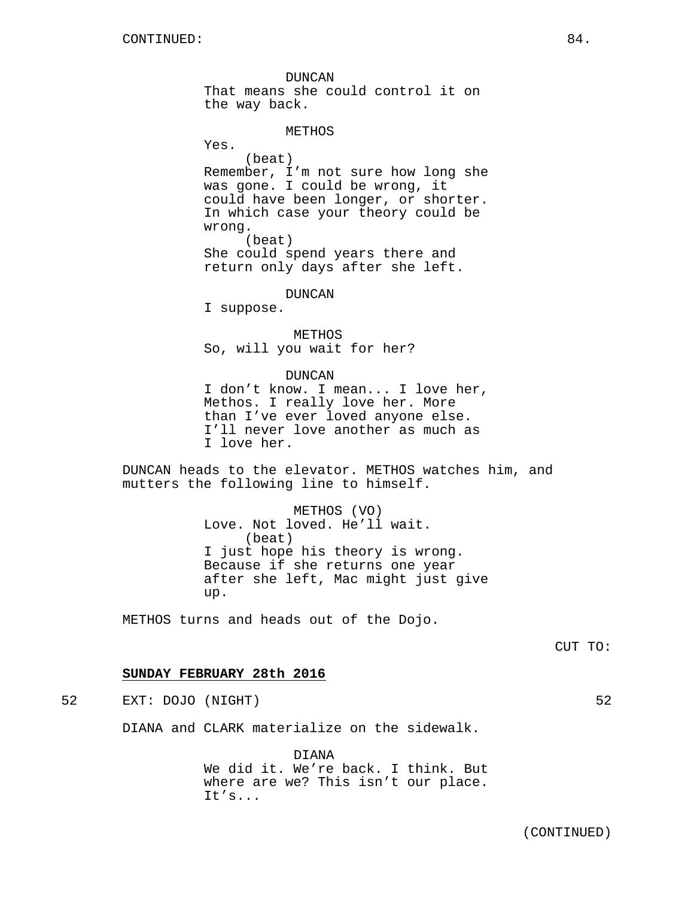CONTINUED:

DUNCAN
That means she could control it on the way back.

METHOS
Yes.
(beat)
Remember, I'm not sure how long she was gone. I could be wrong, it could have been longer, or shorter. In which case your theory could be wrong.
(beat)
She could spend years there and return only days after she left.

DUNCAN
I suppose.

METHOS
So, will you wait for her?

DUNCAN
I don't know. I mean... I love her, Methos. I really love her. More than I've ever loved anyone else. I'll never love another as much as I love her.

DUNCAN heads to the elevator. METHOS watches him, and mutters the following line to himself.

METHOS (VO)
Love. Not loved. He'll wait.
(beat)
I just hope his theory is wrong. Because if she returns one year after she left, Mac might just give up.

METHOS turns and heads out of the Dojo.

CUT TO:

**SUNDAY FEBRUARY 28th 2016**

52 EXT: DOJO (NIGHT) 52

DIANA and CLARK materialize on the sidewalk.

DIANA
We did it. We're back. I think. But where are we? This isn't our place. It's...

(CONTINUED)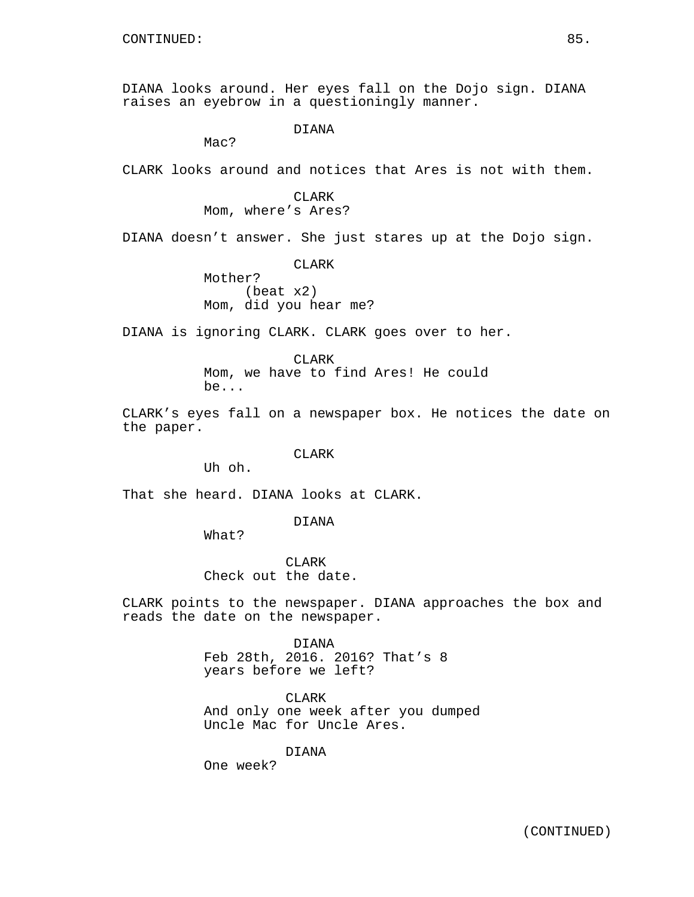DIANA looks around. Her eyes fall on the Dojo sign. DIANA raises an eyebrow in a questioningly manner.

DIANA
Mac?

CLARK looks around and notices that Ares is not with them.

CLARK
Mom, where's Ares?

DIANA doesn't answer. She just stares up at the Dojo sign.

CLARK
Mother?
(beat x2)
Mom, did you hear me?

DIANA is ignoring CLARK. CLARK goes over to her.

CLARK
Mom, we have to find Ares! He could be...

CLARK's eyes fall on a newspaper box. He notices the date on the paper.

CLARK
Uh oh.

That she heard. DIANA looks at CLARK.

DIANA
What?

CLARK
Check out the date.

CLARK points to the newspaper. DIANA approaches the box and reads the date on the newspaper.

DIANA
Feb 28th, 2016. 2016? That's 8 years before we left?

CLARK
And only one week after you dumped Uncle Mac for Uncle Ares.

DIANA
One week?

(CONTINUED)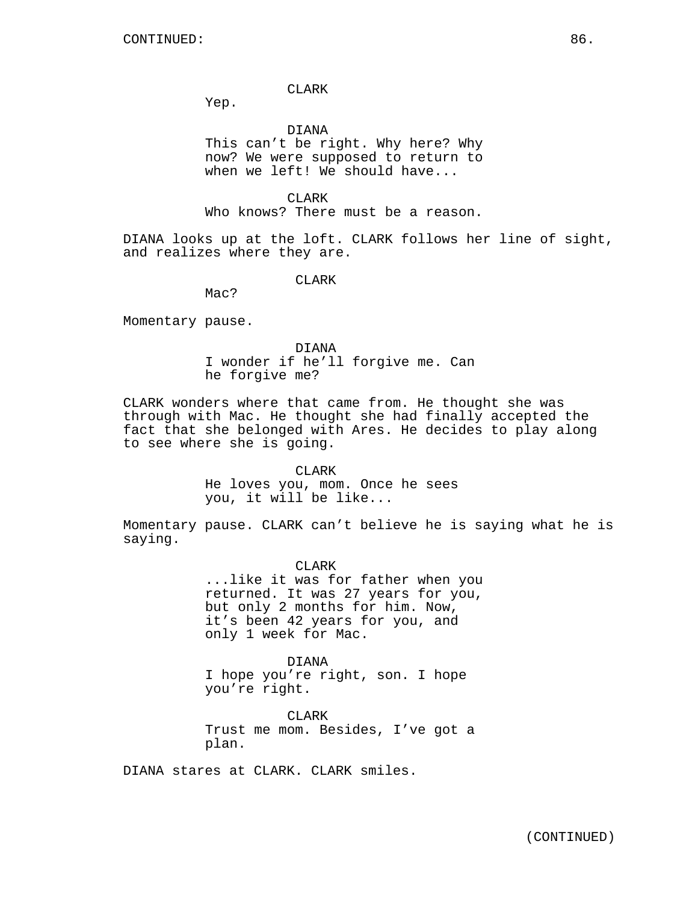CLARK

Yep.

DIANA

This can't be right. Why here? Why now? We were supposed to return to when we left! We should have...

CLARK

Who knows? There must be a reason.

DIANA looks up at the loft. CLARK follows her line of sight, and realizes where they are.

CLARK

Mac?

Momentary pause.

DIANA

I wonder if he'll forgive me. Can he forgive me?

CLARK wonders where that came from. He thought she was through with Mac. He thought she had finally accepted the fact that she belonged with Ares. He decides to play along to see where she is going.

CLARK

He loves you, mom. Once he sees you, it will be like...

Momentary pause. CLARK can't believe he is saying what he is saying.

CLARK

...like it was for father when you returned. It was 27 years for you, but only 2 months for him. Now, it's been 42 years for you, and only 1 week for Mac.

DIANA

I hope you're right, son. I hope you're right.

CLARK

Trust me mom. Besides, I've got a plan.

DIANA stares at CLARK. CLARK smiles.

(CONTINUED)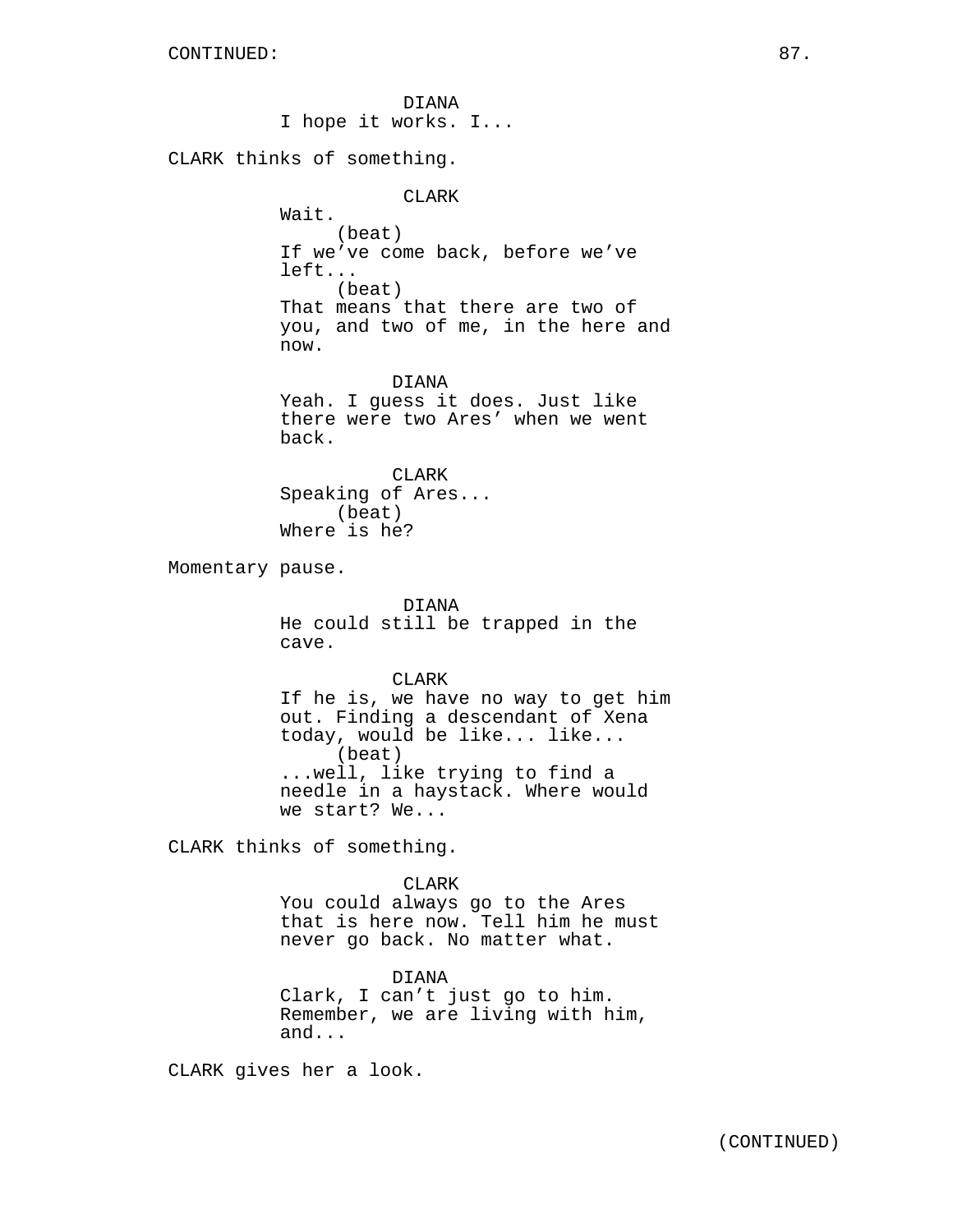CONTINUED:

DIANA
I hope it works. I...

CLARK thinks of something.

CLARK
Wait.
(beat)
If we've come back, before we've left...
(beat)
That means that there are two of you, and two of me, in the here and now.

DIANA
Yeah. I guess it does. Just like there were two Ares' when we went back.

CLARK
Speaking of Ares...
(beat)
Where is he?

Momentary pause.

DIANA
He could still be trapped in the cave.

CLARK
If he is, we have no way to get him out. Finding a descendant of Xena today, would be like... like...
(beat)
...well, like trying to find a needle in a haystack. Where would we start? We...

CLARK thinks of something.

CLARK
You could always go to the Ares that is here now. Tell him he must never go back. No matter what.

DIANA
Clark, I can't just go to him. Remember, we are living with him, and...

CLARK gives her a look.

(CONTINUED)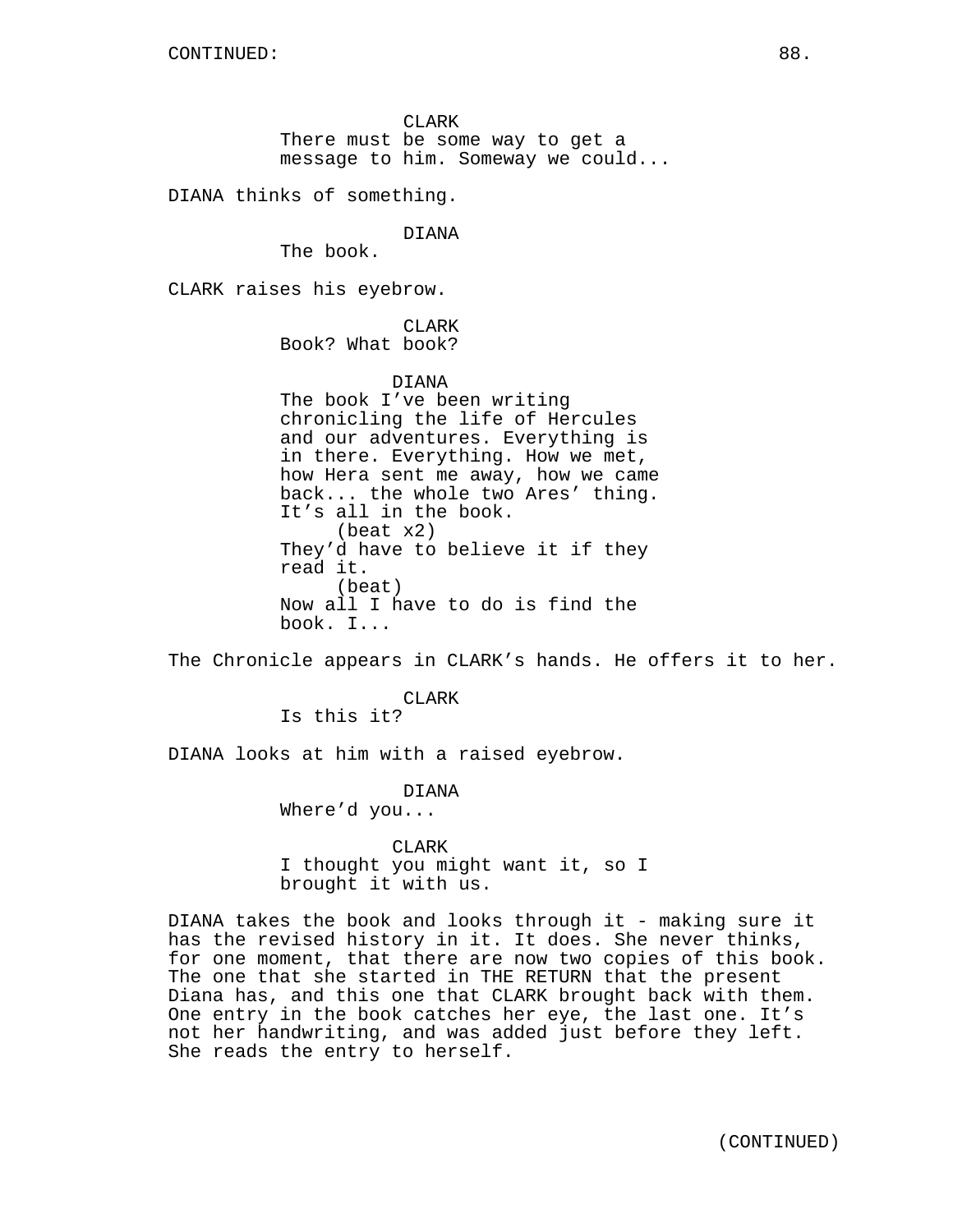CONTINUED:

CLARK
There must be some way to get a message to him. Someway we could...

DIANA thinks of something.

DIANA
The book.

CLARK raises his eyebrow.

CLARK
Book? What book?

DIANA
The book I've been writing chronicling the life of Hercules and our adventures. Everything is in there. Everything. How we met, how Hera sent me away, how we came back... the whole two Ares' thing. It's all in the book.
(beat x2)
They'd have to believe it if they read it.
(beat)
Now all I have to do is find the book. I...

The Chronicle appears in CLARK's hands. He offers it to her.

CLARK
Is this it?

DIANA looks at him with a raised eyebrow.

DIANA
Where'd you...

CLARK
I thought you might want it, so I brought it with us.

DIANA takes the book and looks through it - making sure it has the revised history in it. It does. She never thinks, for one moment, that there are now two copies of this book. The one that she started in THE RETURN that the present Diana has, and this one that CLARK brought back with them. One entry in the book catches her eye, the last one. It's not her handwriting, and was added just before they left. She reads the entry to herself.

(CONTINUED)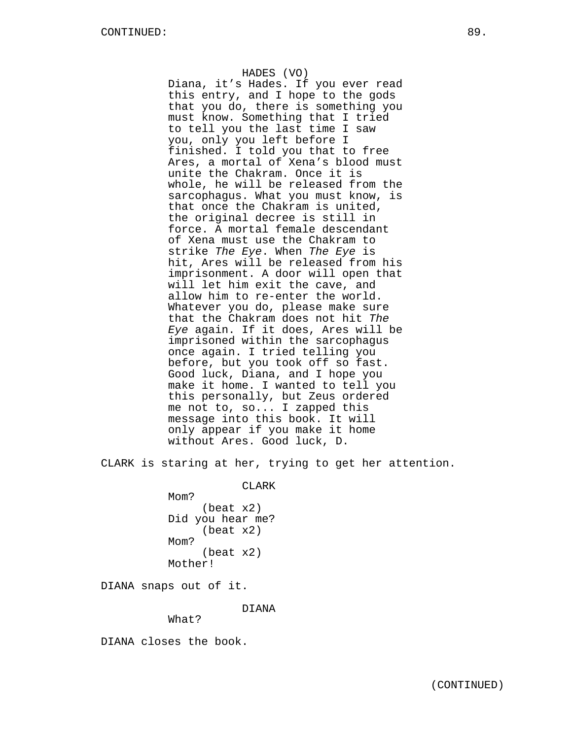HADES (VO)
Diana, it's Hades. If you ever read this entry, and I hope to the gods that you do, there is something you must know. Something that I tried to tell you the last time I saw you, only you left before I finished. I told you that to free Ares, a mortal of Xena's blood must unite the Chakram. Once it is whole, he will be released from the sarcophagus. What you must know, is that once the Chakram is united, the original decree is still in force. A mortal female descendant of Xena must use the Chakram to strike *The Eye*. When *The Eye* is hit, Ares will be released from his imprisonment. A door will open that will let him exit the cave, and allow him to re-enter the world. Whatever you do, please make sure that the Chakram does not hit *The Eye* again. If it does, Ares will be imprisoned within the sarcophagus once again. I tried telling you before, but you took off so fast. Good luck, Diana, and I hope you make it home. I wanted to tell you this personally, but Zeus ordered me not to, so... I zapped this message into this book. It will only appear if you make it home without Ares. Good luck, D.

CLARK is staring at her, trying to get her attention.

CLARK
Mom?
(beat x2)
Did you hear me?
(beat x2)
Mom?
(beat x2)
Mother!

DIANA snaps out of it.

DIANA
What?

DIANA closes the book.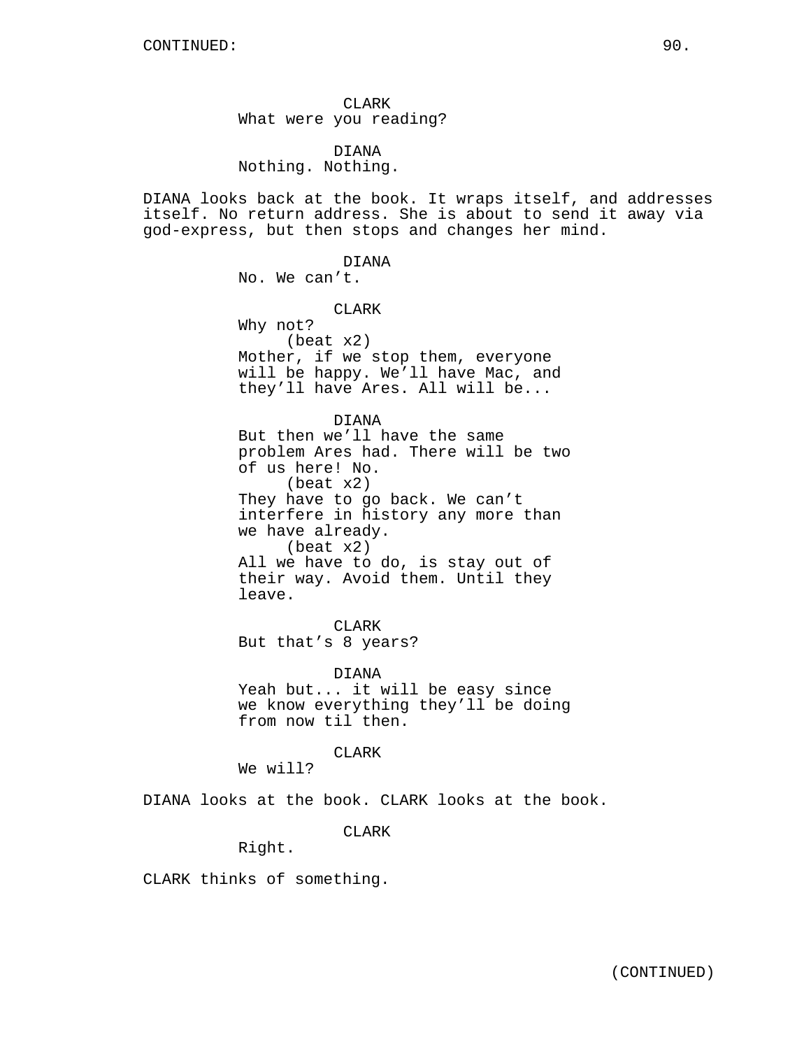CONTINUED:

CLARK
What were you reading?

DIANA
Nothing. Nothing.

DIANA looks back at the book. It wraps itself, and addresses itself. No return address. She is about to send it away via god-express, but then stops and changes her mind.

DIANA
No. We can't.

CLARK
Why not?
(beat x2)
Mother, if we stop them, everyone will be happy. We'll have Mac, and they'll have Ares. All will be...

DIANA
But then we'll have the same problem Ares had. There will be two of us here! No.
(beat x2)
They have to go back. We can't interfere in history any more than we have already.
(beat x2)
All we have to do, is stay out of their way. Avoid them. Until they leave.

CLARK
But that's 8 years?

DIANA
Yeah but... it will be easy since we know everything they'll be doing from now til then.

CLARK
We will?

DIANA looks at the book. CLARK looks at the book.

CLARK
Right.

CLARK thinks of something.

(CONTINUED)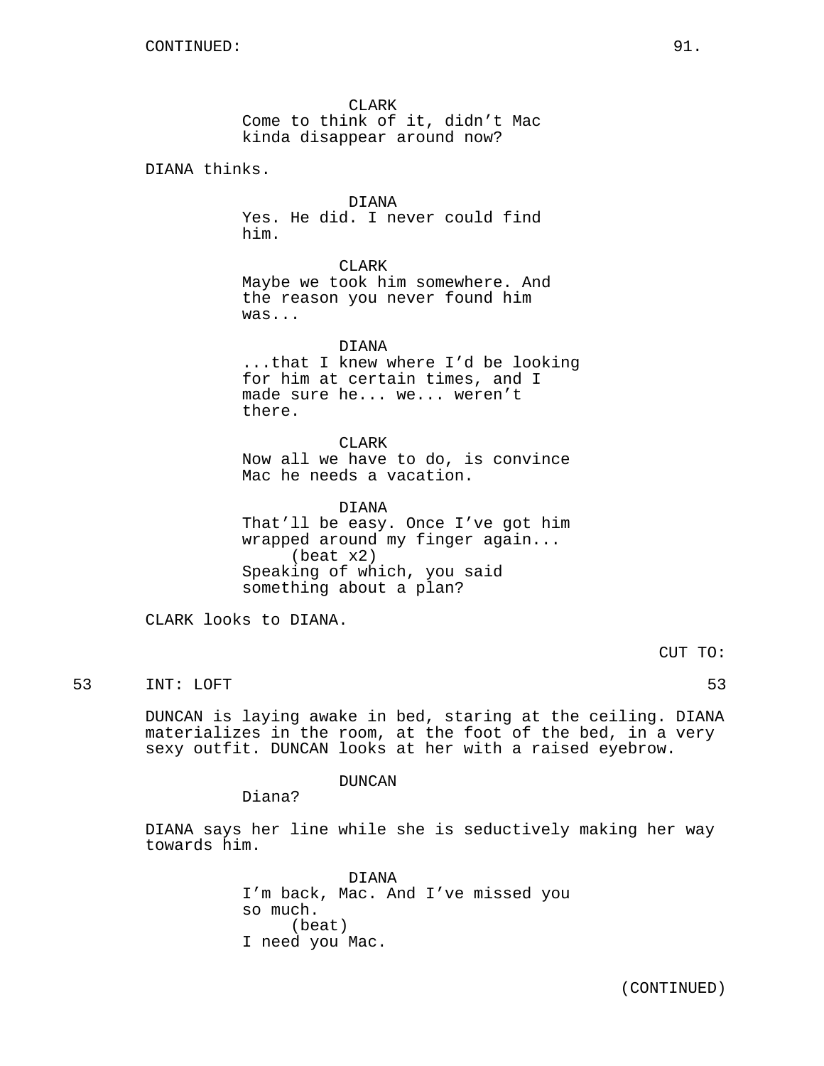CONTINUED:

CLARK
Come to think of it, didn't Mac kinda disappear around now?

DIANA thinks.

DIANA
Yes. He did. I never could find him.

CLARK
Maybe we took him somewhere. And the reason you never found him was...

DIANA
...that I knew where I'd be looking for him at certain times, and I made sure he... we... weren't there.

CLARK
Now all we have to do, is convince Mac he needs a vacation.

DIANA
That'll be easy. Once I've got him wrapped around my finger again...
(beat x2)
Speaking of which, you said something about a plan?

CLARK looks to DIANA.

CUT TO:

53 INT: LOFT 53

DUNCAN is laying awake in bed, staring at the ceiling. DIANA materializes in the room, at the foot of the bed, in a very sexy outfit. DUNCAN looks at her with a raised eyebrow.

DUNCAN
Diana?

DIANA says her line while she is seductively making her way towards him.

DIANA
I'm back, Mac. And I've missed you so much.
(beat)
I need you Mac.

(CONTINUED)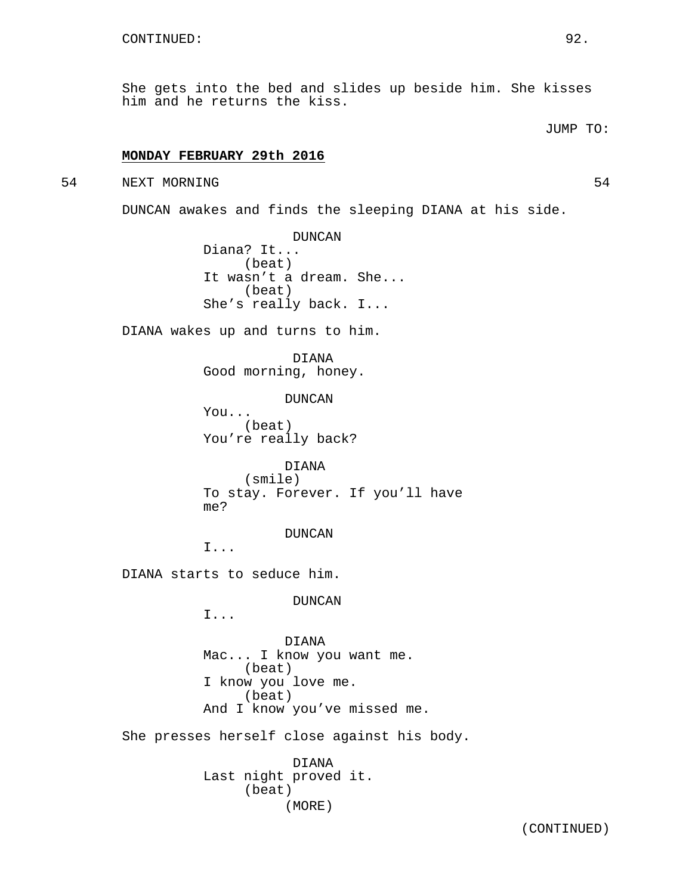CONTINUED:

She gets into the bed and slides up beside him. She kisses him and he returns the kiss.

JUMP TO:

**MONDAY FEBRUARY 29th 2016**

54 NEXT MORNING 54

DUNCAN awakes and finds the sleeping DIANA at his side.

DUNCAN
Diana? It...
(beat)
It wasn't a dream. She...
(beat)
She's really back. I...

DIANA wakes up and turns to him.

DIANA
Good morning, honey.

DUNCAN
You...
(beat)
You're really back?

DIANA
(smile)
To stay. Forever. If you'll have me?

DUNCAN
I...

DIANA starts to seduce him.

DUNCAN
I...

DIANA
Mac... I know you want me.
(beat)
I know you love me.
(beat)
And I know you've missed me.

She presses herself close against his body.

DIANA
Last night proved it.
(beat)
(MORE)

(CONTINUED)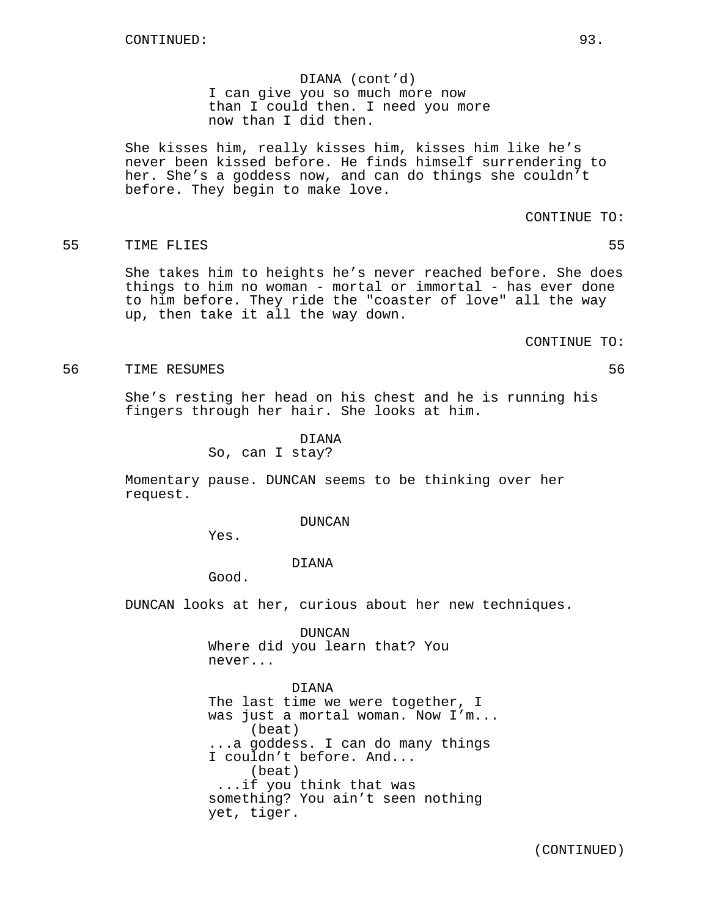DIANA (cont'd)
I can give you so much more now than I could then. I need you more now than I did then.

She kisses him, really kisses him, kisses him like he's never been kissed before. He finds himself surrendering to her. She's a goddess now, and can do things she couldn't before. They begin to make love.

CONTINUE TO:

55 TIME FLIES 55

She takes him to heights he's never reached before. She does things to him no woman - mortal or immortal - has ever done to him before. They ride the "coaster of love" all the way up, then take it all the way down.

CONTINUE TO:

56 TIME RESUMES 56

She's resting her head on his chest and he is running his fingers through her hair. She looks at him.

DIANA
So, can I stay?

Momentary pause. DUNCAN seems to be thinking over her request.

DUNCAN
Yes.

DIANA
Good.

DUNCAN looks at her, curious about her new techniques.

DUNCAN
Where did you learn that? You never...

DIANA
The last time we were together, I was just a mortal woman. Now I'm...
(beat)
...a goddess. I can do many things I couldn't before. And...
(beat)
...if you think that was something? You ain't seen nothing yet, tiger.

(CONTINUED)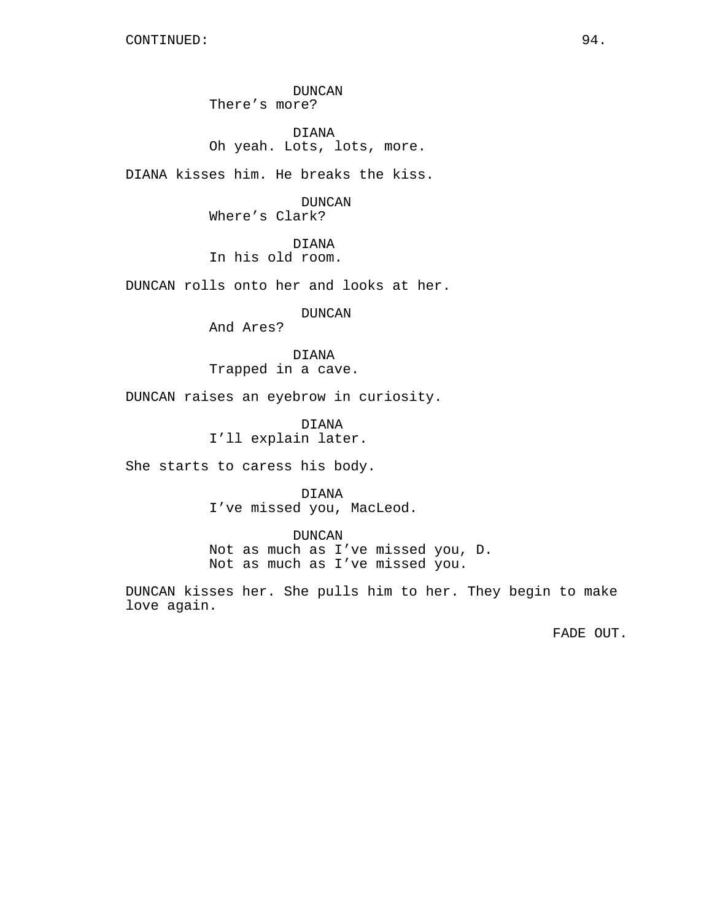DUNCAN
There's more?

DIANA
Oh yeah. Lots, lots, more.

DIANA kisses him. He breaks the kiss.

DUNCAN
Where's Clark?

DIANA
In his old room.

DUNCAN rolls onto her and looks at her.

DUNCAN
And Ares?

DIANA
Trapped in a cave.

DUNCAN raises an eyebrow in curiosity.

DIANA
I'll explain later.

She starts to caress his body.

DIANA
I've missed you, MacLeod.

DUNCAN
Not as much as I've missed you, D.
Not as much as I've missed you.

DUNCAN kisses her. She pulls him to her. They begin to make love again.

FADE OUT.